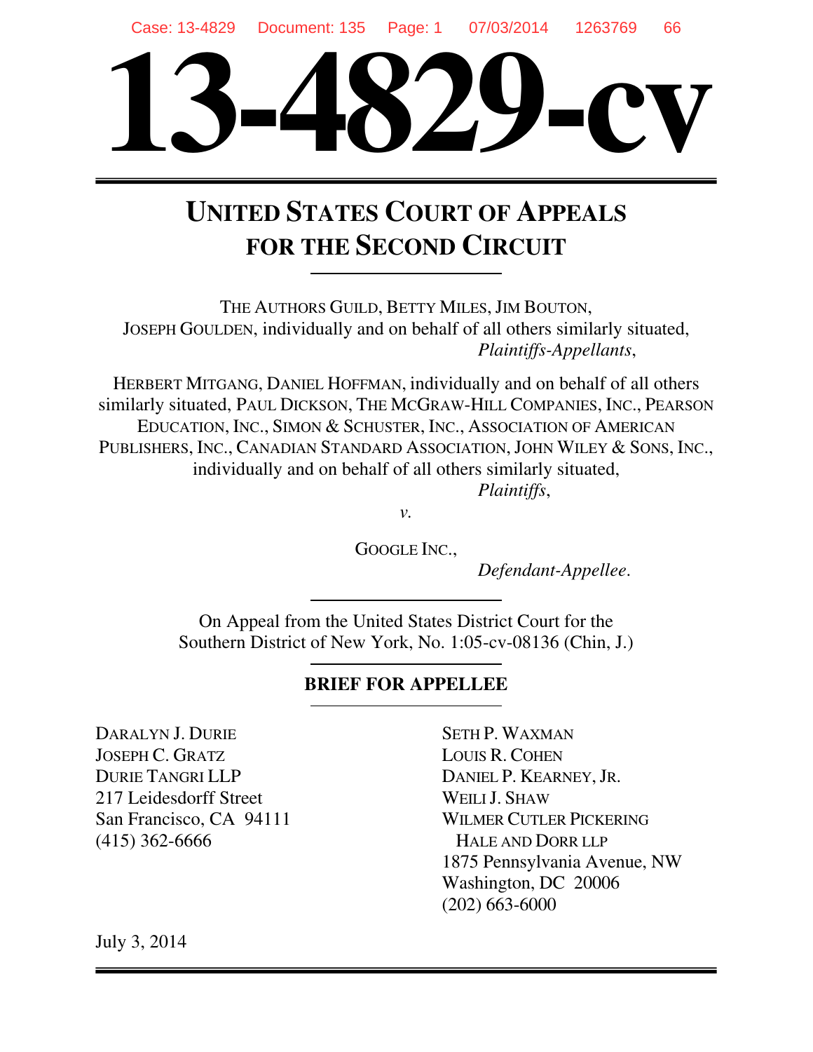# 13-4829-cv

## UNITED STATES COURT OF APPEALS FOR THE SECOND CIRCUIT

THE AUTHORS GUILD, BETTY MILES, JIM BOUTON, JOSEPH GOULDEN, individually and on behalf of all others similarly situated,

*Plaintiffs-Appellants*,

HERBERT MITGANG, DANIEL HOFFMAN, individually and on behalf of all others similarly situated, PAUL DICKSON, THE MCGRAW-HILL COMPANIES, INC., PEARSON EDUCATION, INC., SIMON & SCHUSTER, INC., ASSOCIATION OF AMERICAN PUBLISHERS, INC., CANADIAN STANDARD ASSOCIATION, JOHN WILEY & SONS, INC., individually and on behalf of all others similarly situated,

*Plaintiffs*,

*v.*

GOOGLE INC.,

*Defendant-Appellee*.

On Appeal from the United States District Court for the Southern District of New York, No. 1:05-cv-08136 (Chin, J.)

**BRIEF FOR APPELLEE**

DARALYN J. DURIE
JOSEPH C. GRATZ
DURIE TANGRI LLP
217 Leidesdorff Street
San Francisco, CA 94111
(415) 362-6666

SETH P. WAXMAN
LOUIS R. COHEN
DANIEL P. KEARNEY, JR.
WEILI J. SHAW
WILMER CUTLER PICKERING HALE AND DORR LLP
1875 Pennsylvania Avenue, NW
Washington, DC 20006
(202) 663-6000

July 3, 2014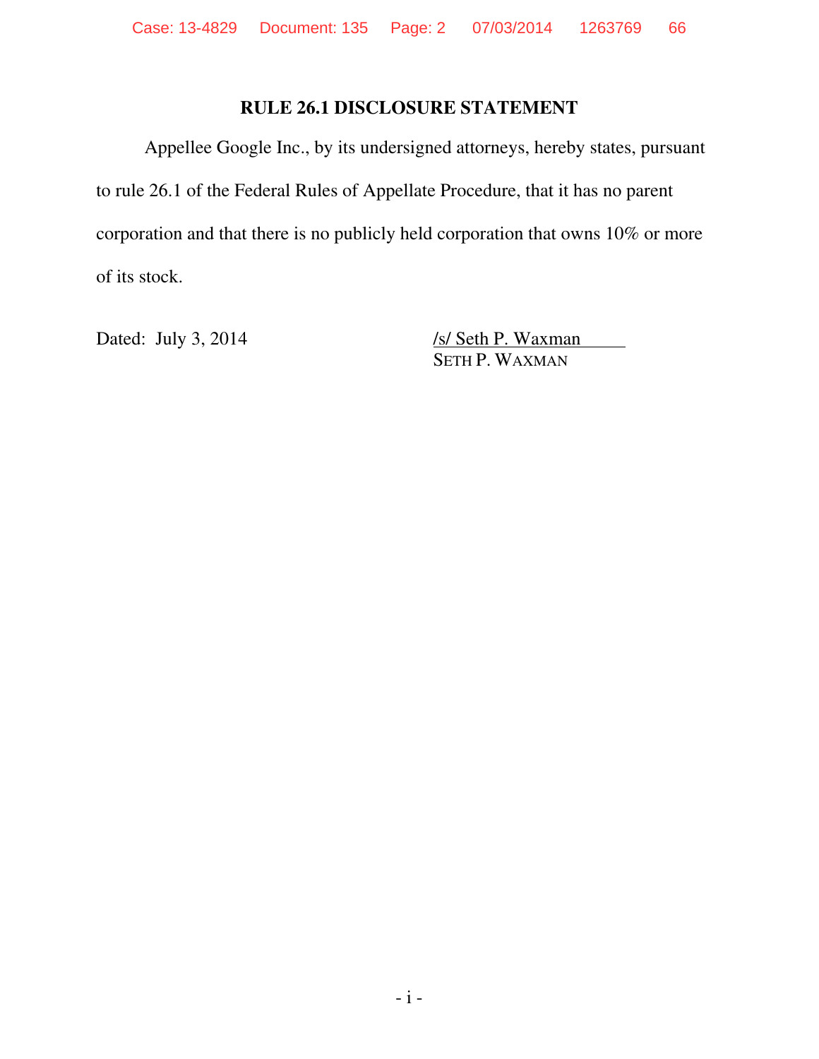## RULE 26.1 DISCLOSURE STATEMENT

Appellee Google Inc., by its undersigned attorneys, hereby states, pursuant to rule 26.1 of the Federal Rules of Appellate Procedure, that it has no parent corporation and that there is no publicly held corporation that owns 10% or more of its stock.

Dated: July 3, 2014

/s/ Seth P. Waxman
SETH P. WAXMAN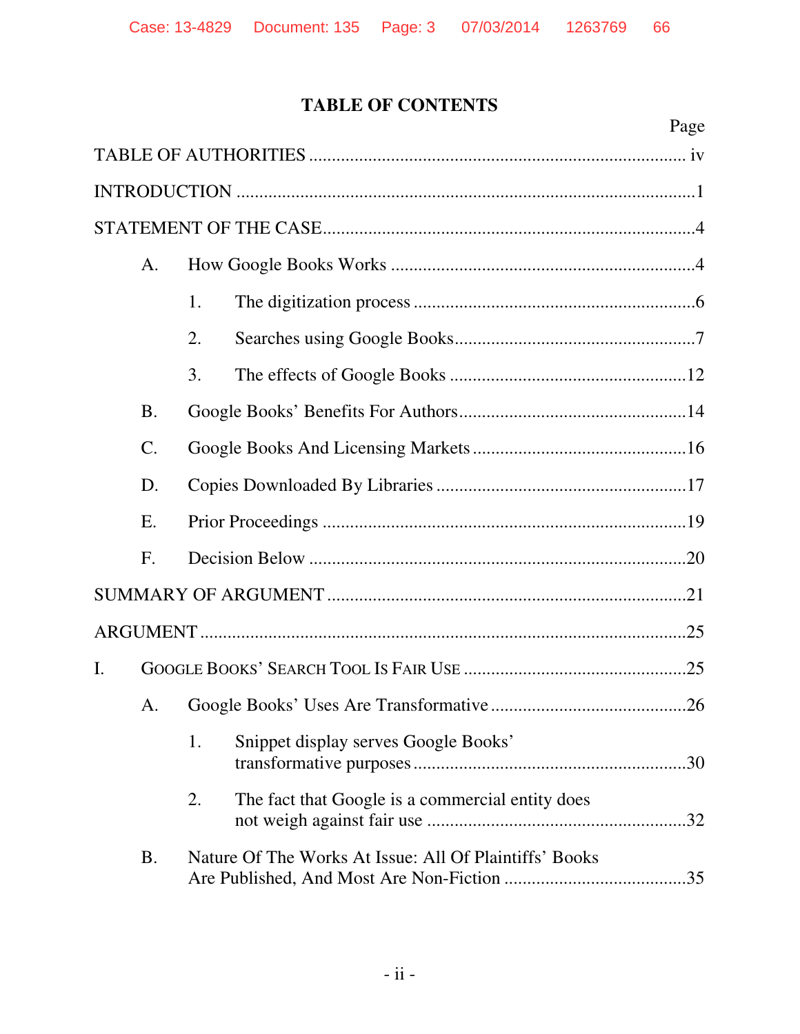# TABLE OF CONTENTS

| | Page |
|---|---|
| TABLE OF AUTHORITIES | iv |
| INTRODUCTION | 1 |
| STATEMENT OF THE CASE | 4 |
| A. How Google Books Works | 4 |
| 1. The digitization process | 6 |
| 2. Searches using Google Books | 7 |
| 3. The effects of Google Books | 12 |
| B. Google Books' Benefits For Authors | 14 |
| C. Google Books And Licensing Markets | 16 |
| D. Copies Downloaded By Libraries | 17 |
| E. Prior Proceedings | 19 |
| F. Decision Below | 20 |
| SUMMARY OF ARGUMENT | 21 |
| ARGUMENT | 25 |
| I. GOOGLE BOOKS' SEARCH TOOL IS FAIR USE | 25 |
| A. Google Books' Uses Are Transformative | 26 |
| 1. Snippet display serves Google Books' transformative purposes | 30 |
| 2. The fact that Google is a commercial entity does not weigh against fair use | 32 |
| B. Nature Of The Works At Issue: All Of Plaintiffs' Books Are Published, And Most Are Non-Fiction | 35 |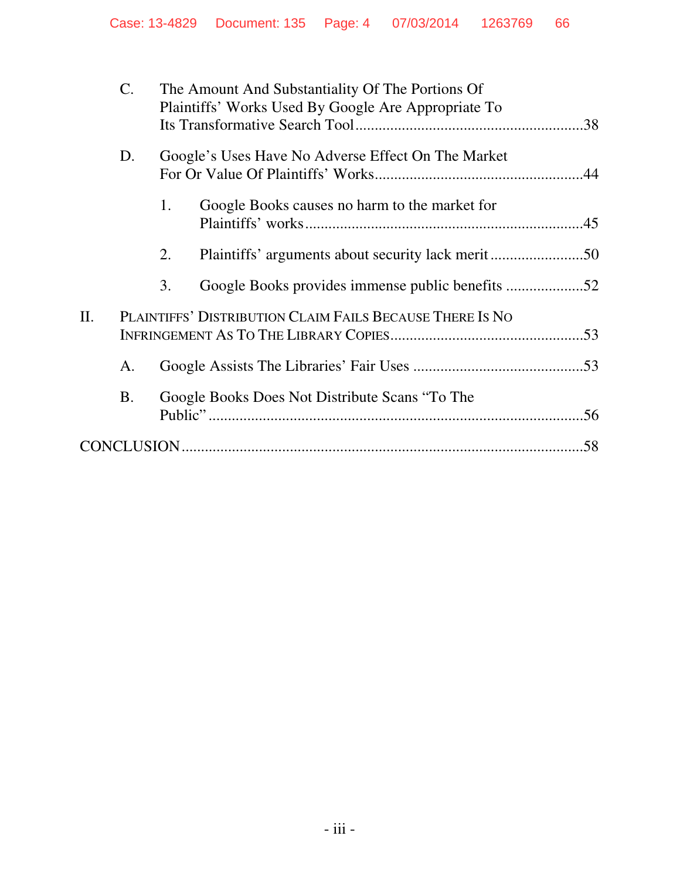C. The Amount And Substantiality Of The Portions Of Plaintiffs' Works Used By Google Are Appropriate To Its Transformative Search Tool ....................................................... 38

D. Google's Uses Have No Adverse Effect On The Market For Or Value Of Plaintiffs' Works ................................................ 44

1. Google Books causes no harm to the market for Plaintiffs' works .............................................................. 45

2. Plaintiffs' arguments about security lack merit ........................ 50

3. Google Books provides immense public benefits .................... 52

II. PLAINTIFFS' DISTRIBUTION CLAIM FAILS BECAUSE THERE IS NO INFRINGEMENT AS TO THE LIBRARY COPIES ............................................. 53

A. Google Assists The Libraries' Fair Uses .......................................... 53

B. Google Books Does Not Distribute Scans "To The Public" .............................................................................................. 56

CONCLUSION .................................................................................................. 58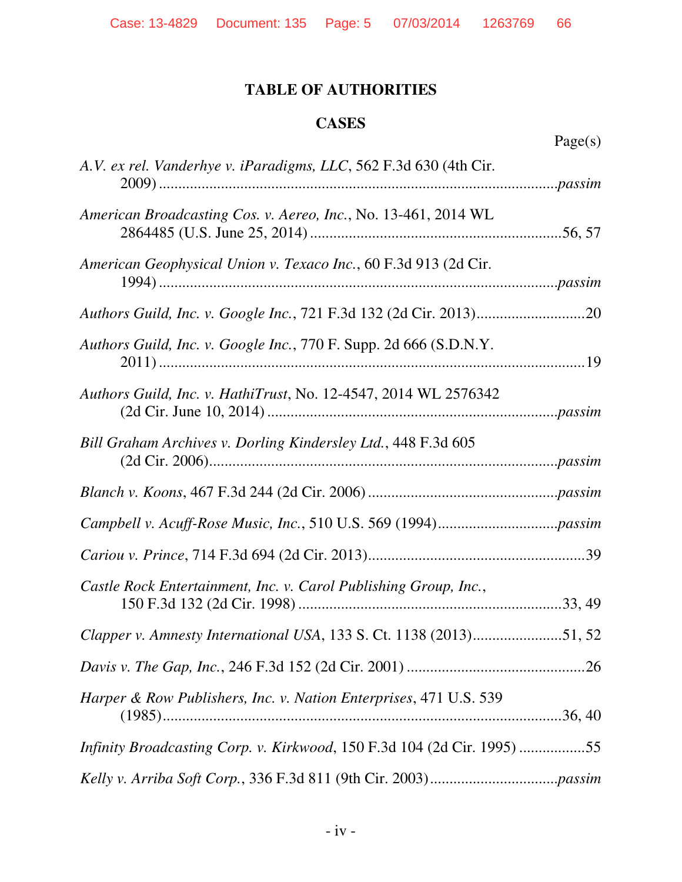## TABLE OF AUTHORITIES

### CASES

Page(s)

*A.V. ex rel. Vanderhye v. iParadigms, LLC*, 562 F.3d 630 (4th Cir. 2009) ....................*passim*

*American Broadcasting Cos. v. Aereo, Inc.*, No. 13-461, 2014 WL 2864485 (U.S. June 25, 2014) ....................56, 57

*American Geophysical Union v. Texaco Inc.*, 60 F.3d 913 (2d Cir. 1994) ....................*passim*

*Authors Guild, Inc. v. Google Inc.*, 721 F.3d 132 (2d Cir. 2013) ....................20

*Authors Guild, Inc. v. Google Inc.*, 770 F. Supp. 2d 666 (S.D.N.Y. 2011) ....................19

*Authors Guild, Inc. v. HathiTrust*, No. 12-4547, 2014 WL 2576342 (2d Cir. June 10, 2014) ....................*passim*

*Bill Graham Archives v. Dorling Kindersley Ltd.*, 448 F.3d 605 (2d Cir. 2006) ....................*passim*

*Blanch v. Koons*, 467 F.3d 244 (2d Cir. 2006) ....................*passim*

*Campbell v. Acuff-Rose Music, Inc.*, 510 U.S. 569 (1994) ....................*passim*

*Cariou v. Prince*, 714 F.3d 694 (2d Cir. 2013) ....................39

*Castle Rock Entertainment, Inc. v. Carol Publishing Group, Inc.*, 150 F.3d 132 (2d Cir. 1998) ....................33, 49

*Clapper v. Amnesty International USA*, 133 S. Ct. 1138 (2013) ....................51, 52

*Davis v. The Gap, Inc.*, 246 F.3d 152 (2d Cir. 2001) ....................26

*Harper & Row Publishers, Inc. v. Nation Enterprises*, 471 U.S. 539 (1985) ....................36, 40

*Infinity Broadcasting Corp. v. Kirkwood*, 150 F.3d 104 (2d Cir. 1995) ....................55

*Kelly v. Arriba Soft Corp.*, 336 F.3d 811 (9th Cir. 2003) ....................*passim*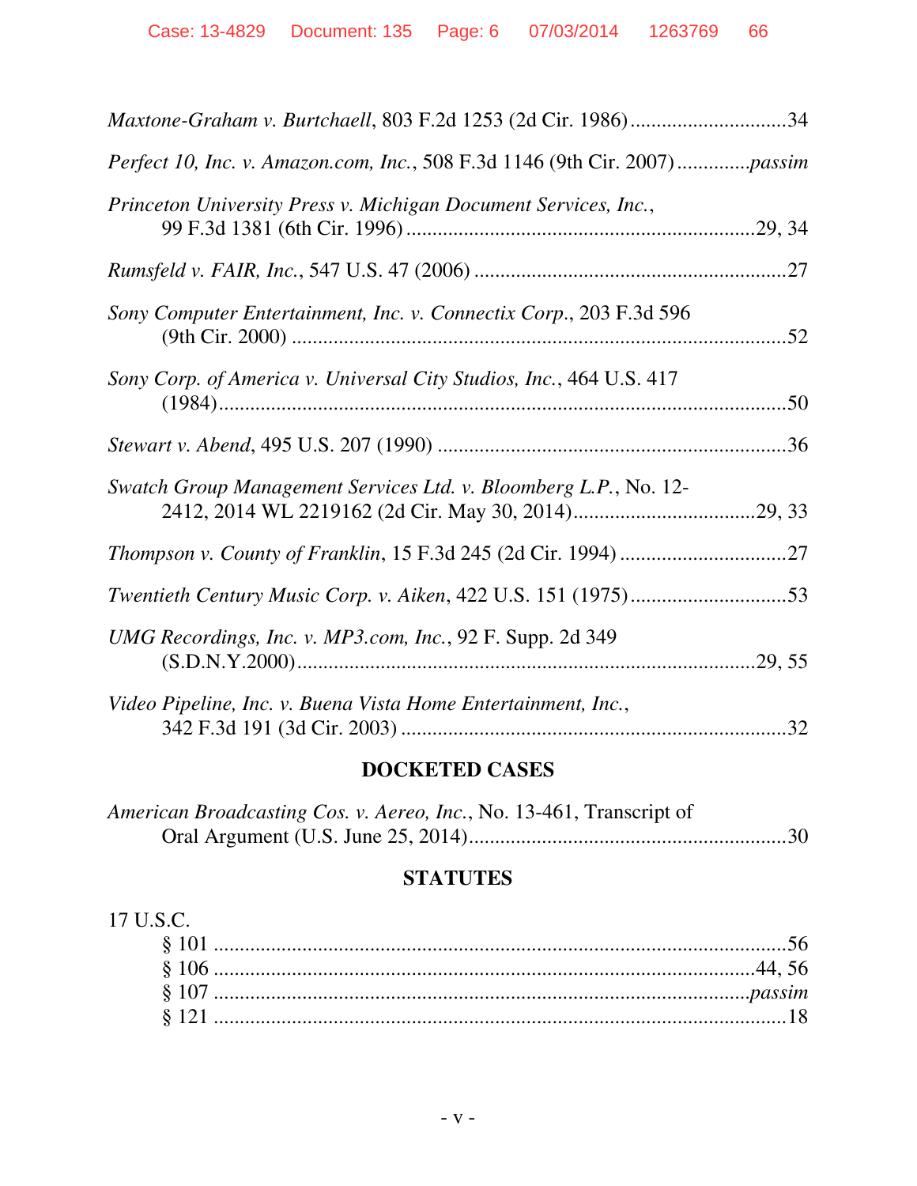*Maxtone-Graham v. Burtchaell*, 803 F.2d 1253 (2d Cir. 1986) .............................34

*Perfect 10, Inc. v. Amazon.com, Inc.*, 508 F.3d 1146 (9th Cir. 2007) .............*passim*

*Princeton University Press v. Michigan Document Services, Inc.*, 99 F.3d 1381 (6th Cir. 1996) ..................................................................29, 34

*Rumsfeld v. FAIR, Inc.*, 547 U.S. 47 (2006) ...........................................................27

*Sony Computer Entertainment, Inc. v. Connectix Corp.*, 203 F.3d 596 (9th Cir. 2000) ...............................................................................................52

*Sony Corp. of America v. Universal City Studios, Inc.*, 464 U.S. 417 (1984)..............................................................................................................50

*Stewart v. Abend*, 495 U.S. 207 (1990) ..................................................................36

*Swatch Group Management Services Ltd. v. Bloomberg L.P.*, No. 12-2412, 2014 WL 2219162 (2d Cir. May 30, 2014)..................................29, 33

*Thompson v. County of Franklin*, 15 F.3d 245 (2d Cir. 1994) ................................27

*Twentieth Century Music Corp. v. Aiken*, 422 U.S. 151 (1975) .............................53

*UMG Recordings, Inc. v. MP3.com, Inc.*, 92 F. Supp. 2d 349 (S.D.N.Y.2000)......................................................................................29, 55

*Video Pipeline, Inc. v. Buena Vista Home Entertainment, Inc.*, 342 F.3d 191 (3d Cir. 2003) .........................................................................32

## DOCKETED CASES

*American Broadcasting Cos. v. Aereo, Inc.*, No. 13-461, Transcript of Oral Argument (U.S. June 25, 2014)............................................................30

## STATUTES

17 U.S.C.

§ 101 ..........................................................................................................56

§ 106 ......................................................................................................44, 56

§ 107 .....................................................................................................*passim*

§ 121 ..........................................................................................................18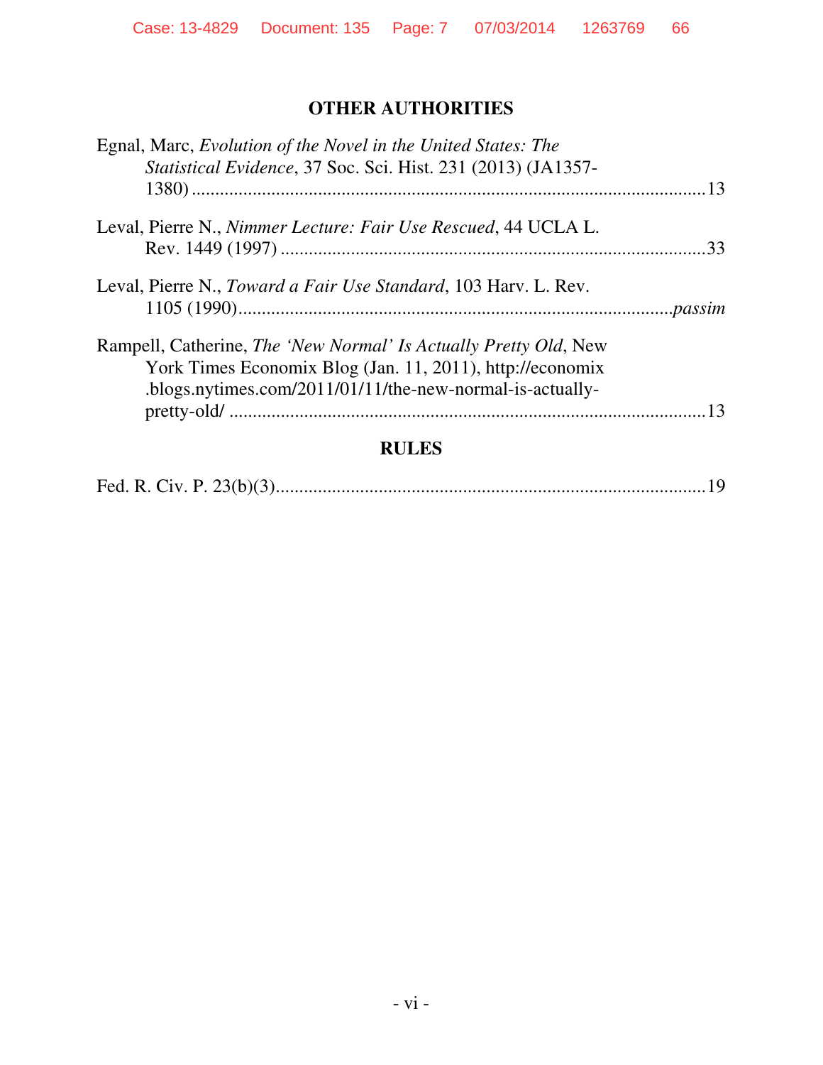## OTHER AUTHORITIES

Egnal, Marc, *Evolution of the Novel in the United States: The Statistical Evidence*, 37 Soc. Sci. Hist. 231 (2013) (JA1357-1380) ..................................................................................................13

Leval, Pierre N., *Nimmer Lecture: Fair Use Rescued*, 44 UCLA L. Rev. 1449 (1997) ..............................................................................33

Leval, Pierre N., *Toward a Fair Use Standard*, 103 Harv. L. Rev. 1105 (1990)..............................................................................*passim*

Rampell, Catherine, *The 'New Normal' Is Actually Pretty Old*, New York Times Economix Blog (Jan. 11, 2011), http://economix.blogs.nytimes.com/2011/01/11/the-new-normal-is-actually-pretty-old/ ..........................................................................................13

## RULES

Fed. R. Civ. P. 23(b)(3)...............................................................................19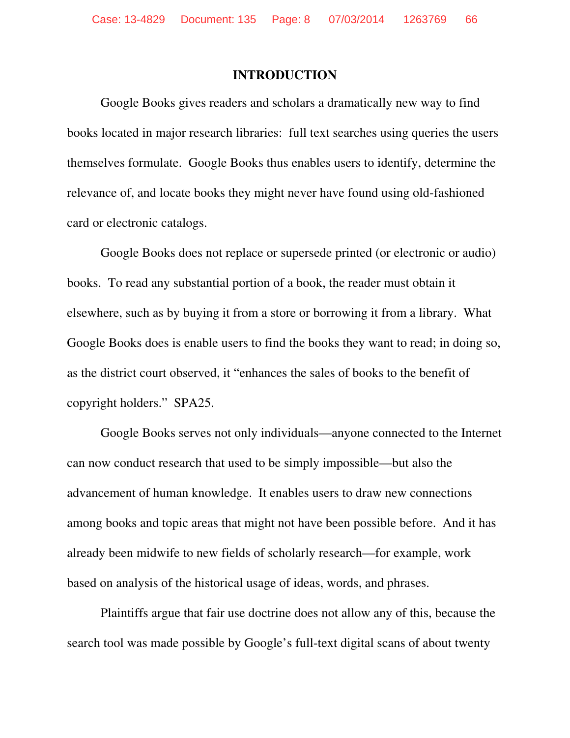# INTRODUCTION

Google Books gives readers and scholars a dramatically new way to find books located in major research libraries: full text searches using queries the users themselves formulate. Google Books thus enables users to identify, determine the relevance of, and locate books they might never have found using old-fashioned card or electronic catalogs.

Google Books does not replace or supersede printed (or electronic or audio) books. To read any substantial portion of a book, the reader must obtain it elsewhere, such as by buying it from a store or borrowing it from a library. What Google Books does is enable users to find the books they want to read; in doing so, as the district court observed, it "enhances the sales of books to the benefit of copyright holders." SPA25.

Google Books serves not only individuals—anyone connected to the Internet can now conduct research that used to be simply impossible—but also the advancement of human knowledge. It enables users to draw new connections among books and topic areas that might not have been possible before. And it has already been midwife to new fields of scholarly research—for example, work based on analysis of the historical usage of ideas, words, and phrases.

Plaintiffs argue that fair use doctrine does not allow any of this, because the search tool was made possible by Google's full-text digital scans of about twenty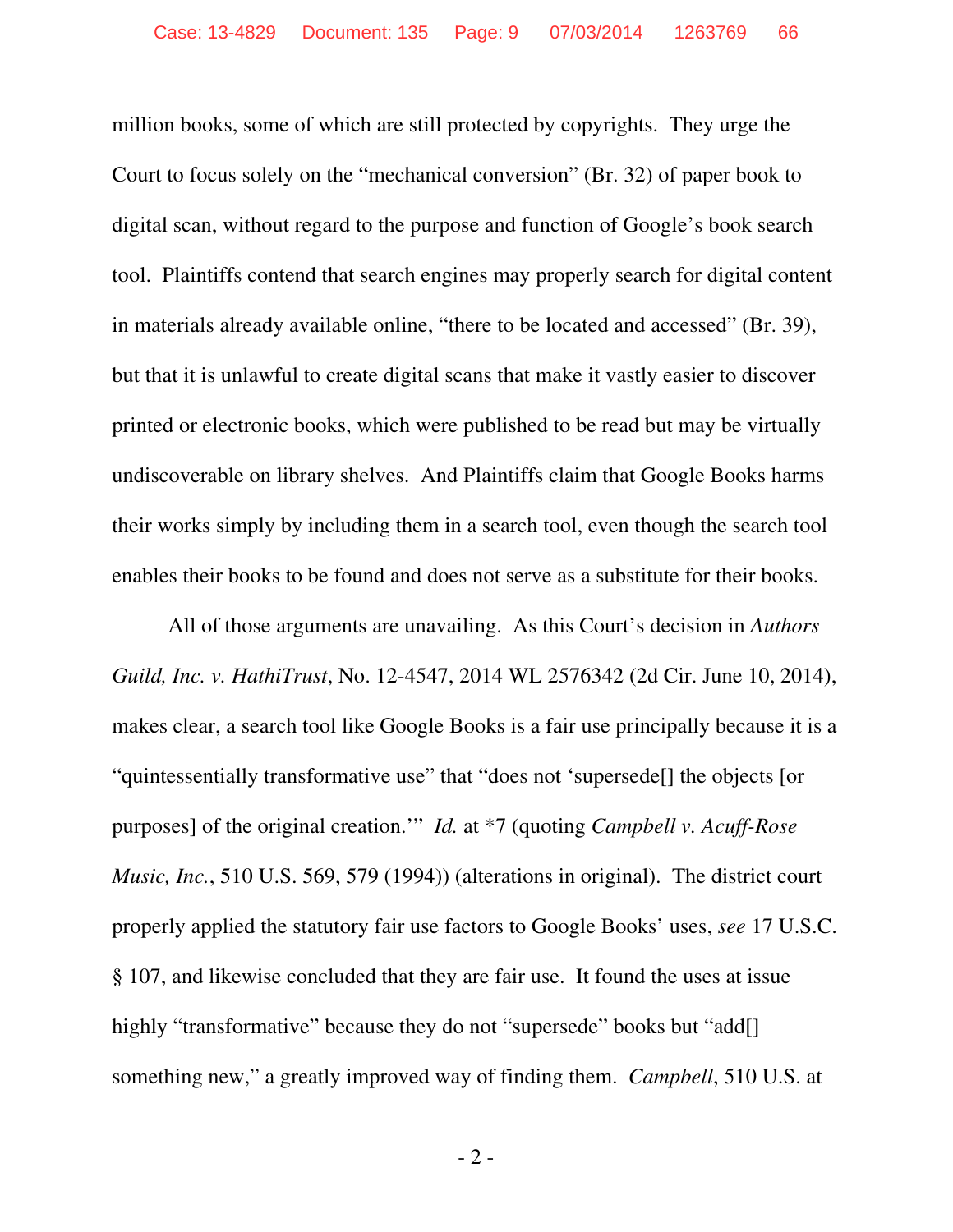million books, some of which are still protected by copyrights. They urge the Court to focus solely on the "mechanical conversion" (Br. 32) of paper book to digital scan, without regard to the purpose and function of Google's book search tool. Plaintiffs contend that search engines may properly search for digital content in materials already available online, "there to be located and accessed" (Br. 39), but that it is unlawful to create digital scans that make it vastly easier to discover printed or electronic books, which were published to be read but may be virtually undiscoverable on library shelves. And Plaintiffs claim that Google Books harms their works simply by including them in a search tool, even though the search tool enables their books to be found and does not serve as a substitute for their books.

All of those arguments are unavailing. As this Court's decision in *Authors Guild, Inc. v. HathiTrust*, No. 12-4547, 2014 WL 2576342 (2d Cir. June 10, 2014), makes clear, a search tool like Google Books is a fair use principally because it is a "quintessentially transformative use" that "does not 'supersede[] the objects [or purposes] of the original creation.'" *Id.* at *7 (quoting *Campbell v. Acuff-Rose Music, Inc.*, 510 U.S. 569, 579 (1994)) (alterations in original). The district court properly applied the statutory fair use factors to Google Books' uses, *see* 17 U.S.C. § 107, and likewise concluded that they are fair use. It found the uses at issue highly "transformative" because they do not "supersede" books but "add[] something new," a greatly improved way of finding them. *Campbell*, 510 U.S. at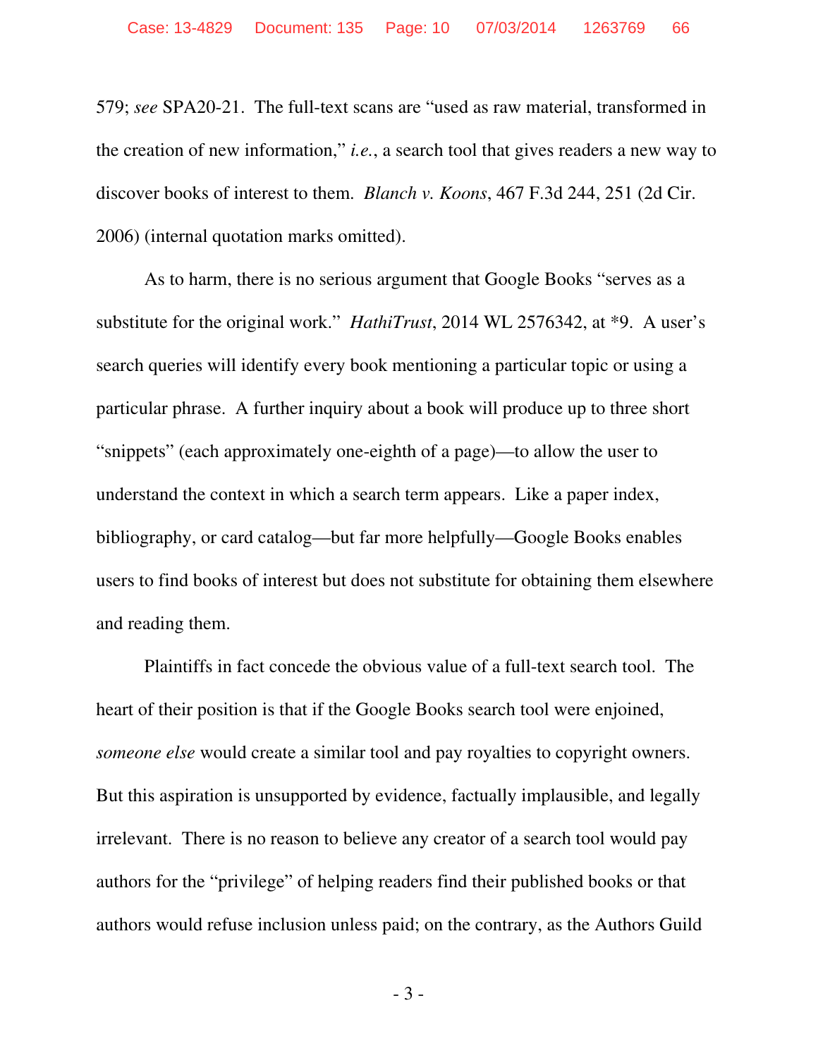579; *see* SPA20-21. The full-text scans are "used as raw material, transformed in the creation of new information," *i.e.*, a search tool that gives readers a new way to discover books of interest to them. *Blanch v. Koons*, 467 F.3d 244, 251 (2d Cir. 2006) (internal quotation marks omitted).

As to harm, there is no serious argument that Google Books "serves as a substitute for the original work." *HathiTrust*, 2014 WL 2576342, at *9. A user's search queries will identify every book mentioning a particular topic or using a particular phrase. A further inquiry about a book will produce up to three short "snippets" (each approximately one-eighth of a page)—to allow the user to understand the context in which a search term appears. Like a paper index, bibliography, or card catalog—but far more helpfully—Google Books enables users to find books of interest but does not substitute for obtaining them elsewhere and reading them.

Plaintiffs in fact concede the obvious value of a full-text search tool. The heart of their position is that if the Google Books search tool were enjoined, *someone else* would create a similar tool and pay royalties to copyright owners. But this aspiration is unsupported by evidence, factually implausible, and legally irrelevant. There is no reason to believe any creator of a search tool would pay authors for the "privilege" of helping readers find their published books or that authors would refuse inclusion unless paid; on the contrary, as the Authors Guild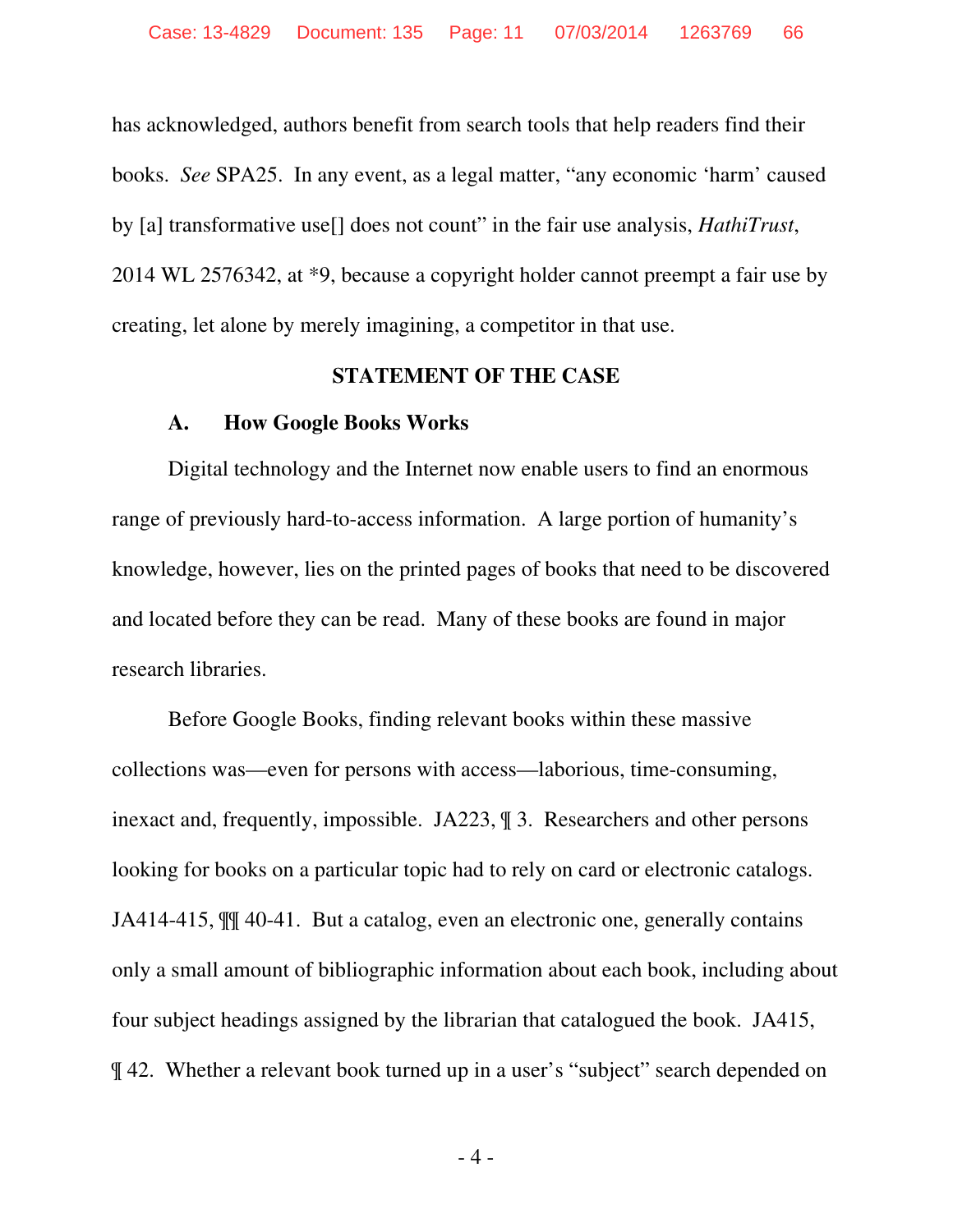has acknowledged, authors benefit from search tools that help readers find their books. *See* SPA25. In any event, as a legal matter, "any economic 'harm' caused by [a] transformative use[] does not count" in the fair use analysis, *HathiTrust*, 2014 WL 2576342, at *9, because a copyright holder cannot preempt a fair use by creating, let alone by merely imagining, a competitor in that use.

## STATEMENT OF THE CASE

### A. How Google Books Works

Digital technology and the Internet now enable users to find an enormous range of previously hard-to-access information. A large portion of humanity's knowledge, however, lies on the printed pages of books that need to be discovered and located before they can be read. Many of these books are found in major research libraries.

Before Google Books, finding relevant books within these massive collections was—even for persons with access—laborious, time-consuming, inexact and, frequently, impossible. JA223, ¶ 3. Researchers and other persons looking for books on a particular topic had to rely on card or electronic catalogs. JA414-415, ¶¶ 40-41. But a catalog, even an electronic one, generally contains only a small amount of bibliographic information about each book, including about four subject headings assigned by the librarian that catalogued the book. JA415, ¶ 42. Whether a relevant book turned up in a user's "subject" search depended on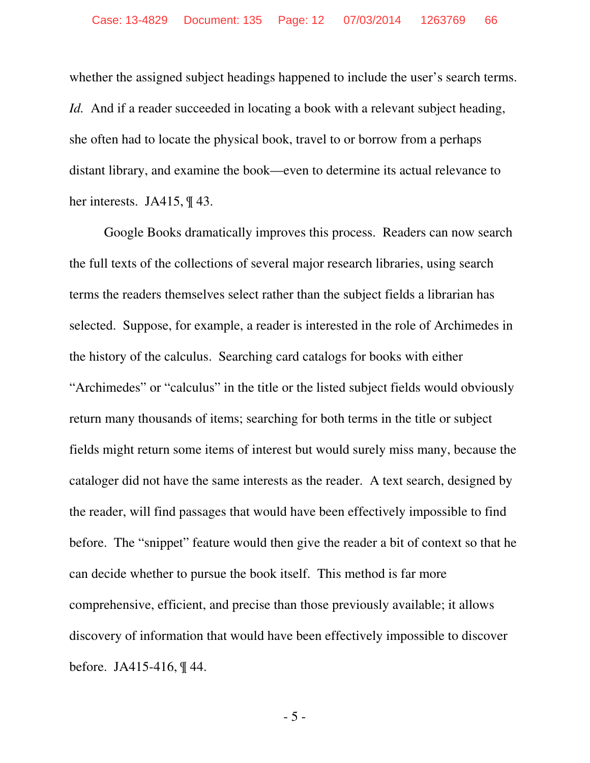whether the assigned subject headings happened to include the user's search terms. *Id.* And if a reader succeeded in locating a book with a relevant subject heading, she often had to locate the physical book, travel to or borrow from a perhaps distant library, and examine the book—even to determine its actual relevance to her interests. JA415, ¶ 43.

Google Books dramatically improves this process. Readers can now search the full texts of the collections of several major research libraries, using search terms the readers themselves select rather than the subject fields a librarian has selected. Suppose, for example, a reader is interested in the role of Archimedes in the history of the calculus. Searching card catalogs for books with either "Archimedes" or "calculus" in the title or the listed subject fields would obviously return many thousands of items; searching for both terms in the title or subject fields might return some items of interest but would surely miss many, because the cataloger did not have the same interests as the reader. A text search, designed by the reader, will find passages that would have been effectively impossible to find before. The "snippet" feature would then give the reader a bit of context so that he can decide whether to pursue the book itself. This method is far more comprehensive, efficient, and precise than those previously available; it allows discovery of information that would have been effectively impossible to discover before. JA415-416, ¶ 44.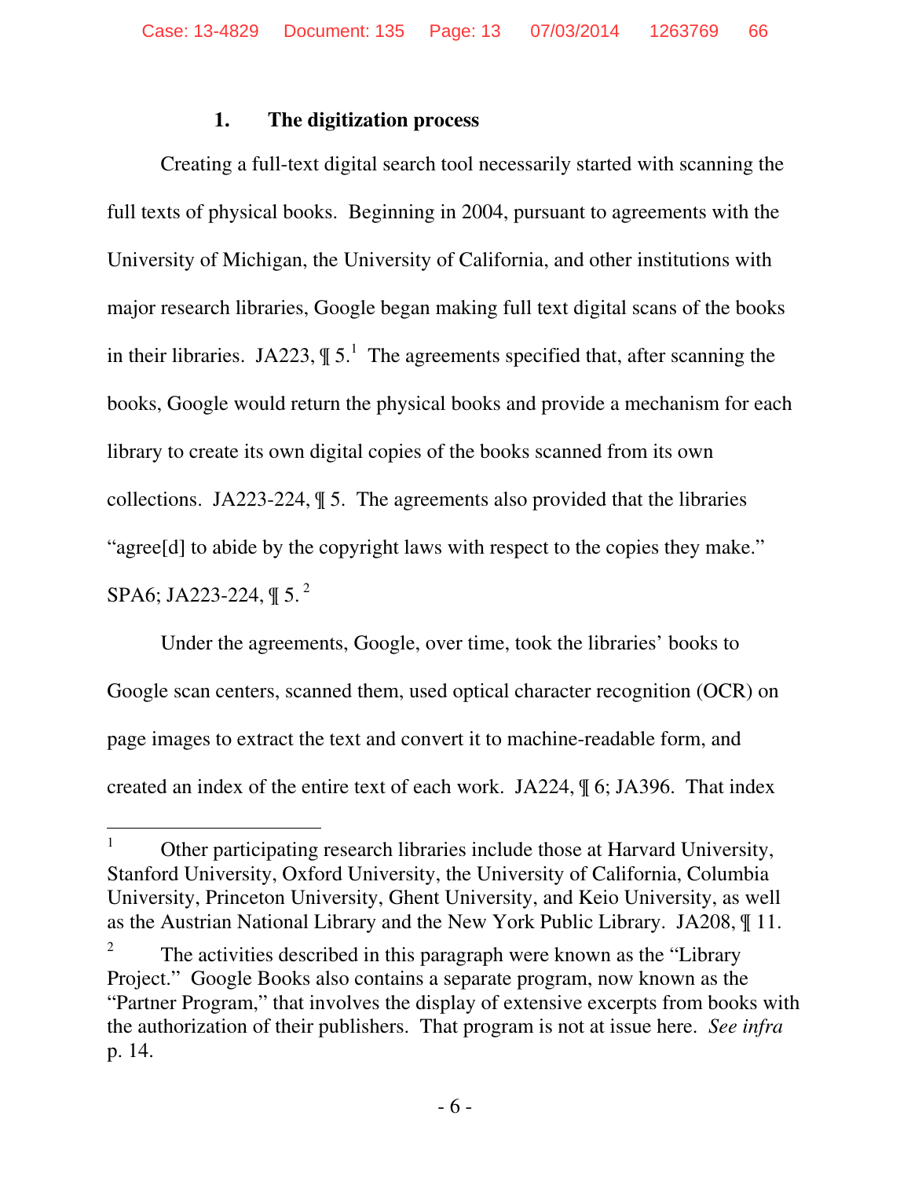### 1. The digitization process

Creating a full-text digital search tool necessarily started with scanning the full texts of physical books. Beginning in 2004, pursuant to agreements with the University of Michigan, the University of California, and other institutions with major research libraries, Google began making full text digital scans of the books in their libraries. JA223, ¶ 5.[1] The agreements specified that, after scanning the books, Google would return the physical books and provide a mechanism for each library to create its own digital copies of the books scanned from its own collections. JA223-224, ¶ 5. The agreements also provided that the libraries "agree[d] to abide by the copyright laws with respect to the copies they make." SPA6; JA223-224, ¶ 5.[2]

Under the agreements, Google, over time, took the libraries' books to Google scan centers, scanned them, used optical character recognition (OCR) on page images to extract the text and convert it to machine-readable form, and created an index of the entire text of each work. JA224, ¶ 6; JA396. That index

---

[1] Other participating research libraries include those at Harvard University, Stanford University, Oxford University, the University of California, Columbia University, Princeton University, Ghent University, and Keio University, as well as the Austrian National Library and the New York Public Library. JA208, ¶ 11.

[2] The activities described in this paragraph were known as the "Library Project." Google Books also contains a separate program, now known as the "Partner Program," that involves the display of extensive excerpts from books with the authorization of their publishers. That program is not at issue here. *See infra* p. 14.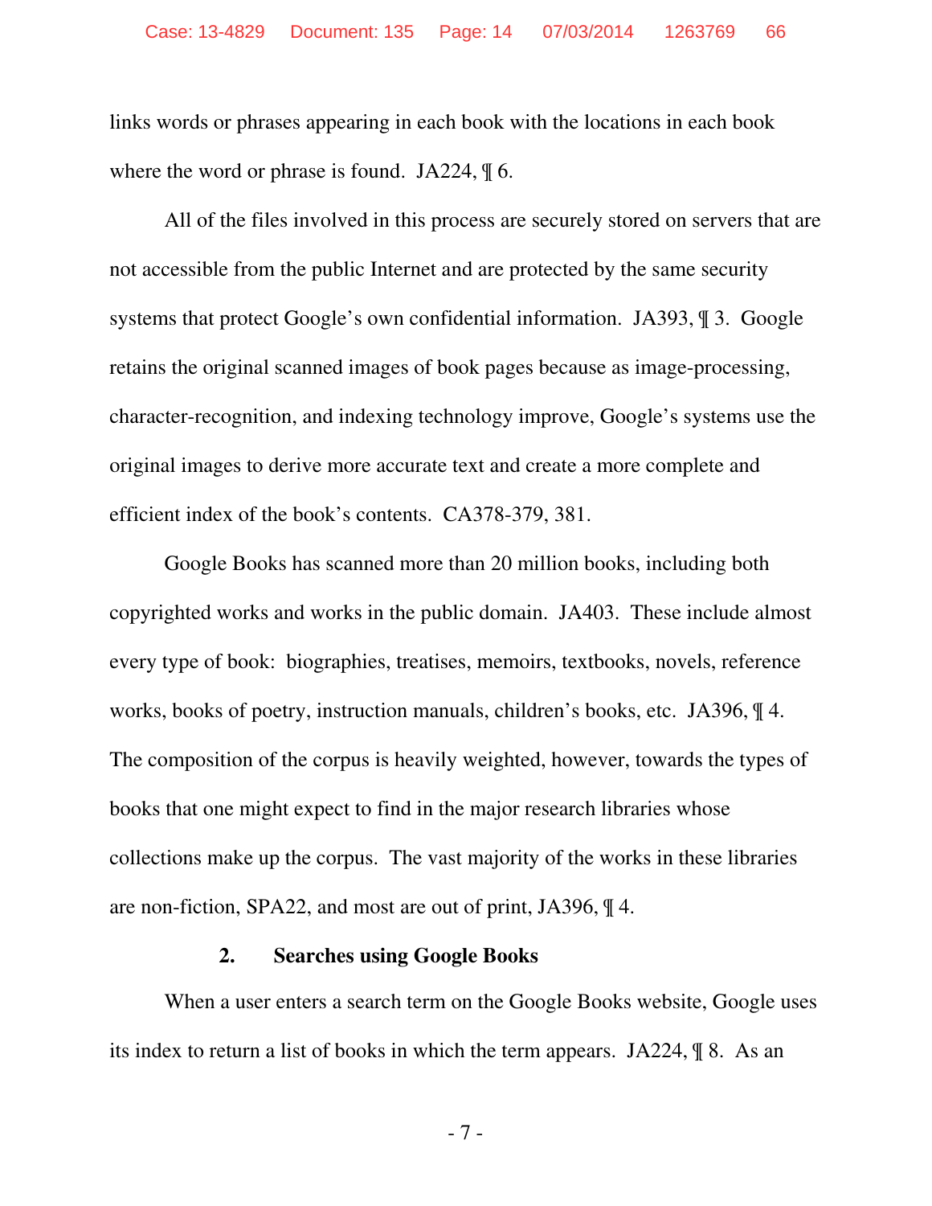links words or phrases appearing in each book with the locations in each book where the word or phrase is found. JA224, ¶ 6.

All of the files involved in this process are securely stored on servers that are not accessible from the public Internet and are protected by the same security systems that protect Google's own confidential information. JA393, ¶ 3. Google retains the original scanned images of book pages because as image-processing, character-recognition, and indexing technology improve, Google's systems use the original images to derive more accurate text and create a more complete and efficient index of the book's contents. CA378-379, 381.

Google Books has scanned more than 20 million books, including both copyrighted works and works in the public domain. JA403. These include almost every type of book: biographies, treatises, memoirs, textbooks, novels, reference works, books of poetry, instruction manuals, children's books, etc. JA396, ¶ 4. The composition of the corpus is heavily weighted, however, towards the types of books that one might expect to find in the major research libraries whose collections make up the corpus. The vast majority of the works in these libraries are non-fiction, SPA22, and most are out of print, JA396, ¶ 4.

### 2. Searches using Google Books

When a user enters a search term on the Google Books website, Google uses its index to return a list of books in which the term appears. JA224, ¶ 8. As an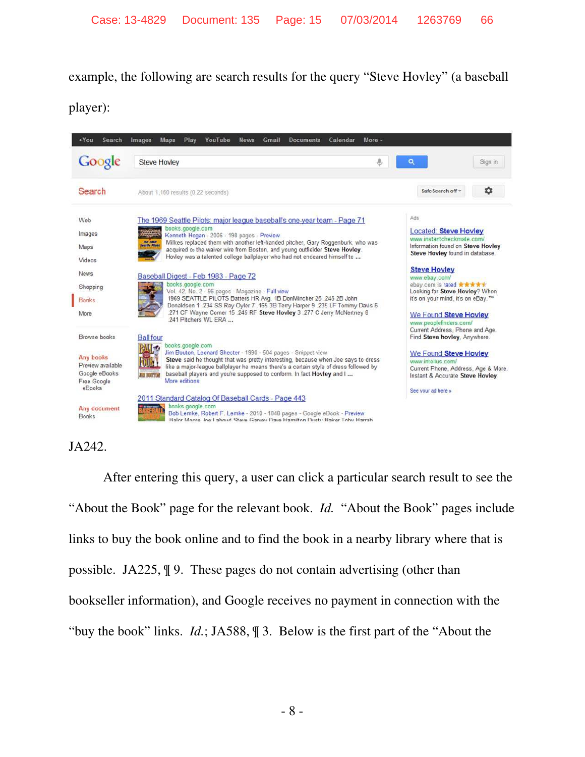example, the following are search results for the query “Steve Hovley” (a baseball player):

JA242.

After entering this query, a user can click a particular search result to see the “About the Book” page for the relevant book. *Id.* “About the Book” pages include links to buy the book online and to find the book in a nearby library where that is possible. JA225, ¶ 9. These pages do not contain advertising (other than bookseller information), and Google receives no payment in connection with the “buy the book” links. *Id.*; JA588, ¶ 3. Below is the first part of the “About the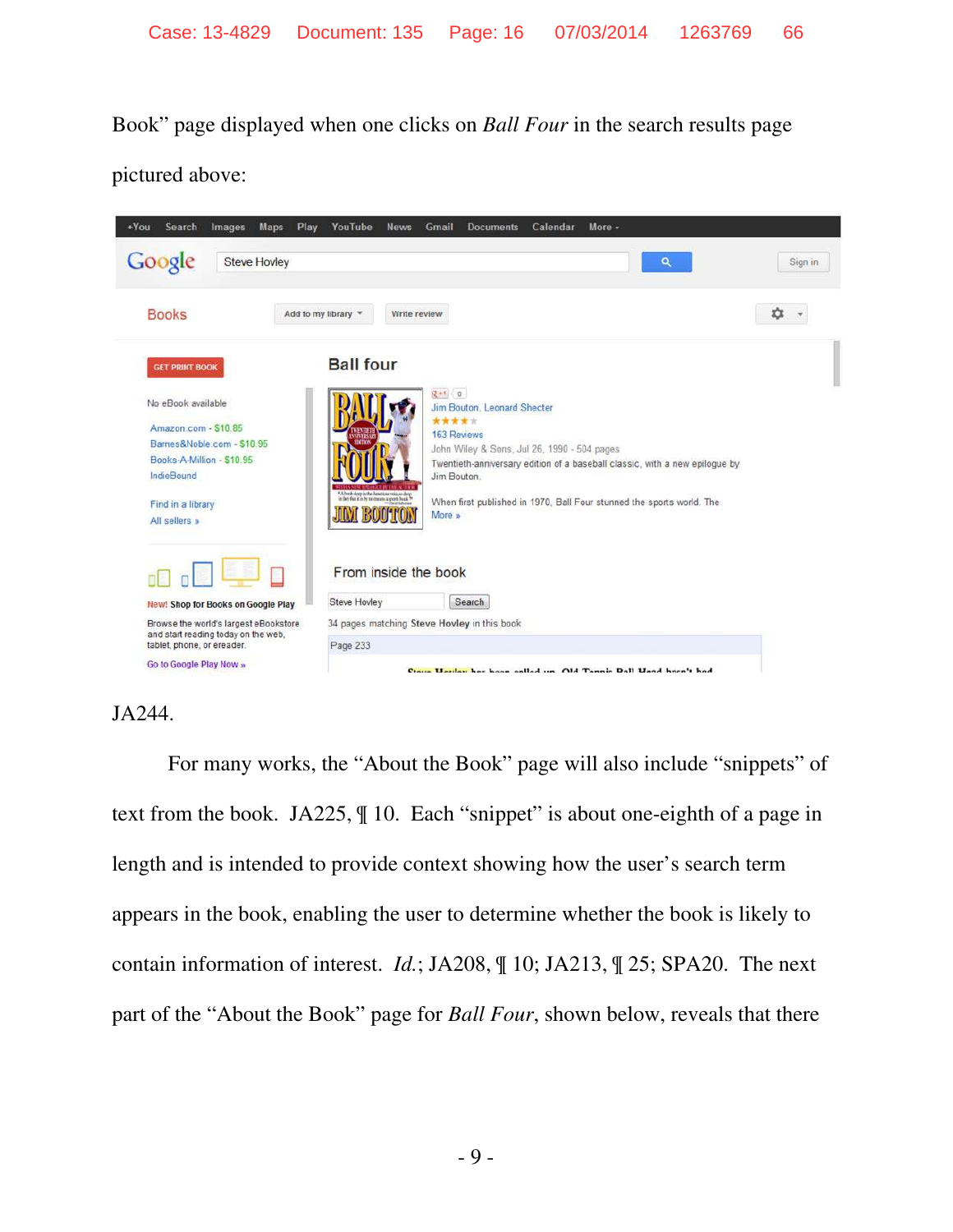Book" page displayed when one clicks on *Ball Four* in the search results page pictured above:

JA244.

For many works, the "About the Book" page will also include "snippets" of text from the book. JA225, ¶ 10. Each "snippet" is about one-eighth of a page in length and is intended to provide context showing how the user's search term appears in the book, enabling the user to determine whether the book is likely to contain information of interest. *Id.*; JA208, ¶ 10; JA213, ¶ 25; SPA20. The next part of the "About the Book" page for *Ball Four*, shown below, reveals that there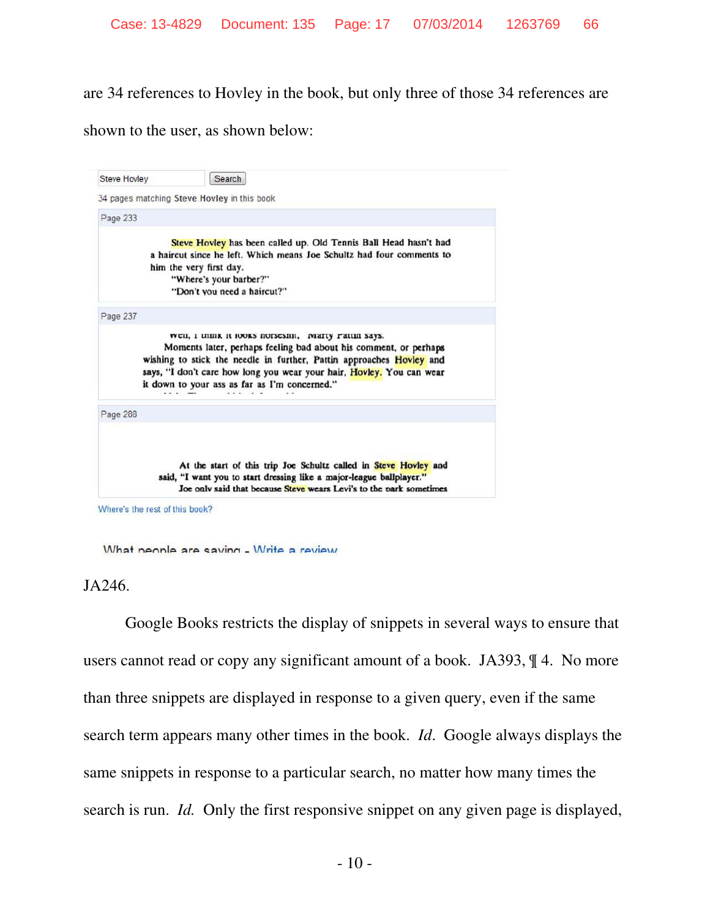are 34 references to Hovley in the book, but only three of those 34 references are shown to the user, as shown below:

Steve Hovley Search

34 pages matching **Steve Hovley** in this book

Page 233

Steve Hovley has been called up. Old Tennis Ball Head hasn't had a haircut since he left. Which means Joe Schultz had four comments to him the very first day.
"Where's your barber?"
"Don't you need a haircut?"

Page 237

Well, I think it looks horseshit," Marty Pattin says.
Moments later, perhaps feeling bad about his comment, or perhaps wishing to stick the needle in further, Pattin approaches Hovley and says, "I don't care how long you wear your hair, Hovley. You can wear it down to your ass as far as I'm concerned."

Page 288

At the start of this trip Joe Schultz called in Steve Hovley and said, "I want you to start dressing like a major-league ballplayer."
Joe only said that because Steve wears Levi's to the park sometimes

Where's the rest of this book?

What people are saying - Write a review

JA246.

Google Books restricts the display of snippets in several ways to ensure that users cannot read or copy any significant amount of a book. JA393, ¶ 4. No more than three snippets are displayed in response to a given query, even if the same search term appears many other times in the book. *Id.* Google always displays the same snippets in response to a particular search, no matter how many times the search is run. *Id.* Only the first responsive snippet on any given page is displayed,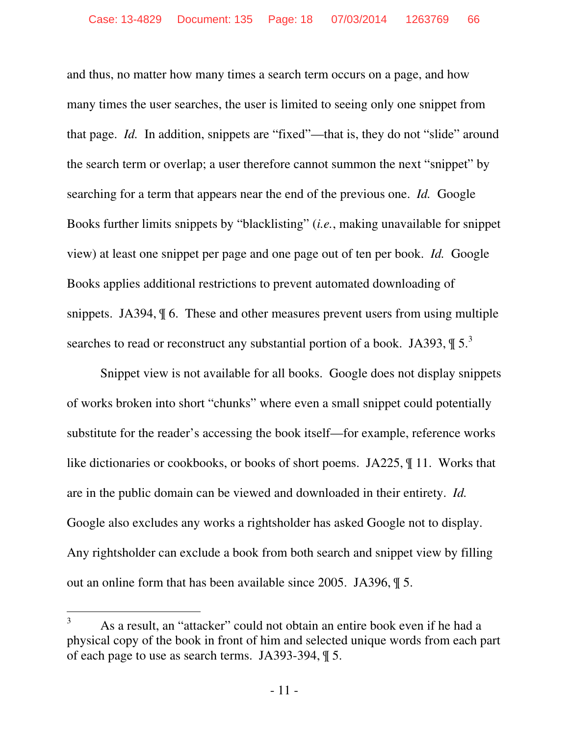and thus, no matter how many times a search term occurs on a page, and how many times the user searches, the user is limited to seeing only one snippet from that page. *Id.* In addition, snippets are "fixed"—that is, they do not "slide" around the search term or overlap; a user therefore cannot summon the next "snippet" by searching for a term that appears near the end of the previous one. *Id.* Google Books further limits snippets by "blacklisting" (*i.e.*, making unavailable for snippet view) at least one snippet per page and one page out of ten per book. *Id.* Google Books applies additional restrictions to prevent automated downloading of snippets. JA394, ¶ 6. These and other measures prevent users from using multiple searches to read or reconstruct any substantial portion of a book. JA393, ¶ 5.[3]

Snippet view is not available for all books. Google does not display snippets of works broken into short "chunks" where even a small snippet could potentially substitute for the reader's accessing the book itself—for example, reference works like dictionaries or cookbooks, or books of short poems. JA225, ¶ 11. Works that are in the public domain can be viewed and downloaded in their entirety. *Id.* Google also excludes any works a rightsholder has asked Google not to display. Any rightsholder can exclude a book from both search and snippet view by filling out an online form that has been available since 2005. JA396, ¶ 5.

---

[3] As a result, an "attacker" could not obtain an entire book even if he had a physical copy of the book in front of him and selected unique words from each part of each page to use as search terms. JA393-394, ¶ 5.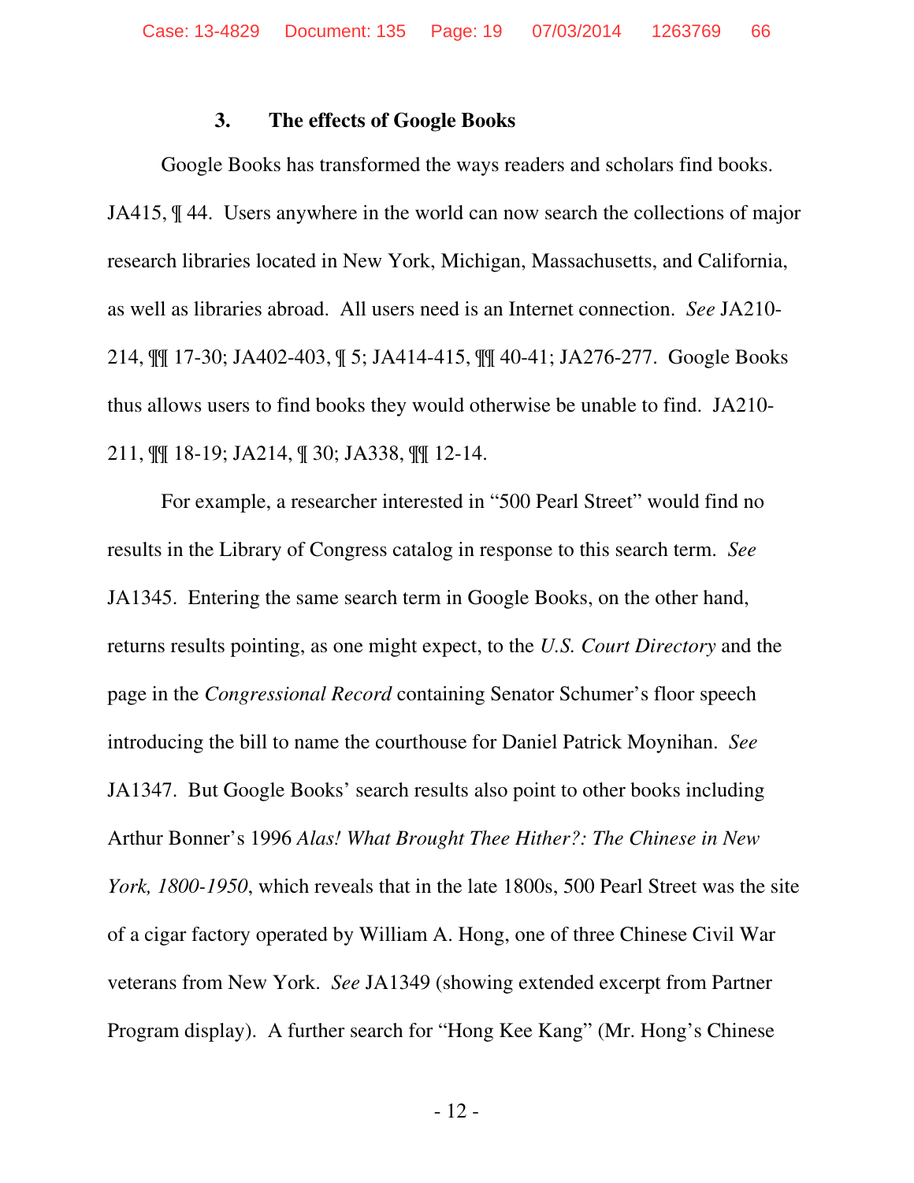### 3. The effects of Google Books

Google Books has transformed the ways readers and scholars find books. JA415, ¶ 44. Users anywhere in the world can now search the collections of major research libraries located in New York, Michigan, Massachusetts, and California, as well as libraries abroad. All users need is an Internet connection. *See* JA210-214, ¶¶ 17-30; JA402-403, ¶ 5; JA414-415, ¶¶ 40-41; JA276-277. Google Books thus allows users to find books they would otherwise be unable to find. JA210-211, ¶¶ 18-19; JA214, ¶ 30; JA338, ¶¶ 12-14.

For example, a researcher interested in "500 Pearl Street" would find no results in the Library of Congress catalog in response to this search term. *See* JA1345. Entering the same search term in Google Books, on the other hand, returns results pointing, as one might expect, to the *U.S. Court Directory* and the page in the *Congressional Record* containing Senator Schumer's floor speech introducing the bill to name the courthouse for Daniel Patrick Moynihan. *See* JA1347. But Google Books' search results also point to other books including Arthur Bonner's 1996 *Alas! What Brought Thee Hither?: The Chinese in New York, 1800-1950*, which reveals that in the late 1800s, 500 Pearl Street was the site of a cigar factory operated by William A. Hong, one of three Chinese Civil War veterans from New York. *See* JA1349 (showing extended excerpt from Partner Program display). A further search for "Hong Kee Kang" (Mr. Hong's Chinese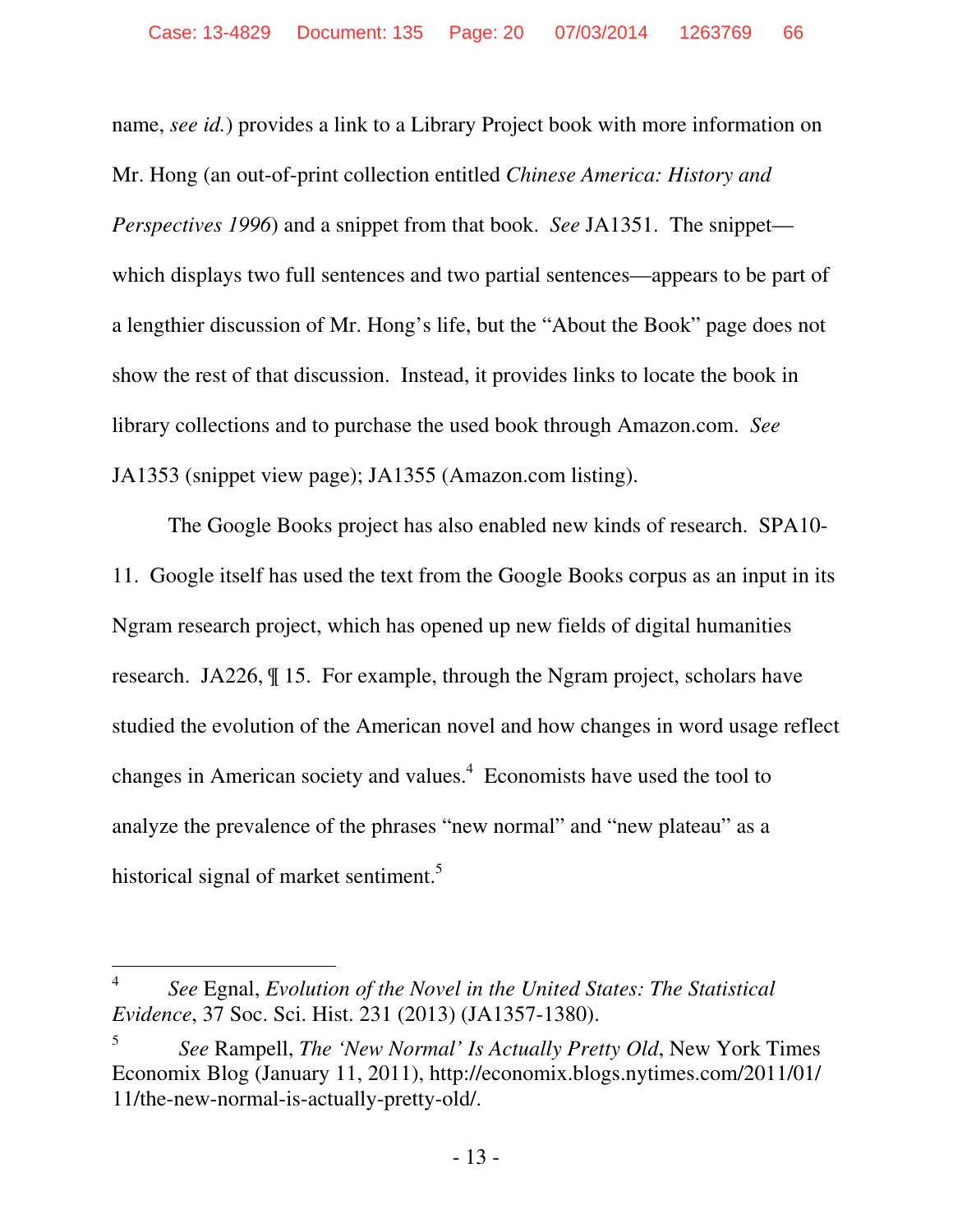name, *see id.*) provides a link to a Library Project book with more information on Mr. Hong (an out-of-print collection entitled *Chinese America: History and Perspectives 1996*) and a snippet from that book. *See* JA1351. The snippet—which displays two full sentences and two partial sentences—appears to be part of a lengthier discussion of Mr. Hong's life, but the "About the Book" page does not show the rest of that discussion. Instead, it provides links to locate the book in library collections and to purchase the used book through Amazon.com. *See* JA1353 (snippet view page); JA1355 (Amazon.com listing).

The Google Books project has also enabled new kinds of research. SPA10-11. Google itself has used the text from the Google Books corpus as an input in its Ngram research project, which has opened up new fields of digital humanities research. JA226, ¶ 15. For example, through the Ngram project, scholars have studied the evolution of the American novel and how changes in word usage reflect changes in American society and values.[4] Economists have used the tool to analyze the prevalence of the phrases "new normal" and "new plateau" as a historical signal of market sentiment.[5]

---

[4] *See* Egnal, *Evolution of the Novel in the United States: The Statistical Evidence*, 37 Soc. Sci. Hist. 231 (2013) (JA1357-1380).

[5] *See* Rampell, *The 'New Normal' Is Actually Pretty Old*, New York Times Economix Blog (January 11, 2011), http://economix.blogs.nytimes.com/2011/01/11/the-new-normal-is-actually-pretty-old/.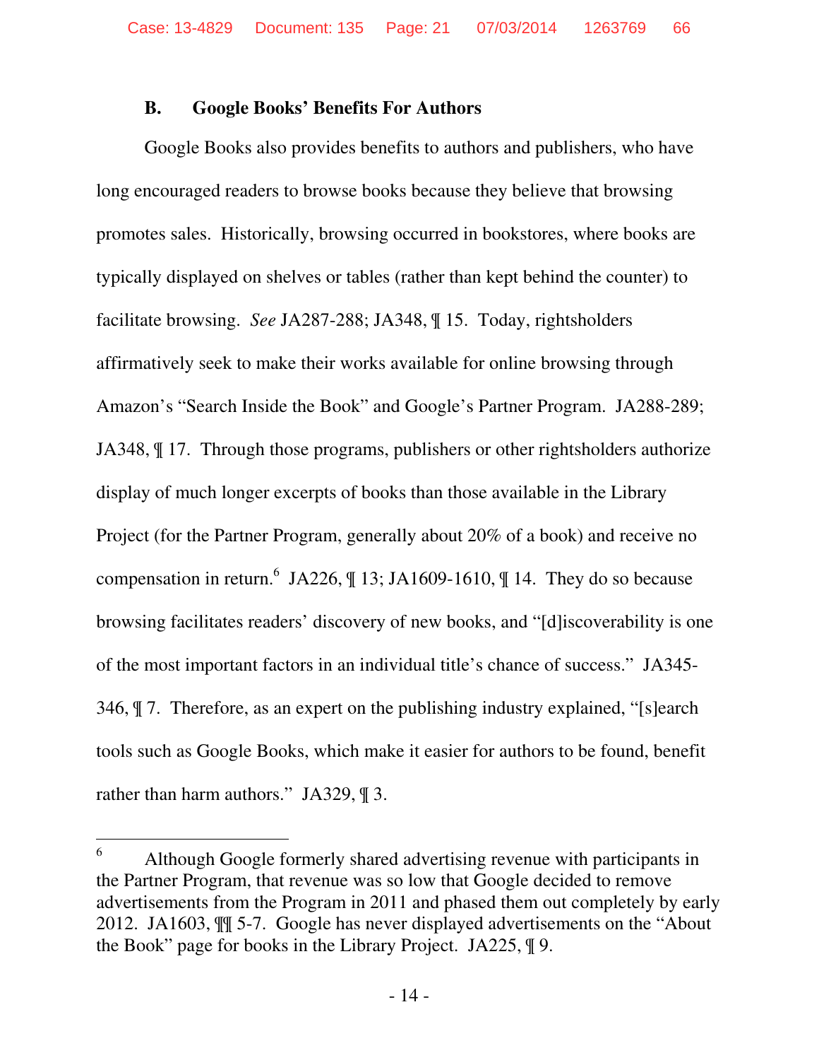### B. Google Books' Benefits For Authors

Google Books also provides benefits to authors and publishers, who have long encouraged readers to browse books because they believe that browsing promotes sales. Historically, browsing occurred in bookstores, where books are typically displayed on shelves or tables (rather than kept behind the counter) to facilitate browsing. *See* JA287-288; JA348, ¶ 15. Today, rightsholders affirmatively seek to make their works available for online browsing through Amazon's "Search Inside the Book" and Google's Partner Program. JA288-289; JA348, ¶ 17. Through those programs, publishers or other rightsholders authorize display of much longer excerpts of books than those available in the Library Project (for the Partner Program, generally about 20% of a book) and receive no compensation in return.[6] JA226, ¶ 13; JA1609-1610, ¶ 14. They do so because browsing facilitates readers' discovery of new books, and "[d]iscoverability is one of the most important factors in an individual title's chance of success." JA345-346, ¶ 7. Therefore, as an expert on the publishing industry explained, "[s]earch tools such as Google Books, which make it easier for authors to be found, benefit rather than harm authors." JA329, ¶ 3.

---

[6] Although Google formerly shared advertising revenue with participants in the Partner Program, that revenue was so low that Google decided to remove advertisements from the Program in 2011 and phased them out completely by early 2012. JA1603, ¶¶ 5-7. Google has never displayed advertisements on the "About the Book" page for books in the Library Project. JA225, ¶ 9.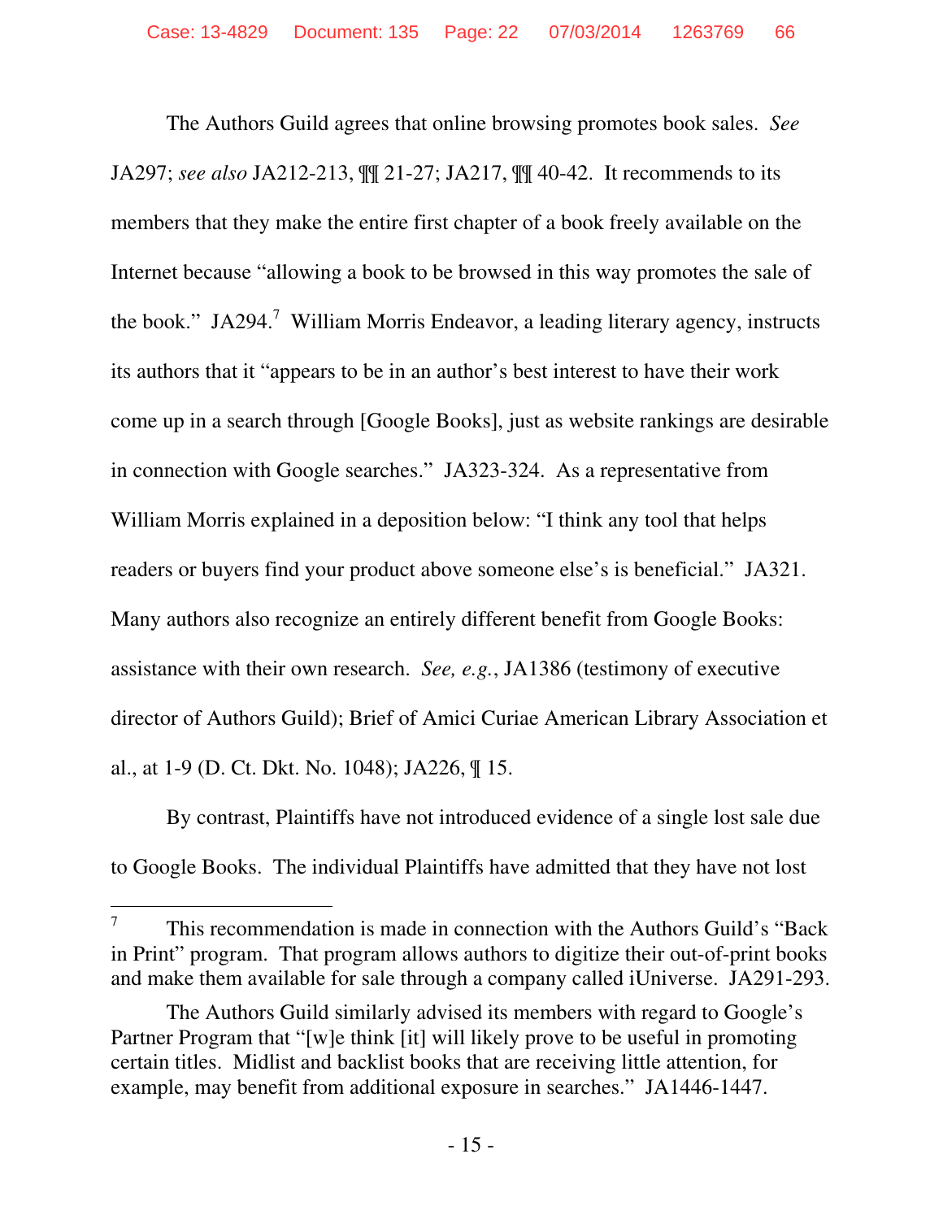The Authors Guild agrees that online browsing promotes book sales. *See* JA297; *see also* JA212-213, ¶¶ 21-27; JA217, ¶¶ 40-42. It recommends to its members that they make the entire first chapter of a book freely available on the Internet because "allowing a book to be browsed in this way promotes the sale of the book." JA294.[7] William Morris Endeavor, a leading literary agency, instructs its authors that it "appears to be in an author's best interest to have their work come up in a search through [Google Books], just as website rankings are desirable in connection with Google searches." JA323-324. As a representative from William Morris explained in a deposition below: "I think any tool that helps readers or buyers find your product above someone else's is beneficial." JA321. Many authors also recognize an entirely different benefit from Google Books: assistance with their own research. *See, e.g.*, JA1386 (testimony of executive director of Authors Guild); Brief of Amici Curiae American Library Association et al., at 1-9 (D. Ct. Dkt. No. 1048); JA226, ¶ 15.

By contrast, Plaintiffs have not introduced evidence of a single lost sale due to Google Books. The individual Plaintiffs have admitted that they have not lost

---

[7] This recommendation is made in connection with the Authors Guild's "Back in Print" program. That program allows authors to digitize their out-of-print books and make them available for sale through a company called iUniverse. JA291-293.

The Authors Guild similarly advised its members with regard to Google's Partner Program that "[w]e think [it] will likely prove to be useful in promoting certain titles. Midlist and backlist books that are receiving little attention, for example, may benefit from additional exposure in searches." JA1446-1447.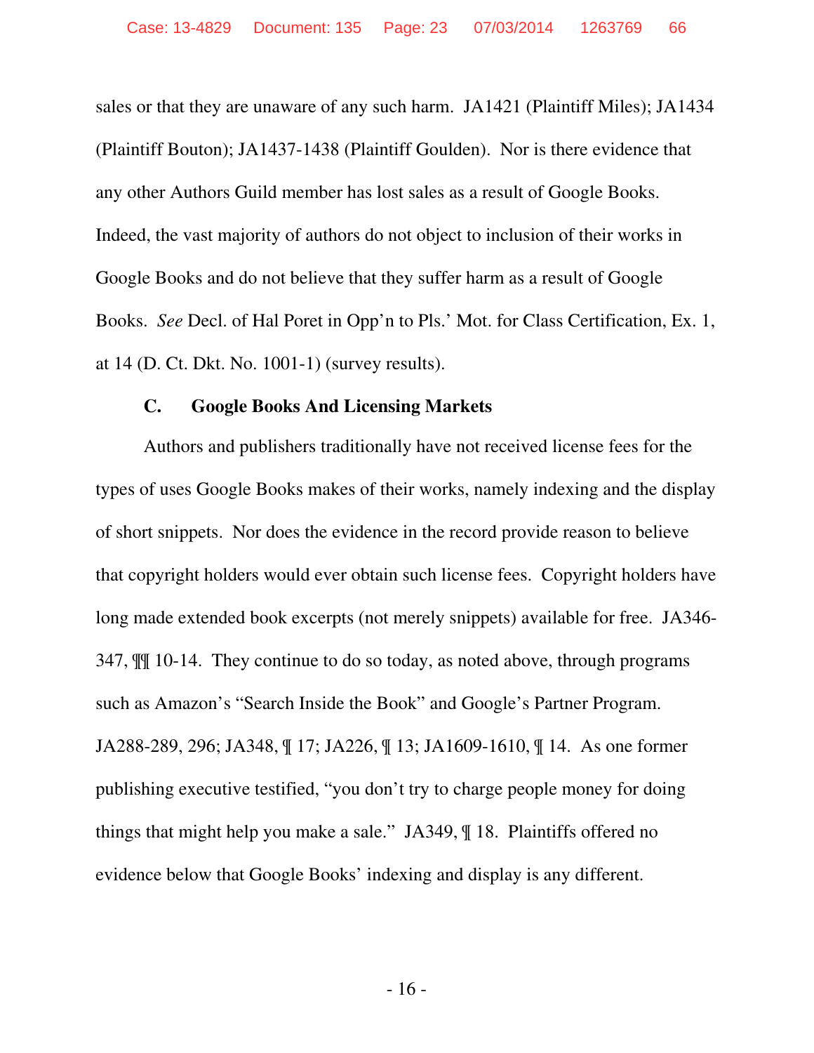sales or that they are unaware of any such harm. JA1421 (Plaintiff Miles); JA1434 (Plaintiff Bouton); JA1437-1438 (Plaintiff Goulden). Nor is there evidence that any other Authors Guild member has lost sales as a result of Google Books. Indeed, the vast majority of authors do not object to inclusion of their works in Google Books and do not believe that they suffer harm as a result of Google Books. *See* Decl. of Hal Poret in Opp'n to Pls.' Mot. for Class Certification, Ex. 1, at 14 (D. Ct. Dkt. No. 1001-1) (survey results).

### C. Google Books And Licensing Markets

Authors and publishers traditionally have not received license fees for the types of uses Google Books makes of their works, namely indexing and the display of short snippets. Nor does the evidence in the record provide reason to believe that copyright holders would ever obtain such license fees. Copyright holders have long made extended book excerpts (not merely snippets) available for free. JA346-347, ¶¶ 10-14. They continue to do so today, as noted above, through programs such as Amazon's "Search Inside the Book" and Google's Partner Program. JA288-289, 296; JA348, ¶ 17; JA226, ¶ 13; JA1609-1610, ¶ 14. As one former publishing executive testified, "you don't try to charge people money for doing things that might help you make a sale." JA349, ¶ 18. Plaintiffs offered no evidence below that Google Books' indexing and display is any different.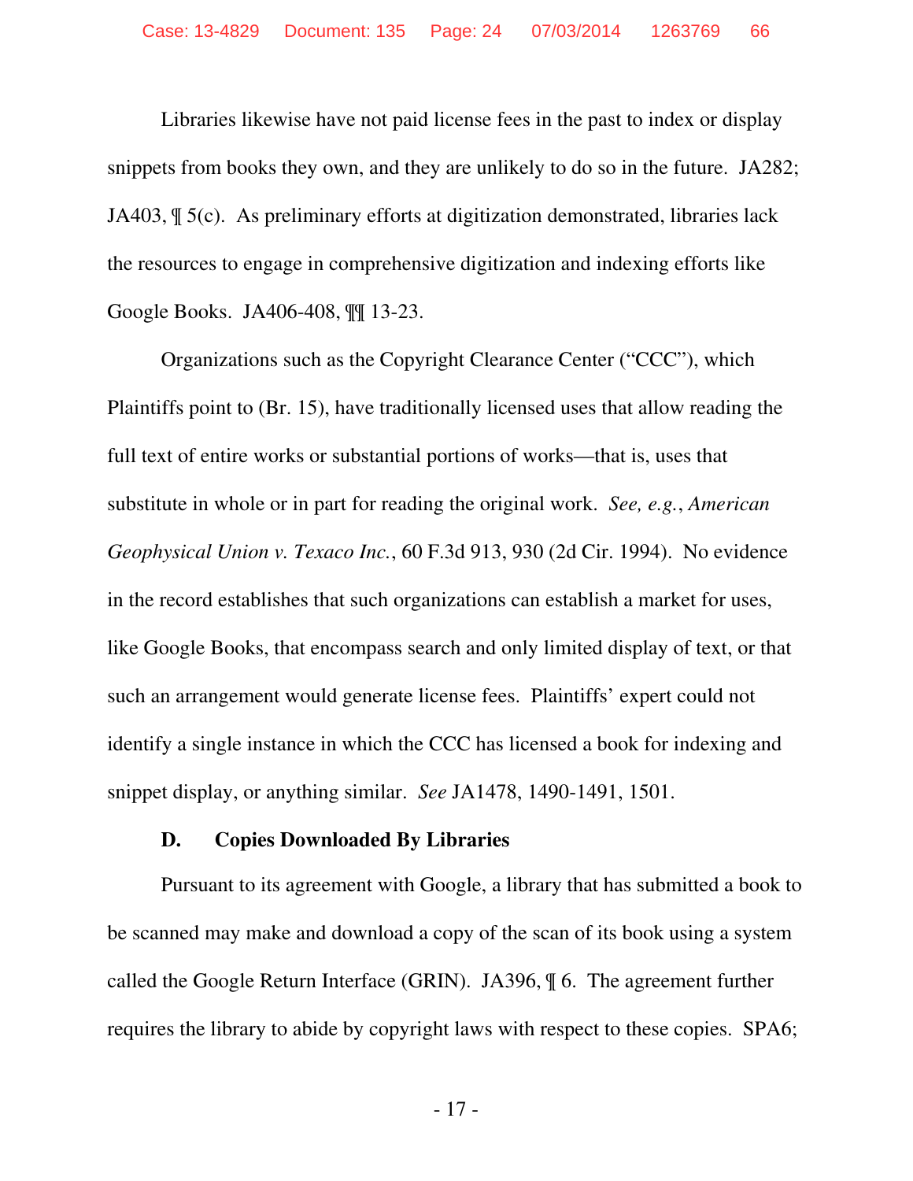Libraries likewise have not paid license fees in the past to index or display snippets from books they own, and they are unlikely to do so in the future. JA282; JA403, ¶ 5(c). As preliminary efforts at digitization demonstrated, libraries lack the resources to engage in comprehensive digitization and indexing efforts like Google Books. JA406-408, ¶¶ 13-23.

Organizations such as the Copyright Clearance Center ("CCC"), which Plaintiffs point to (Br. 15), have traditionally licensed uses that allow reading the full text of entire works or substantial portions of works—that is, uses that substitute in whole or in part for reading the original work. *See, e.g.*, *American Geophysical Union v. Texaco Inc.*, 60 F.3d 913, 930 (2d Cir. 1994). No evidence in the record establishes that such organizations can establish a market for uses, like Google Books, that encompass search and only limited display of text, or that such an arrangement would generate license fees. Plaintiffs' expert could not identify a single instance in which the CCC has licensed a book for indexing and snippet display, or anything similar. *See* JA1478, 1490-1491, 1501.

### D. Copies Downloaded By Libraries

Pursuant to its agreement with Google, a library that has submitted a book to be scanned may make and download a copy of the scan of its book using a system called the Google Return Interface (GRIN). JA396, ¶ 6. The agreement further requires the library to abide by copyright laws with respect to these copies. SPA6;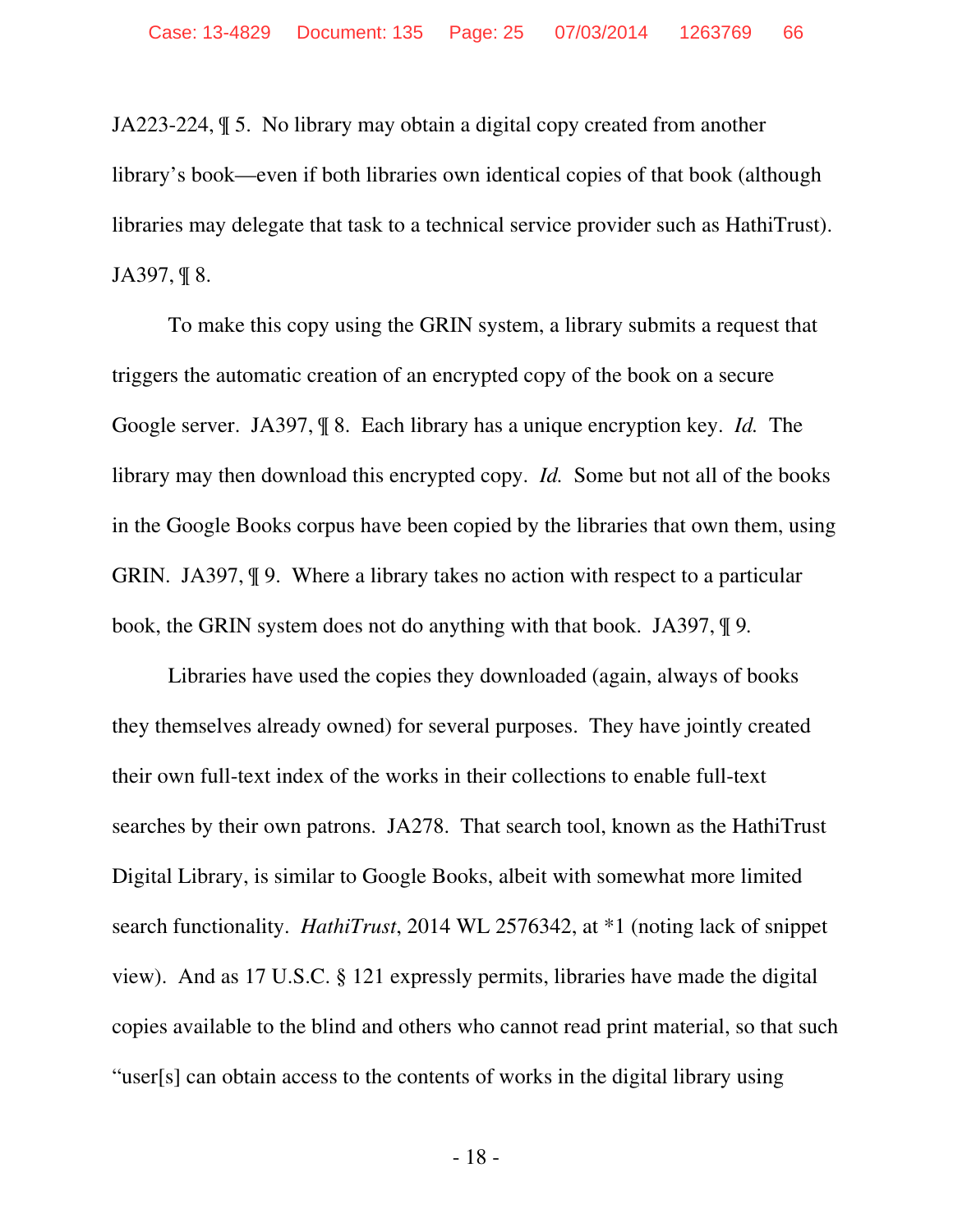JA223-224, ¶ 5. No library may obtain a digital copy created from another library's book—even if both libraries own identical copies of that book (although libraries may delegate that task to a technical service provider such as HathiTrust). JA397, ¶ 8.

To make this copy using the GRIN system, a library submits a request that triggers the automatic creation of an encrypted copy of the book on a secure Google server. JA397, ¶ 8. Each library has a unique encryption key. *Id.* The library may then download this encrypted copy. *Id.* Some but not all of the books in the Google Books corpus have been copied by the libraries that own them, using GRIN. JA397, ¶ 9. Where a library takes no action with respect to a particular book, the GRIN system does not do anything with that book. JA397, ¶ 9.

Libraries have used the copies they downloaded (again, always of books they themselves already owned) for several purposes. They have jointly created their own full-text index of the works in their collections to enable full-text searches by their own patrons. JA278. That search tool, known as the HathiTrust Digital Library, is similar to Google Books, albeit with somewhat more limited search functionality. *HathiTrust*, 2014 WL 2576342, at *1 (noting lack of snippet view). And as 17 U.S.C. § 121 expressly permits, libraries have made the digital copies available to the blind and others who cannot read print material, so that such "user[s] can obtain access to the contents of works in the digital library using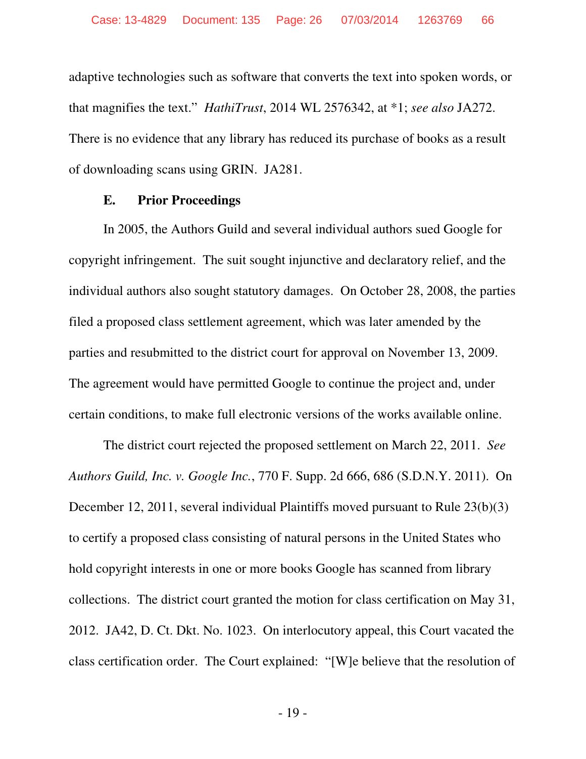adaptive technologies such as software that converts the text into spoken words, or that magnifies the text." *HathiTrust*, 2014 WL 2576342, at *1; *see also* JA272. There is no evidence that any library has reduced its purchase of books as a result of downloading scans using GRIN. JA281.

### E. Prior Proceedings

In 2005, the Authors Guild and several individual authors sued Google for copyright infringement. The suit sought injunctive and declaratory relief, and the individual authors also sought statutory damages. On October 28, 2008, the parties filed a proposed class settlement agreement, which was later amended by the parties and resubmitted to the district court for approval on November 13, 2009. The agreement would have permitted Google to continue the project and, under certain conditions, to make full electronic versions of the works available online.

The district court rejected the proposed settlement on March 22, 2011. *See Authors Guild, Inc. v. Google Inc.*, 770 F. Supp. 2d 666, 686 (S.D.N.Y. 2011). On December 12, 2011, several individual Plaintiffs moved pursuant to Rule 23(b)(3) to certify a proposed class consisting of natural persons in the United States who hold copyright interests in one or more books Google has scanned from library collections. The district court granted the motion for class certification on May 31, 2012. JA42, D. Ct. Dkt. No. 1023. On interlocutory appeal, this Court vacated the class certification order. The Court explained: "[W]e believe that the resolution of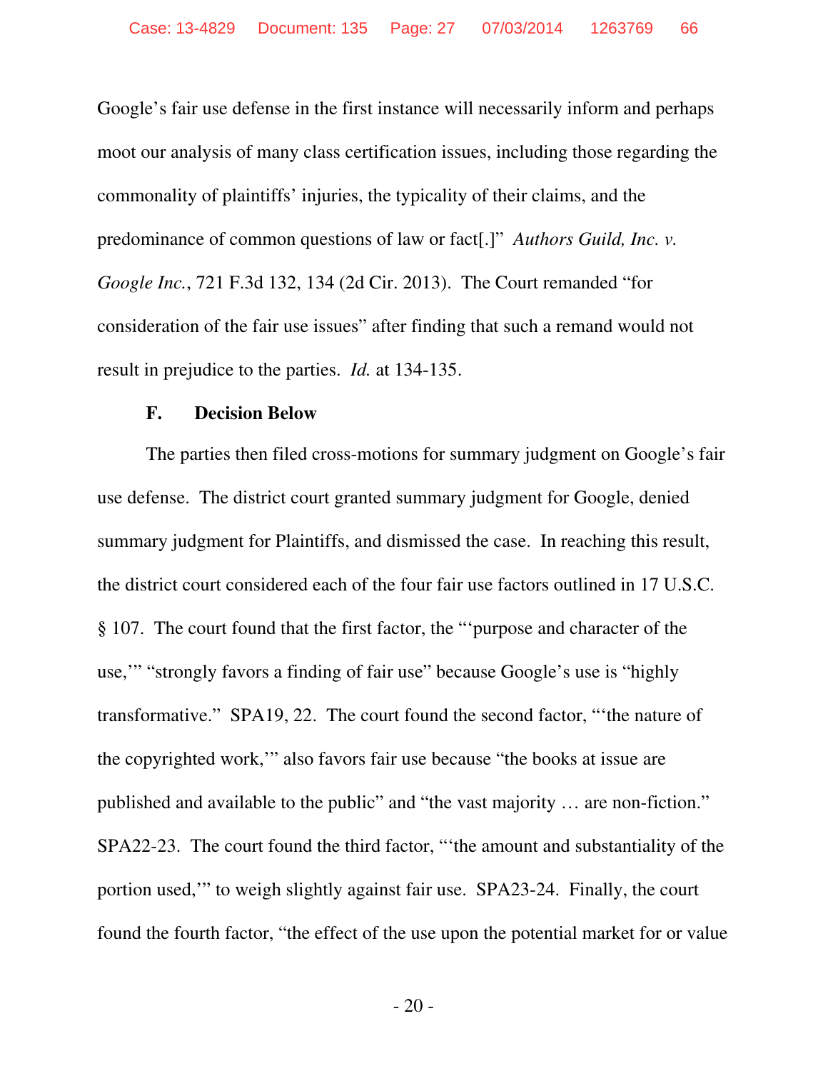Google's fair use defense in the first instance will necessarily inform and perhaps moot our analysis of many class certification issues, including those regarding the commonality of plaintiffs' injuries, the typicality of their claims, and the predominance of common questions of law or fact[.]" *Authors Guild, Inc. v. Google Inc.*, 721 F.3d 132, 134 (2d Cir. 2013). The Court remanded "for consideration of the fair use issues" after finding that such a remand would not result in prejudice to the parties. *Id.* at 134-135.

### F. Decision Below

The parties then filed cross-motions for summary judgment on Google's fair use defense. The district court granted summary judgment for Google, denied summary judgment for Plaintiffs, and dismissed the case. In reaching this result, the district court considered each of the four fair use factors outlined in 17 U.S.C. § 107. The court found that the first factor, the "'purpose and character of the use,'" "strongly favors a finding of fair use" because Google's use is "highly transformative." SPA19, 22. The court found the second factor, "'the nature of the copyrighted work,'" also favors fair use because "the books at issue are published and available to the public" and "the vast majority … are non-fiction." SPA22-23. The court found the third factor, "'the amount and substantiality of the portion used,'" to weigh slightly against fair use. SPA23-24. Finally, the court found the fourth factor, "the effect of the use upon the potential market for or value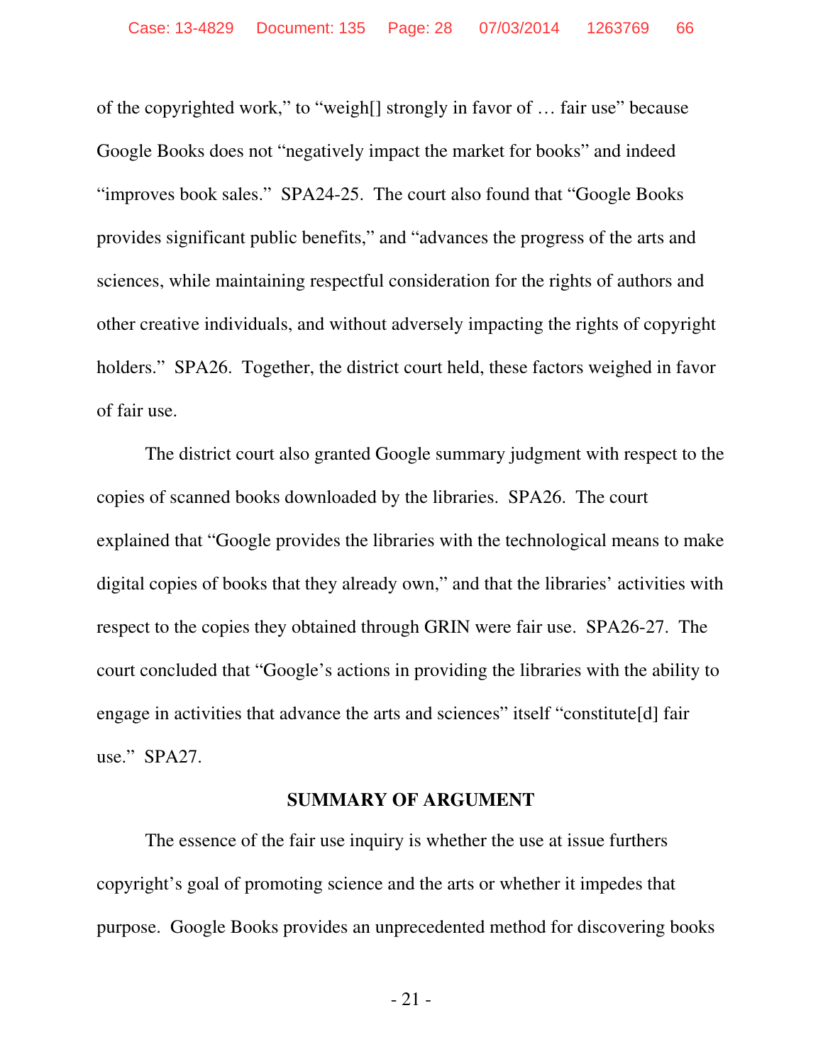of the copyrighted work," to "weigh[] strongly in favor of … fair use" because Google Books does not "negatively impact the market for books" and indeed "improves book sales." SPA24-25. The court also found that "Google Books provides significant public benefits," and "advances the progress of the arts and sciences, while maintaining respectful consideration for the rights of authors and other creative individuals, and without adversely impacting the rights of copyright holders." SPA26. Together, the district court held, these factors weighed in favor of fair use.

The district court also granted Google summary judgment with respect to the copies of scanned books downloaded by the libraries. SPA26. The court explained that "Google provides the libraries with the technological means to make digital copies of books that they already own," and that the libraries' activities with respect to the copies they obtained through GRIN were fair use. SPA26-27. The court concluded that "Google's actions in providing the libraries with the ability to engage in activities that advance the arts and sciences" itself "constitute[d] fair use." SPA27.

## SUMMARY OF ARGUMENT

The essence of the fair use inquiry is whether the use at issue furthers copyright's goal of promoting science and the arts or whether it impedes that purpose. Google Books provides an unprecedented method for discovering books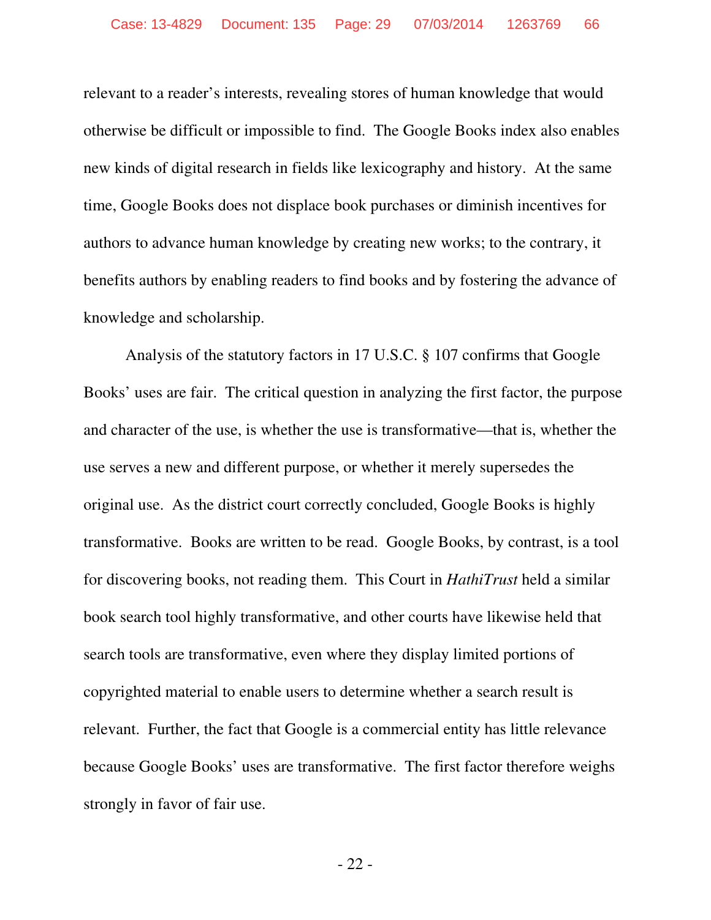relevant to a reader's interests, revealing stores of human knowledge that would otherwise be difficult or impossible to find. The Google Books index also enables new kinds of digital research in fields like lexicography and history. At the same time, Google Books does not displace book purchases or diminish incentives for authors to advance human knowledge by creating new works; to the contrary, it benefits authors by enabling readers to find books and by fostering the advance of knowledge and scholarship.

Analysis of the statutory factors in 17 U.S.C. § 107 confirms that Google Books' uses are fair. The critical question in analyzing the first factor, the purpose and character of the use, is whether the use is transformative—that is, whether the use serves a new and different purpose, or whether it merely supersedes the original use. As the district court correctly concluded, Google Books is highly transformative. Books are written to be read. Google Books, by contrast, is a tool for discovering books, not reading them. This Court in *HathiTrust* held a similar book search tool highly transformative, and other courts have likewise held that search tools are transformative, even where they display limited portions of copyrighted material to enable users to determine whether a search result is relevant. Further, the fact that Google is a commercial entity has little relevance because Google Books' uses are transformative. The first factor therefore weighs strongly in favor of fair use.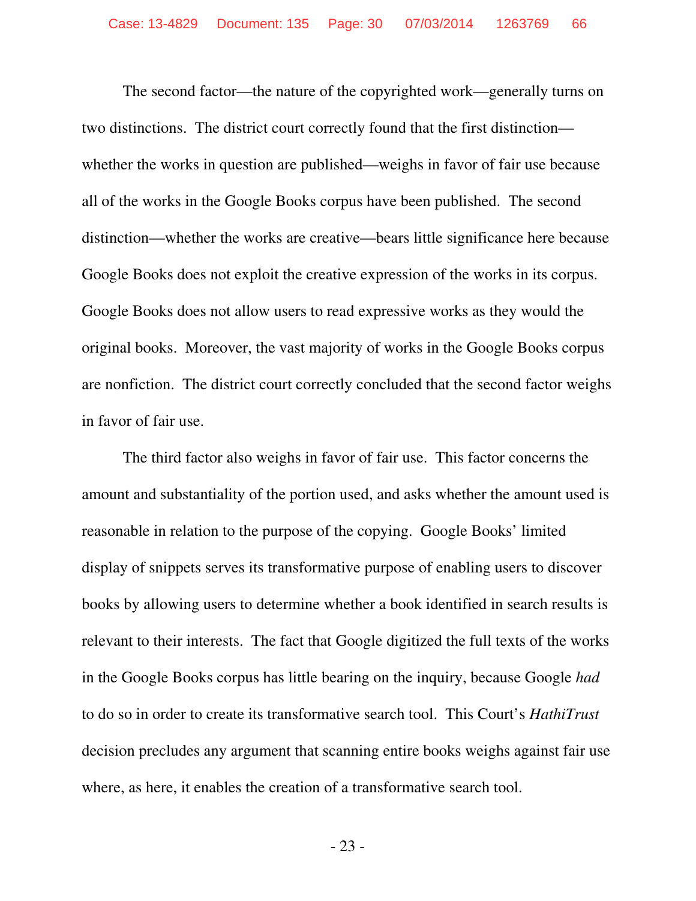The second factor—the nature of the copyrighted work—generally turns on two distinctions. The district court correctly found that the first distinction—whether the works in question are published—weighs in favor of fair use because all of the works in the Google Books corpus have been published. The second distinction—whether the works are creative—bears little significance here because Google Books does not exploit the creative expression of the works in its corpus. Google Books does not allow users to read expressive works as they would the original books. Moreover, the vast majority of works in the Google Books corpus are nonfiction. The district court correctly concluded that the second factor weighs in favor of fair use.

The third factor also weighs in favor of fair use. This factor concerns the amount and substantiality of the portion used, and asks whether the amount used is reasonable in relation to the purpose of the copying. Google Books' limited display of snippets serves its transformative purpose of enabling users to discover books by allowing users to determine whether a book identified in search results is relevant to their interests. The fact that Google digitized the full texts of the works in the Google Books corpus has little bearing on the inquiry, because Google *had* to do so in order to create its transformative search tool. This Court's *HathiTrust* decision precludes any argument that scanning entire books weighs against fair use where, as here, it enables the creation of a transformative search tool.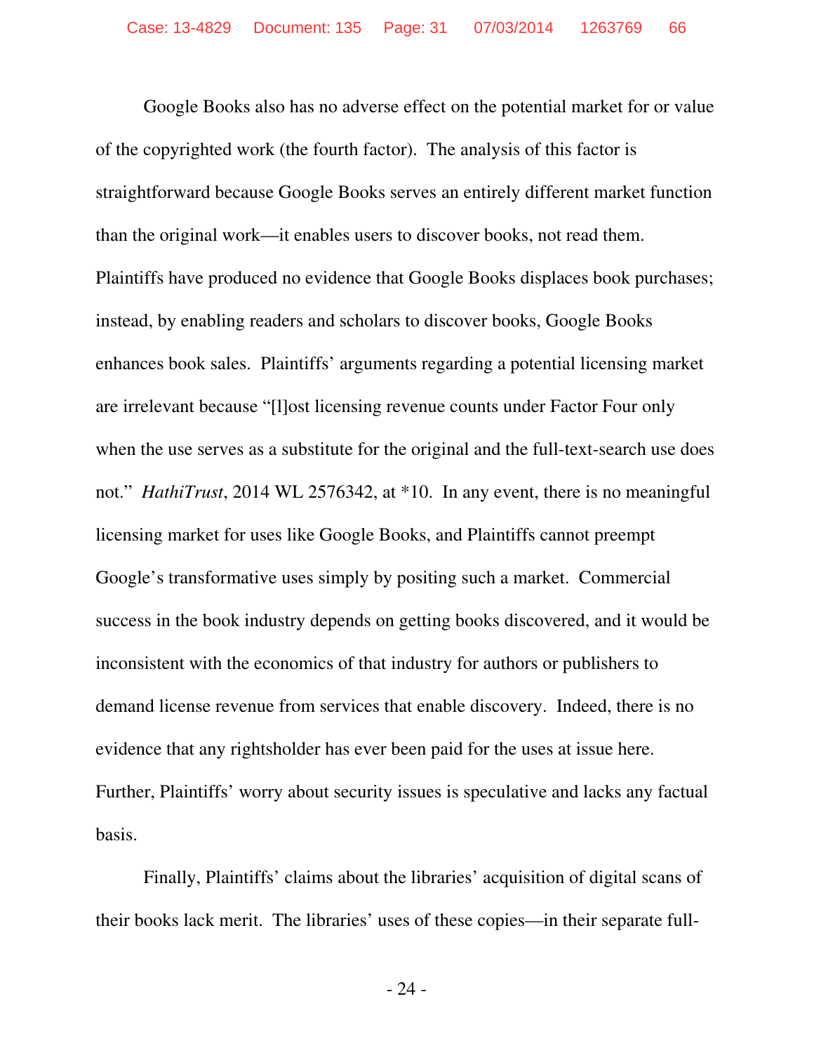Google Books also has no adverse effect on the potential market for or value of the copyrighted work (the fourth factor). The analysis of this factor is straightforward because Google Books serves an entirely different market function than the original work—it enables users to discover books, not read them. Plaintiffs have produced no evidence that Google Books displaces book purchases; instead, by enabling readers and scholars to discover books, Google Books enhances book sales. Plaintiffs' arguments regarding a potential licensing market are irrelevant because "[l]ost licensing revenue counts under Factor Four only when the use serves as a substitute for the original and the full-text-search use does not." *HathiTrust*, 2014 WL 2576342, at *10. In any event, there is no meaningful licensing market for uses like Google Books, and Plaintiffs cannot preempt Google's transformative uses simply by positing such a market. Commercial success in the book industry depends on getting books discovered, and it would be inconsistent with the economics of that industry for authors or publishers to demand license revenue from services that enable discovery. Indeed, there is no evidence that any rightsholder has ever been paid for the uses at issue here. Further, Plaintiffs' worry about security issues is speculative and lacks any factual basis.

Finally, Plaintiffs' claims about the libraries' acquisition of digital scans of their books lack merit. The libraries' uses of these copies—in their separate full-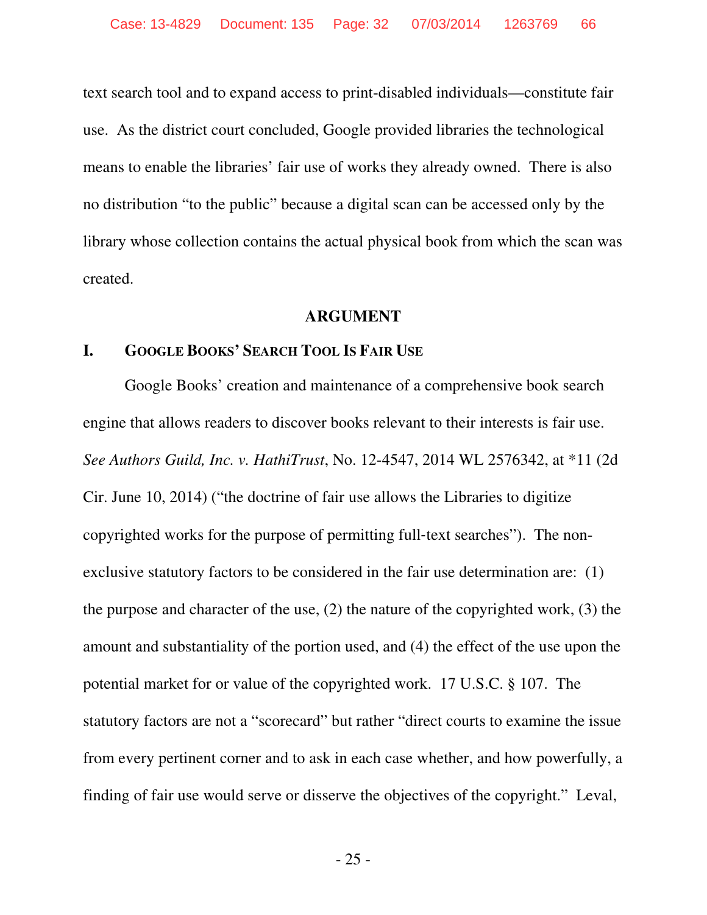text search tool and to expand access to print-disabled individuals—constitute fair use. As the district court concluded, Google provided libraries the technological means to enable the libraries' fair use of works they already owned. There is also no distribution "to the public" because a digital scan can be accessed only by the library whose collection contains the actual physical book from which the scan was created.

## ARGUMENT

### I. GOOGLE BOOKS' SEARCH TOOL IS FAIR USE

Google Books' creation and maintenance of a comprehensive book search engine that allows readers to discover books relevant to their interests is fair use. *See Authors Guild, Inc. v. HathiTrust*, No. 12-4547, 2014 WL 2576342, at *11 (2d Cir. June 10, 2014) ("the doctrine of fair use allows the Libraries to digitize copyrighted works for the purpose of permitting full-text searches"). The non-exclusive statutory factors to be considered in the fair use determination are: (1) the purpose and character of the use, (2) the nature of the copyrighted work, (3) the amount and substantiality of the portion used, and (4) the effect of the use upon the potential market for or value of the copyrighted work. 17 U.S.C. § 107. The statutory factors are not a "scorecard" but rather "direct courts to examine the issue from every pertinent corner and to ask in each case whether, and how powerfully, a finding of fair use would serve or disserve the objectives of the copyright." Leval,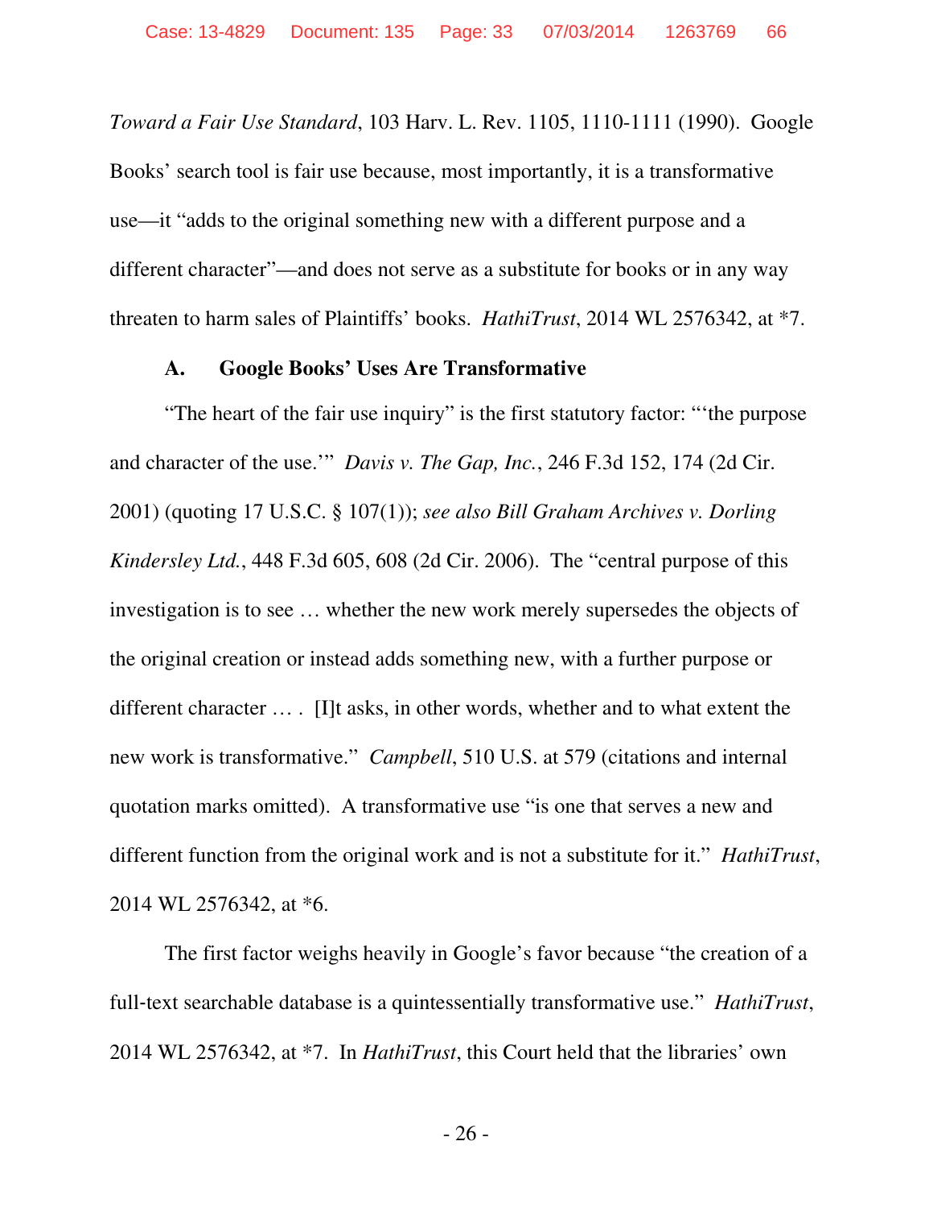*Toward a Fair Use Standard*, 103 Harv. L. Rev. 1105, 1110-1111 (1990). Google Books' search tool is fair use because, most importantly, it is a transformative use—it "adds to the original something new with a different purpose and a different character"—and does not serve as a substitute for books or in any way threaten to harm sales of Plaintiffs' books. *HathiTrust*, 2014 WL 2576342, at *7.

### A. Google Books' Uses Are Transformative

"The heart of the fair use inquiry" is the first statutory factor: "'the purpose and character of the use.'" *Davis v. The Gap, Inc.*, 246 F.3d 152, 174 (2d Cir. 2001) (quoting 17 U.S.C. § 107(1)); *see also Bill Graham Archives v. Dorling Kindersley Ltd.*, 448 F.3d 605, 608 (2d Cir. 2006). The "central purpose of this investigation is to see … whether the new work merely supersedes the objects of the original creation or instead adds something new, with a further purpose or different character … . [I]t asks, in other words, whether and to what extent the new work is transformative." *Campbell*, 510 U.S. at 579 (citations and internal quotation marks omitted). A transformative use "is one that serves a new and different function from the original work and is not a substitute for it." *HathiTrust*, 2014 WL 2576342, at *6.

The first factor weighs heavily in Google's favor because "the creation of a full-text searchable database is a quintessentially transformative use." *HathiTrust*, 2014 WL 2576342, at *7. In *HathiTrust*, this Court held that the libraries' own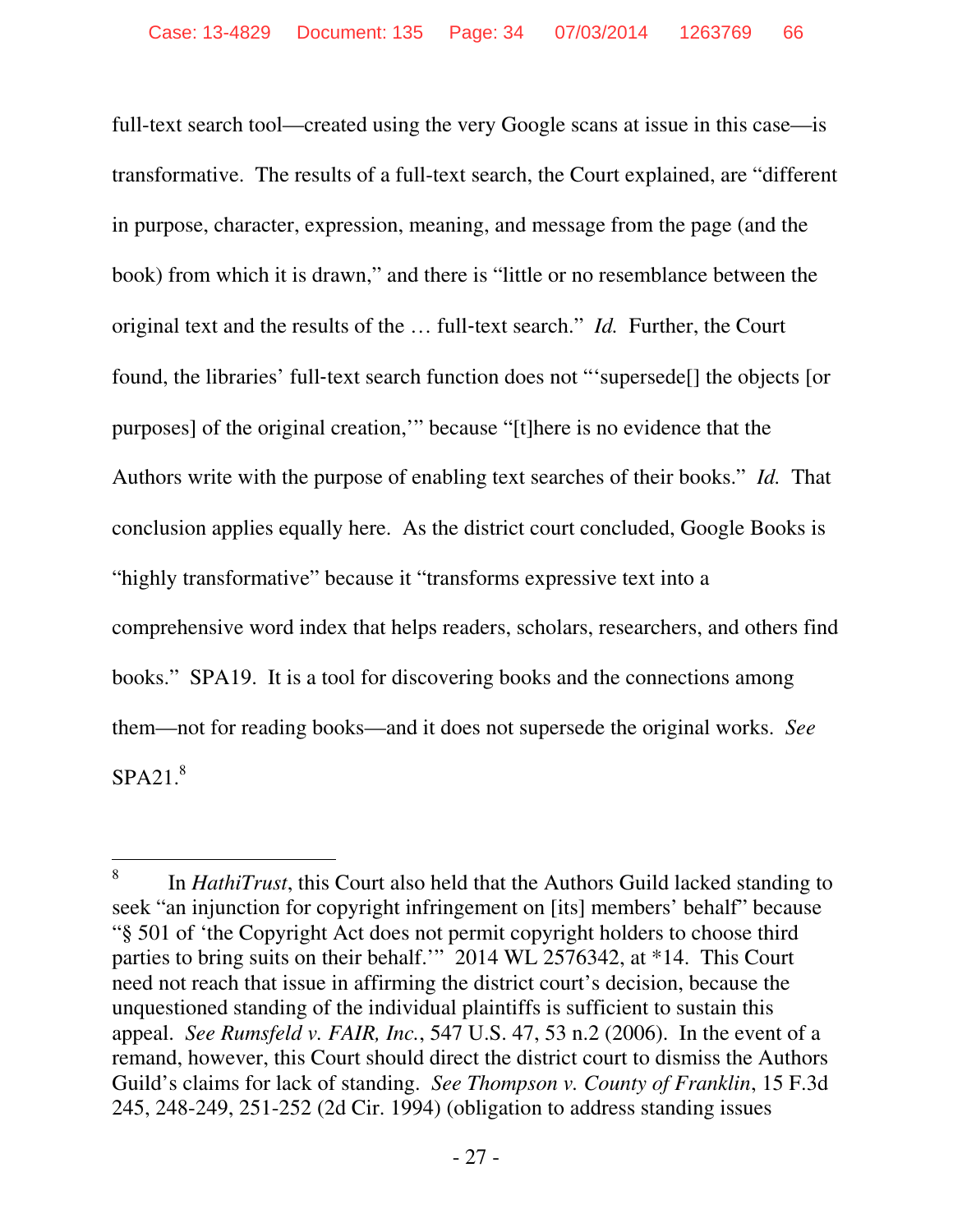full-text search tool—created using the very Google scans at issue in this case—is transformative. The results of a full-text search, the Court explained, are "different in purpose, character, expression, meaning, and message from the page (and the book) from which it is drawn," and there is "little or no resemblance between the original text and the results of the … full-text search." *Id.* Further, the Court found, the libraries' full-text search function does not "'supersede[] the objects [or purposes] of the original creation,'" because "[t]here is no evidence that the Authors write with the purpose of enabling text searches of their books." *Id.* That conclusion applies equally here. As the district court concluded, Google Books is "highly transformative" because it "transforms expressive text into a comprehensive word index that helps readers, scholars, researchers, and others find books." SPA19. It is a tool for discovering books and the connections among them—not for reading books—and it does not supersede the original works. *See* SPA21.[8]

---

[8] In *HathiTrust*, this Court also held that the Authors Guild lacked standing to seek "an injunction for copyright infringement on [its] members' behalf" because "§ 501 of 'the Copyright Act does not permit copyright holders to choose third parties to bring suits on their behalf.'" 2014 WL 2576342, at *14. This Court need not reach that issue in affirming the district court's decision, because the unquestioned standing of the individual plaintiffs is sufficient to sustain this appeal. *See Rumsfeld v. FAIR, Inc.*, 547 U.S. 47, 53 n.2 (2006). In the event of a remand, however, this Court should direct the district court to dismiss the Authors Guild's claims for lack of standing. *See Thompson v. County of Franklin*, 15 F.3d 245, 248-249, 251-252 (2d Cir. 1994) (obligation to address standing issues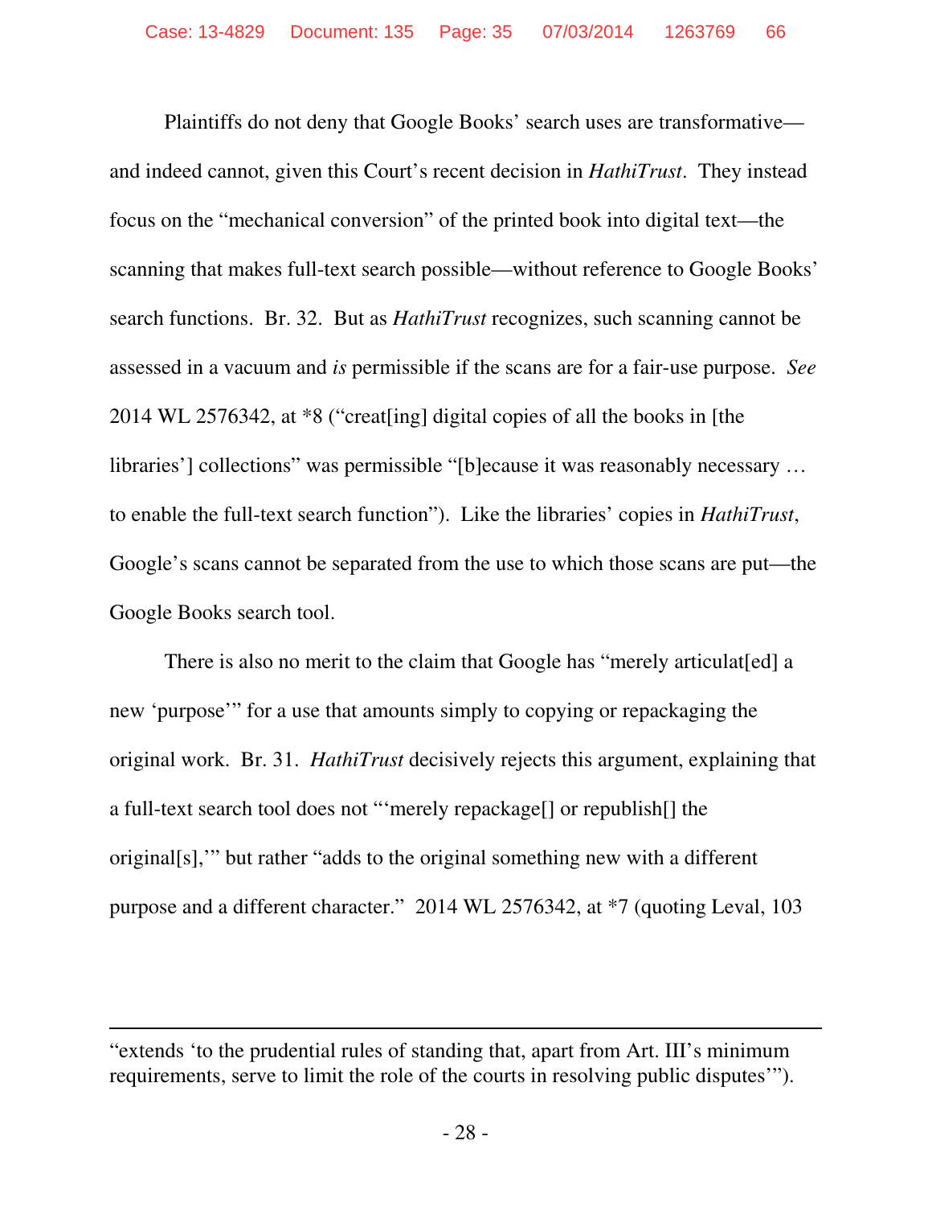Plaintiffs do not deny that Google Books' search uses are transformative—and indeed cannot, given this Court's recent decision in *HathiTrust*. They instead focus on the "mechanical conversion" of the printed book into digital text—the scanning that makes full-text search possible—without reference to Google Books' search functions. Br. 32. But as *HathiTrust* recognizes, such scanning cannot be assessed in a vacuum and *is* permissible if the scans are for a fair-use purpose. *See* 2014 WL 2576342, at *8 ("creat[ing] digital copies of all the books in [the libraries'] collections" was permissible "[b]ecause it was reasonably necessary … to enable the full-text search function"). Like the libraries' copies in *HathiTrust*, Google's scans cannot be separated from the use to which those scans are put—the Google Books search tool.

There is also no merit to the claim that Google has "merely articulat[ed] a new 'purpose'" for a use that amounts simply to copying or repackaging the original work. Br. 31. *HathiTrust* decisively rejects this argument, explaining that a full-text search tool does not "'merely repackage[] or republish[] the original[s],'" but rather "adds to the original something new with a different purpose and a different character." 2014 WL 2576342, at *7 (quoting Leval, 103

---

"extends 'to the prudential rules of standing that, apart from Art. III's minimum requirements, serve to limit the role of the courts in resolving public disputes'").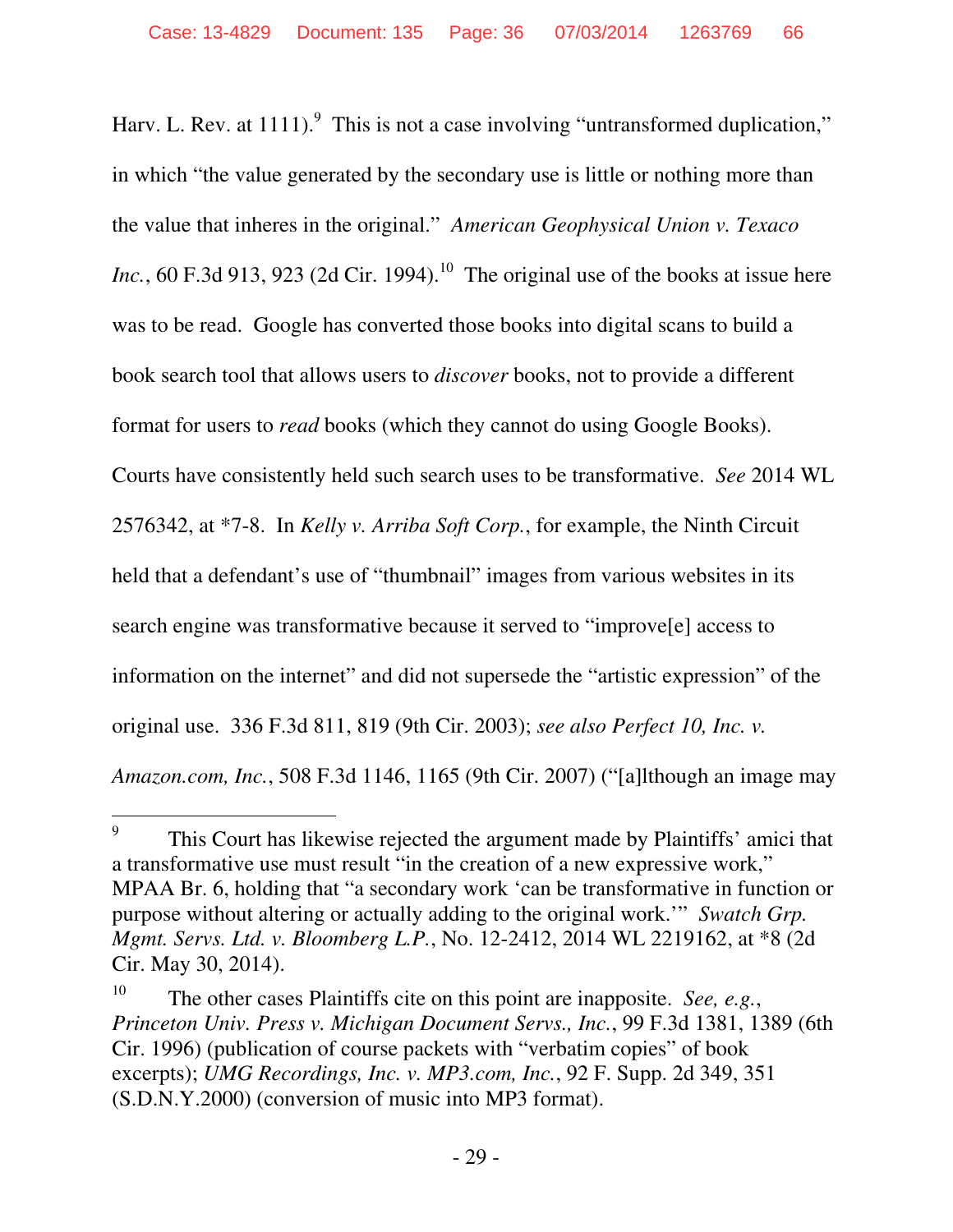Harv. L. Rev. at 1111).[9] This is not a case involving "untransformed duplication," in which "the value generated by the secondary use is little or nothing more than the value that inheres in the original." *American Geophysical Union v. Texaco Inc.*, 60 F.3d 913, 923 (2d Cir. 1994).[10] The original use of the books at issue here was to be read. Google has converted those books into digital scans to build a book search tool that allows users to *discover* books, not to provide a different format for users to *read* books (which they cannot do using Google Books). Courts have consistently held such search uses to be transformative. *See* 2014 WL 2576342, at *7-8. In *Kelly v. Arriba Soft Corp.*, for example, the Ninth Circuit held that a defendant's use of "thumbnail" images from various websites in its search engine was transformative because it served to "improve[e] access to information on the internet" and did not supersede the "artistic expression" of the original use. 336 F.3d 811, 819 (9th Cir. 2003); *see also Perfect 10, Inc. v. Amazon.com, Inc.*, 508 F.3d 1146, 1165 (9th Cir. 2007) ("[a]lthough an image may

---

[9] This Court has likewise rejected the argument made by Plaintiffs' amici that a transformative use must result "in the creation of a new expressive work," MPAA Br. 6, holding that "a secondary work 'can be transformative in function or purpose without altering or actually adding to the original work.'" *Swatch Grp. Mgmt. Servs. Ltd. v. Bloomberg L.P.*, No. 12-2412, 2014 WL 2219162, at *8 (2d Cir. May 30, 2014).

[10] The other cases Plaintiffs cite on this point are inapposite. *See, e.g.*, *Princeton Univ. Press v. Michigan Document Servs., Inc.*, 99 F.3d 1381, 1389 (6th Cir. 1996) (publication of course packets with "verbatim copies" of book excerpts); *UMG Recordings, Inc. v. MP3.com, Inc.*, 92 F. Supp. 2d 349, 351 (S.D.N.Y.2000) (conversion of music into MP3 format).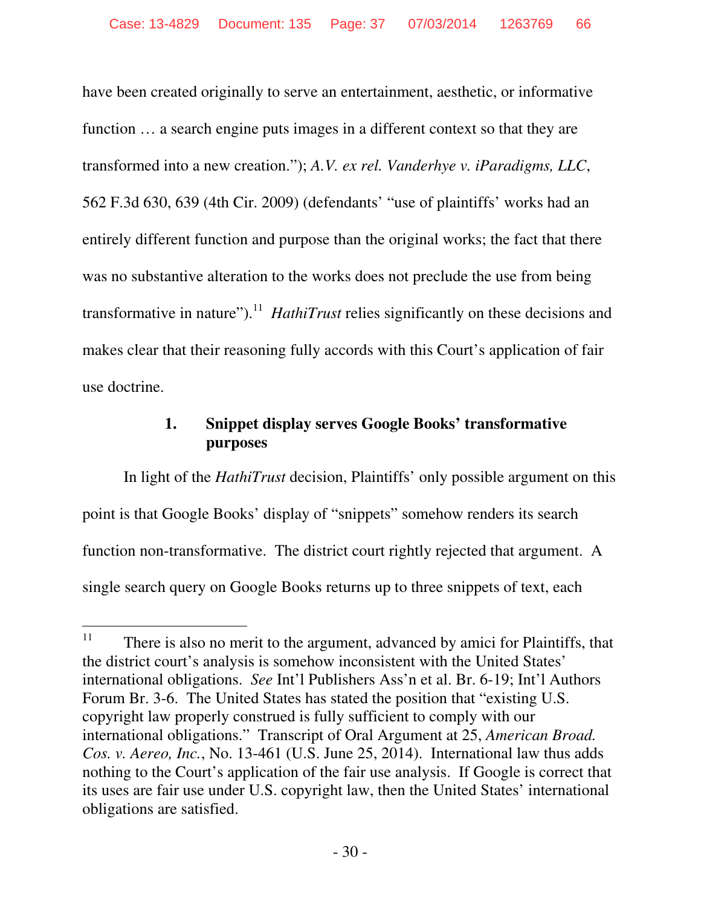have been created originally to serve an entertainment, aesthetic, or informative function … a search engine puts images in a different context so that they are transformed into a new creation."); *A.V. ex rel. Vanderhye v. iParadigms, LLC*, 562 F.3d 630, 639 (4th Cir. 2009) (defendants' "use of plaintiffs' works had an entirely different function and purpose than the original works; the fact that there was no substantive alteration to the works does not preclude the use from being transformative in nature").[11] *HathiTrust* relies significantly on these decisions and makes clear that their reasoning fully accords with this Court's application of fair use doctrine.

### 1. Snippet display serves Google Books' transformative purposes

In light of the *HathiTrust* decision, Plaintiffs' only possible argument on this point is that Google Books' display of "snippets" somehow renders its search function non-transformative. The district court rightly rejected that argument. A single search query on Google Books returns up to three snippets of text, each

---

[11] There is also no merit to the argument, advanced by amici for Plaintiffs, that the district court's analysis is somehow inconsistent with the United States' international obligations. *See* Int'l Publishers Ass'n et al. Br. 6-19; Int'l Authors Forum Br. 3-6. The United States has stated the position that "existing U.S. copyright law properly construed is fully sufficient to comply with our international obligations." Transcript of Oral Argument at 25, *American Broad. Cos. v. Aereo, Inc.*, No. 13-461 (U.S. June 25, 2014). International law thus adds nothing to the Court's application of the fair use analysis. If Google is correct that its uses are fair use under U.S. copyright law, then the United States' international obligations are satisfied.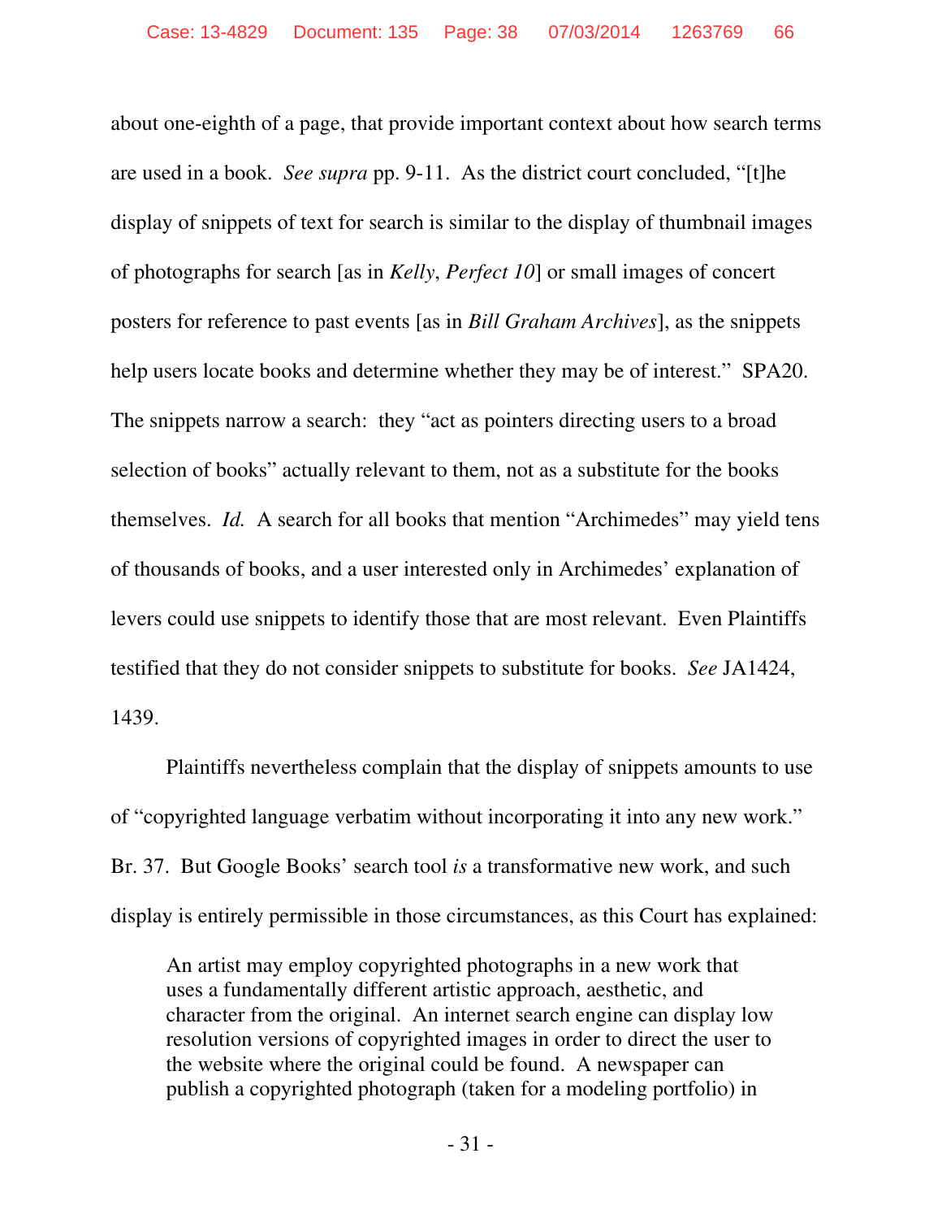about one-eighth of a page, that provide important context about how search terms are used in a book. *See supra* pp. 9-11. As the district court concluded, "[t]he display of snippets of text for search is similar to the display of thumbnail images of photographs for search [as in *Kelly*, *Perfect 10*] or small images of concert posters for reference to past events [as in *Bill Graham Archives*], as the snippets help users locate books and determine whether they may be of interest." SPA20. The snippets narrow a search: they "act as pointers directing users to a broad selection of books" actually relevant to them, not as a substitute for the books themselves. *Id.* A search for all books that mention "Archimedes" may yield tens of thousands of books, and a user interested only in Archimedes' explanation of levers could use snippets to identify those that are most relevant. Even Plaintiffs testified that they do not consider snippets to substitute for books. *See* JA1424, 1439.

Plaintiffs nevertheless complain that the display of snippets amounts to use of "copyrighted language verbatim without incorporating it into any new work." Br. 37. But Google Books' search tool *is* a transformative new work, and such display is entirely permissible in those circumstances, as this Court has explained:

> An artist may employ copyrighted photographs in a new work that uses a fundamentally different artistic approach, aesthetic, and character from the original. An internet search engine can display low resolution versions of copyrighted images in order to direct the user to the website where the original could be found. A newspaper can publish a copyrighted photograph (taken for a modeling portfolio) in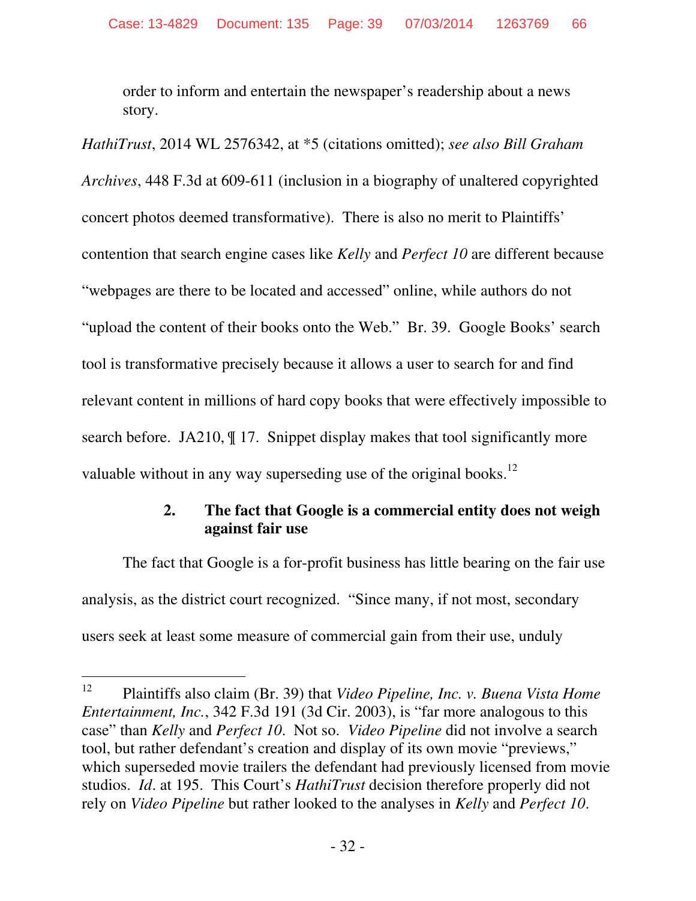order to inform and entertain the newspaper's readership about a news story.

*HathiTrust*, 2014 WL 2576342, at *5 (citations omitted); *see also Bill Graham Archives*, 448 F.3d at 609-611 (inclusion in a biography of unaltered copyrighted concert photos deemed transformative). There is also no merit to Plaintiffs' contention that search engine cases like *Kelly* and *Perfect 10* are different because "webpages are there to be located and accessed" online, while authors do not "upload the content of their books onto the Web." Br. 39. Google Books' search tool is transformative precisely because it allows a user to search for and find relevant content in millions of hard copy books that were effectively impossible to search before. JA210, ¶ 17. Snippet display makes that tool significantly more valuable without in any way superseding use of the original books.[12]

### 2. The fact that Google is a commercial entity does not weigh against fair use

The fact that Google is a for-profit business has little bearing on the fair use analysis, as the district court recognized. "Since many, if not most, secondary users seek at least some measure of commercial gain from their use, unduly

---

[12] Plaintiffs also claim (Br. 39) that *Video Pipeline, Inc. v. Buena Vista Home Entertainment, Inc.*, 342 F.3d 191 (3d Cir. 2003), is "far more analogous to this case" than *Kelly* and *Perfect 10*. Not so. *Video Pipeline* did not involve a search tool, but rather defendant's creation and display of its own movie "previews," which superseded movie trailers the defendant had previously licensed from movie studios. *Id*. at 195. This Court's *HathiTrust* decision therefore properly did not rely on *Video Pipeline* but rather looked to the analyses in *Kelly* and *Perfect 10*.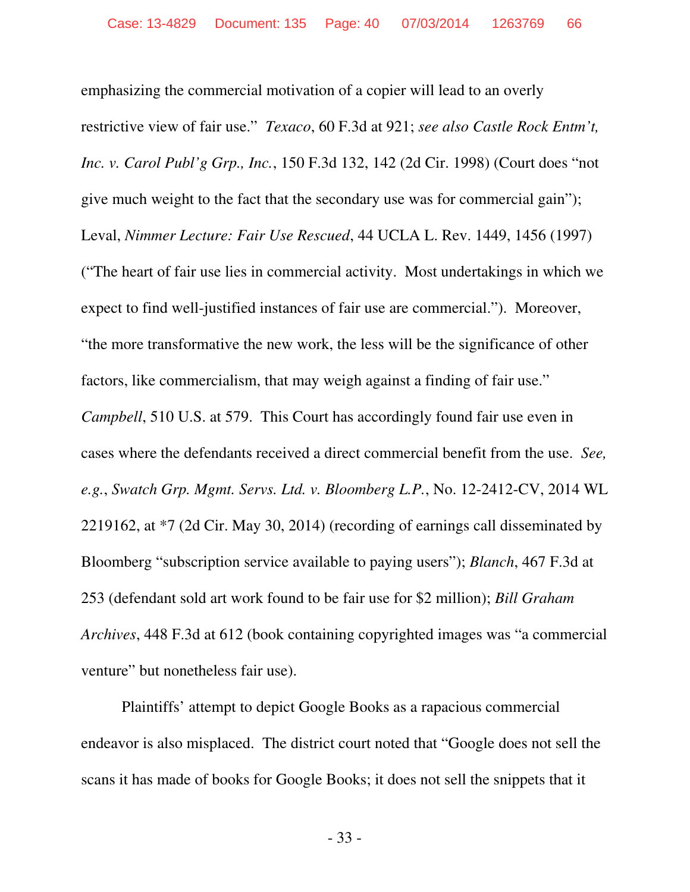emphasizing the commercial motivation of a copier will lead to an overly restrictive view of fair use." *Texaco*, 60 F.3d at 921; *see also Castle Rock Entm't, Inc. v. Carol Publ'g Grp., Inc.*, 150 F.3d 132, 142 (2d Cir. 1998) (Court does "not give much weight to the fact that the secondary use was for commercial gain"); Leval, *Nimmer Lecture: Fair Use Rescued*, 44 UCLA L. Rev. 1449, 1456 (1997) ("The heart of fair use lies in commercial activity. Most undertakings in which we expect to find well-justified instances of fair use are commercial."). Moreover, "the more transformative the new work, the less will be the significance of other factors, like commercialism, that may weigh against a finding of fair use." *Campbell*, 510 U.S. at 579. This Court has accordingly found fair use even in cases where the defendants received a direct commercial benefit from the use. *See, e.g.*, *Swatch Grp. Mgmt. Servs. Ltd. v. Bloomberg L.P.*, No. 12-2412-CV, 2014 WL 2219162, at *7 (2d Cir. May 30, 2014) (recording of earnings call disseminated by Bloomberg "subscription service available to paying users"); *Blanch*, 467 F.3d at 253 (defendant sold art work found to be fair use for $2 million); *Bill Graham Archives*, 448 F.3d at 612 (book containing copyrighted images was "a commercial venture" but nonetheless fair use).

Plaintiffs' attempt to depict Google Books as a rapacious commercial endeavor is also misplaced. The district court noted that "Google does not sell the scans it has made of books for Google Books; it does not sell the snippets that it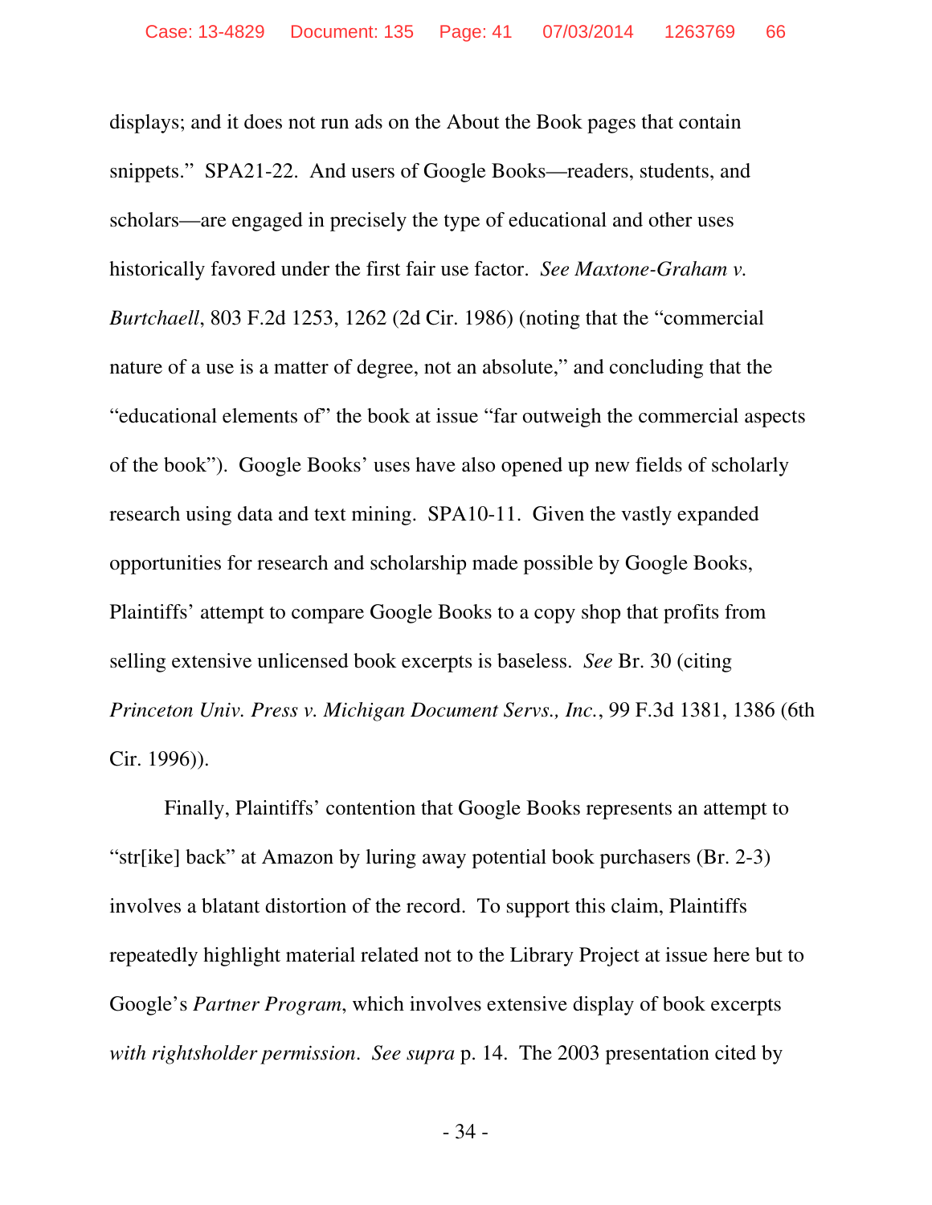displays; and it does not run ads on the About the Book pages that contain snippets." SPA21-22. And users of Google Books—readers, students, and scholars—are engaged in precisely the type of educational and other uses historically favored under the first fair use factor. *See Maxtone-Graham v. Burtchaell*, 803 F.2d 1253, 1262 (2d Cir. 1986) (noting that the "commercial nature of a use is a matter of degree, not an absolute," and concluding that the "educational elements of" the book at issue "far outweigh the commercial aspects of the book"). Google Books' uses have also opened up new fields of scholarly research using data and text mining. SPA10-11. Given the vastly expanded opportunities for research and scholarship made possible by Google Books, Plaintiffs' attempt to compare Google Books to a copy shop that profits from selling extensive unlicensed book excerpts is baseless. *See* Br. 30 (citing *Princeton Univ. Press v. Michigan Document Servs., Inc.*, 99 F.3d 1381, 1386 (6th Cir. 1996)).

Finally, Plaintiffs' contention that Google Books represents an attempt to "str[ike] back" at Amazon by luring away potential book purchasers (Br. 2-3) involves a blatant distortion of the record. To support this claim, Plaintiffs repeatedly highlight material related not to the Library Project at issue here but to Google's *Partner Program*, which involves extensive display of book excerpts *with rightsholder permission*. *See supra* p. 14. The 2003 presentation cited by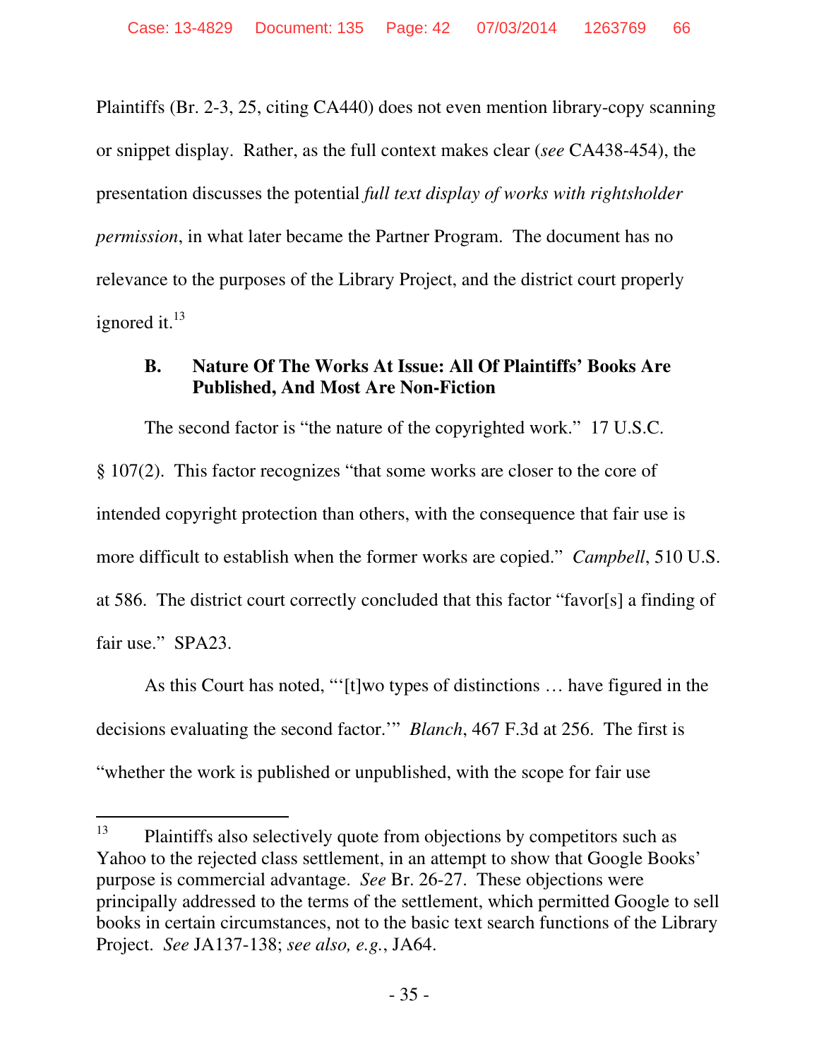Plaintiffs (Br. 2-3, 25, citing CA440) does not even mention library-copy scanning or snippet display. Rather, as the full context makes clear (*see* CA438-454), the presentation discusses the potential *full text display of works with rightsholder permission*, in what later became the Partner Program. The document has no relevance to the purposes of the Library Project, and the district court properly ignored it.[13]

### B. Nature Of The Works At Issue: All Of Plaintiffs' Books Are Published, And Most Are Non-Fiction

The second factor is "the nature of the copyrighted work." 17 U.S.C. § 107(2). This factor recognizes "that some works are closer to the core of intended copyright protection than others, with the consequence that fair use is more difficult to establish when the former works are copied." *Campbell*, 510 U.S. at 586. The district court correctly concluded that this factor "favor[s] a finding of fair use." SPA23.

As this Court has noted, "'[t]wo types of distinctions … have figured in the decisions evaluating the second factor.'" *Blanch*, 467 F.3d at 256. The first is "whether the work is published or unpublished, with the scope for fair use

---

[13] Plaintiffs also selectively quote from objections by competitors such as Yahoo to the rejected class settlement, in an attempt to show that Google Books' purpose is commercial advantage. *See* Br. 26-27. These objections were principally addressed to the terms of the settlement, which permitted Google to sell books in certain circumstances, not to the basic text search functions of the Library Project. *See* JA137-138; *see also, e.g.*, JA64.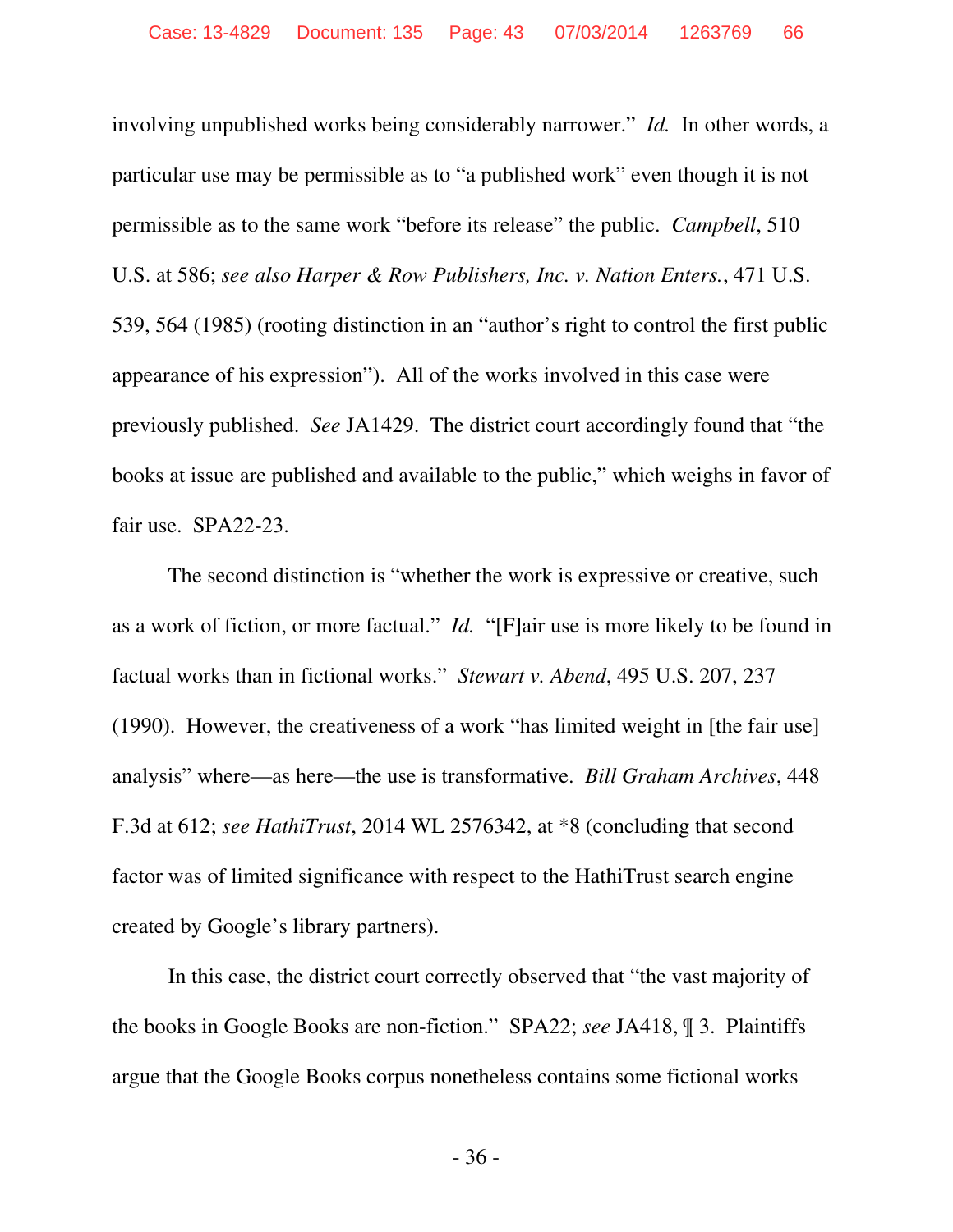involving unpublished works being considerably narrower." *Id.* In other words, a particular use may be permissible as to "a published work" even though it is not permissible as to the same work "before its release" the public. *Campbell*, 510 U.S. at 586; *see also Harper & Row Publishers, Inc. v. Nation Enters.*, 471 U.S. 539, 564 (1985) (rooting distinction in an "author's right to control the first public appearance of his expression"). All of the works involved in this case were previously published. *See* JA1429. The district court accordingly found that "the books at issue are published and available to the public," which weighs in favor of fair use. SPA22-23.

The second distinction is "whether the work is expressive or creative, such as a work of fiction, or more factual." *Id.* "[F]air use is more likely to be found in factual works than in fictional works." *Stewart v. Abend*, 495 U.S. 207, 237 (1990). However, the creativeness of a work "has limited weight in [the fair use] analysis" where—as here—the use is transformative. *Bill Graham Archives*, 448 F.3d at 612; *see HathiTrust*, 2014 WL 2576342, at *8 (concluding that second factor was of limited significance with respect to the HathiTrust search engine created by Google's library partners).

In this case, the district court correctly observed that "the vast majority of the books in Google Books are non-fiction." SPA22; *see* JA418, ¶ 3. Plaintiffs argue that the Google Books corpus nonetheless contains some fictional works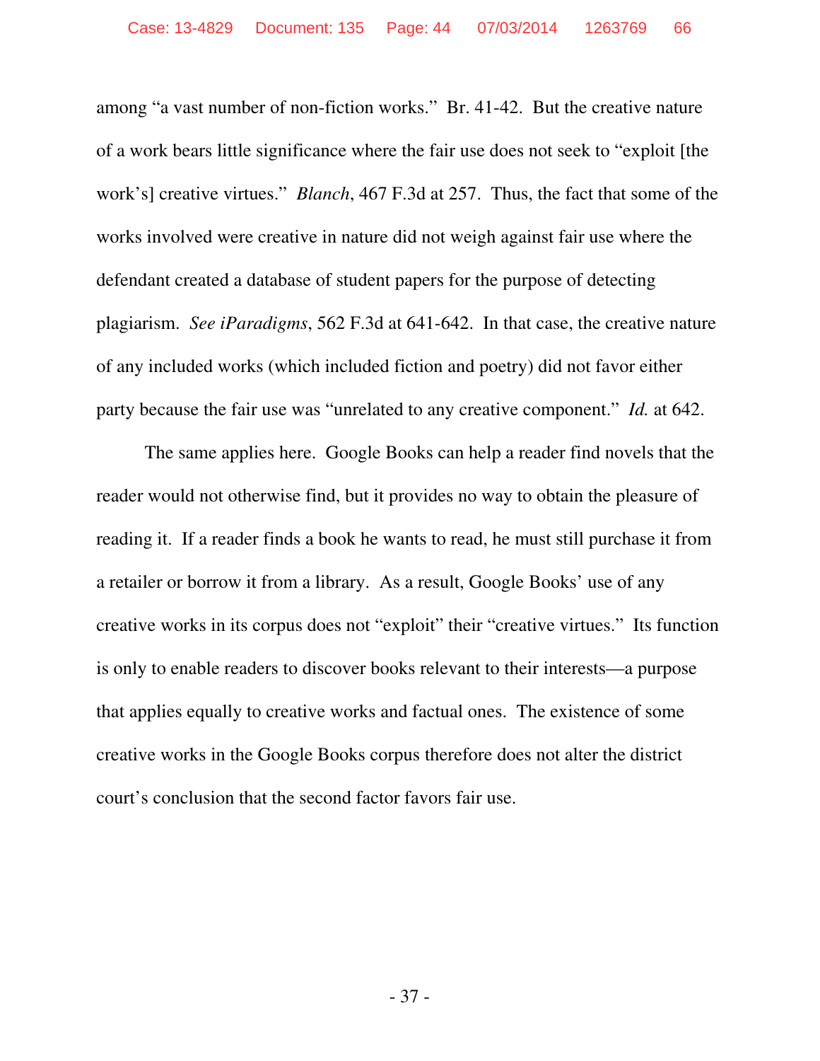among “a vast number of non-fiction works.” Br. 41-42. But the creative nature of a work bears little significance where the fair use does not seek to “exploit [the work’s] creative virtues.” *Blanch*, 467 F.3d at 257. Thus, the fact that some of the works involved were creative in nature did not weigh against fair use where the defendant created a database of student papers for the purpose of detecting plagiarism. *See iParadigms*, 562 F.3d at 641-642. In that case, the creative nature of any included works (which included fiction and poetry) did not favor either party because the fair use was “unrelated to any creative component.” *Id.* at 642.

The same applies here. Google Books can help a reader find novels that the reader would not otherwise find, but it provides no way to obtain the pleasure of reading it. If a reader finds a book he wants to read, he must still purchase it from a retailer or borrow it from a library. As a result, Google Books’ use of any creative works in its corpus does not “exploit” their “creative virtues.” Its function is only to enable readers to discover books relevant to their interests—a purpose that applies equally to creative works and factual ones. The existence of some creative works in the Google Books corpus therefore does not alter the district court’s conclusion that the second factor favors fair use.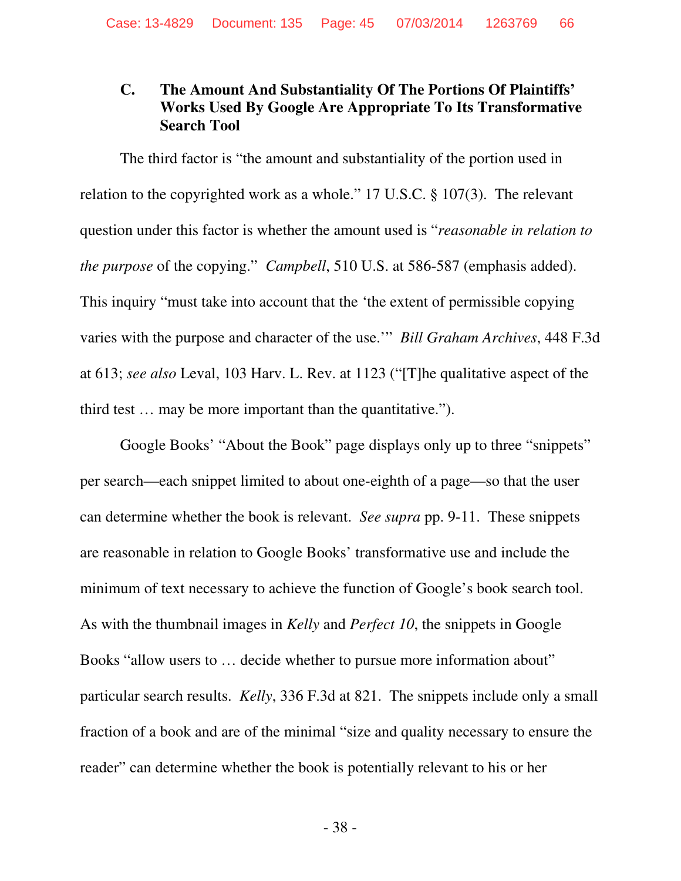### C. The Amount And Substantiality Of The Portions Of Plaintiffs' Works Used By Google Are Appropriate To Its Transformative Search Tool

The third factor is "the amount and substantiality of the portion used in relation to the copyrighted work as a whole." 17 U.S.C. § 107(3). The relevant question under this factor is whether the amount used is "*reasonable in relation to the purpose* of the copying." *Campbell*, 510 U.S. at 586-587 (emphasis added). This inquiry "must take into account that the 'the extent of permissible copying varies with the purpose and character of the use.'" *Bill Graham Archives*, 448 F.3d at 613; *see also* Leval, 103 Harv. L. Rev. at 1123 ("[T]he qualitative aspect of the third test … may be more important than the quantitative.").

Google Books' "About the Book" page displays only up to three "snippets" per search—each snippet limited to about one-eighth of a page—so that the user can determine whether the book is relevant. *See supra* pp. 9-11. These snippets are reasonable in relation to Google Books' transformative use and include the minimum of text necessary to achieve the function of Google's book search tool. As with the thumbnail images in *Kelly* and *Perfect 10*, the snippets in Google Books "allow users to … decide whether to pursue more information about" particular search results. *Kelly*, 336 F.3d at 821. The snippets include only a small fraction of a book and are of the minimal "size and quality necessary to ensure the reader" can determine whether the book is potentially relevant to his or her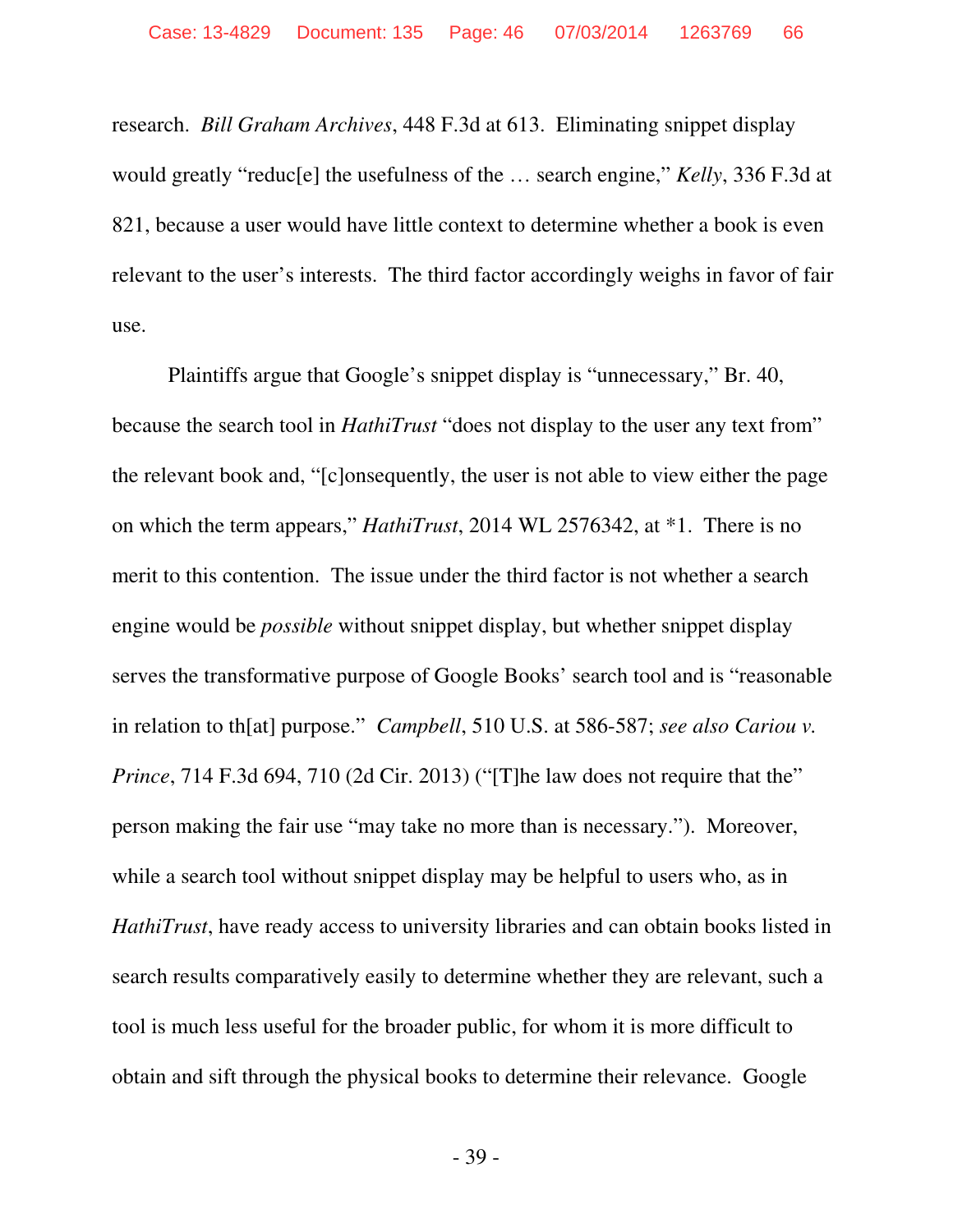research. *Bill Graham Archives*, 448 F.3d at 613. Eliminating snippet display would greatly "reduc[e] the usefulness of the … search engine," *Kelly*, 336 F.3d at 821, because a user would have little context to determine whether a book is even relevant to the user's interests. The third factor accordingly weighs in favor of fair use.

Plaintiffs argue that Google's snippet display is "unnecessary," Br. 40, because the search tool in *HathiTrust* "does not display to the user any text from" the relevant book and, "[c]onsequently, the user is not able to view either the page on which the term appears," *HathiTrust*, 2014 WL 2576342, at *1. There is no merit to this contention. The issue under the third factor is not whether a search engine would be *possible* without snippet display, but whether snippet display serves the transformative purpose of Google Books' search tool and is "reasonable in relation to th[at] purpose." *Campbell*, 510 U.S. at 586-587; *see also Cariou v. Prince*, 714 F.3d 694, 710 (2d Cir. 2013) ("[T]he law does not require that the" person making the fair use "may take no more than is necessary."). Moreover, while a search tool without snippet display may be helpful to users who, as in *HathiTrust*, have ready access to university libraries and can obtain books listed in search results comparatively easily to determine whether they are relevant, such a tool is much less useful for the broader public, for whom it is more difficult to obtain and sift through the physical books to determine their relevance. Google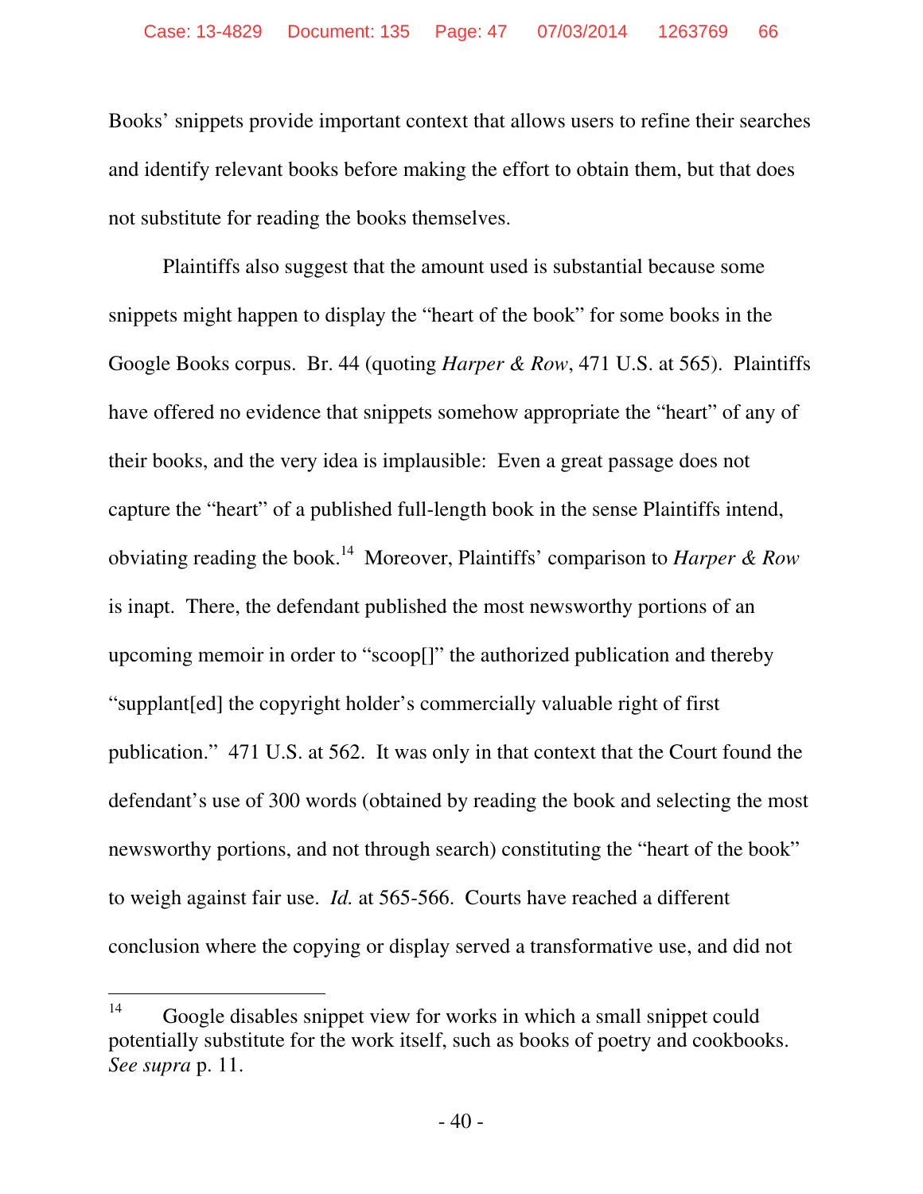Books' snippets provide important context that allows users to refine their searches and identify relevant books before making the effort to obtain them, but that does not substitute for reading the books themselves.

Plaintiffs also suggest that the amount used is substantial because some snippets might happen to display the "heart of the book" for some books in the Google Books corpus. Br. 44 (quoting *Harper & Row*, 471 U.S. at 565). Plaintiffs have offered no evidence that snippets somehow appropriate the "heart" of any of their books, and the very idea is implausible: Even a great passage does not capture the "heart" of a published full-length book in the sense Plaintiffs intend, obviating reading the book.[14] Moreover, Plaintiffs' comparison to *Harper & Row* is inapt. There, the defendant published the most newsworthy portions of an upcoming memoir in order to "scoop[]" the authorized publication and thereby "supplant[ed] the copyright holder's commercially valuable right of first publication." 471 U.S. at 562. It was only in that context that the Court found the defendant's use of 300 words (obtained by reading the book and selecting the most newsworthy portions, and not through search) constituting the "heart of the book" to weigh against fair use. *Id.* at 565-566. Courts have reached a different conclusion where the copying or display served a transformative use, and did not

[14] Google disables snippet view for works in which a small snippet could potentially substitute for the work itself, such as books of poetry and cookbooks. *See supra* p. 11.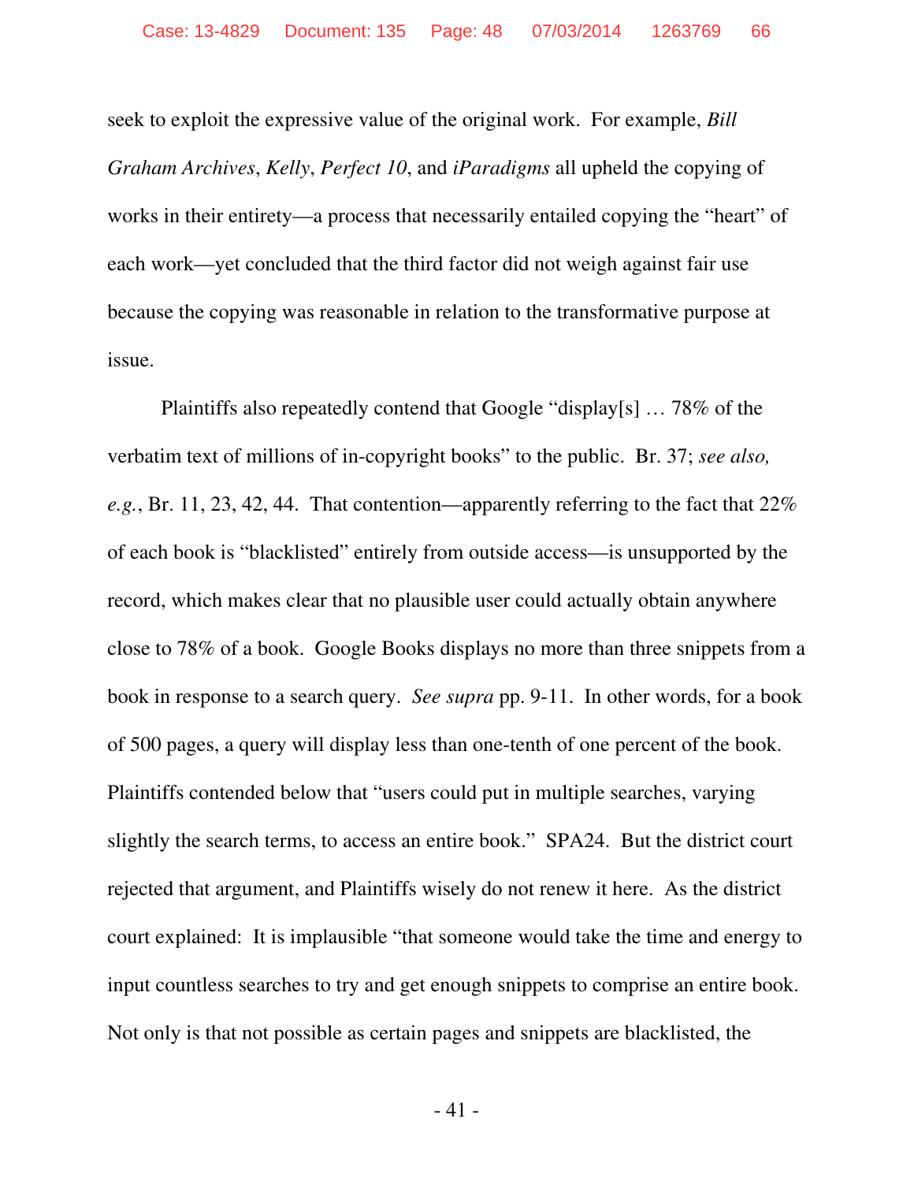seek to exploit the expressive value of the original work. For example, *Bill Graham Archives*, *Kelly*, *Perfect 10*, and *iParadigms* all upheld the copying of works in their entirety—a process that necessarily entailed copying the "heart" of each work—yet concluded that the third factor did not weigh against fair use because the copying was reasonable in relation to the transformative purpose at issue.

Plaintiffs also repeatedly contend that Google "display[s] … 78% of the verbatim text of millions of in-copyright books" to the public. Br. 37; *see also, e.g.*, Br. 11, 23, 42, 44. That contention—apparently referring to the fact that 22% of each book is "blacklisted" entirely from outside access—is unsupported by the record, which makes clear that no plausible user could actually obtain anywhere close to 78% of a book. Google Books displays no more than three snippets from a book in response to a search query. *See supra* pp. 9-11. In other words, for a book of 500 pages, a query will display less than one-tenth of one percent of the book. Plaintiffs contended below that "users could put in multiple searches, varying slightly the search terms, to access an entire book." SPA24. But the district court rejected that argument, and Plaintiffs wisely do not renew it here. As the district court explained: It is implausible "that someone would take the time and energy to input countless searches to try and get enough snippets to comprise an entire book. Not only is that not possible as certain pages and snippets are blacklisted, the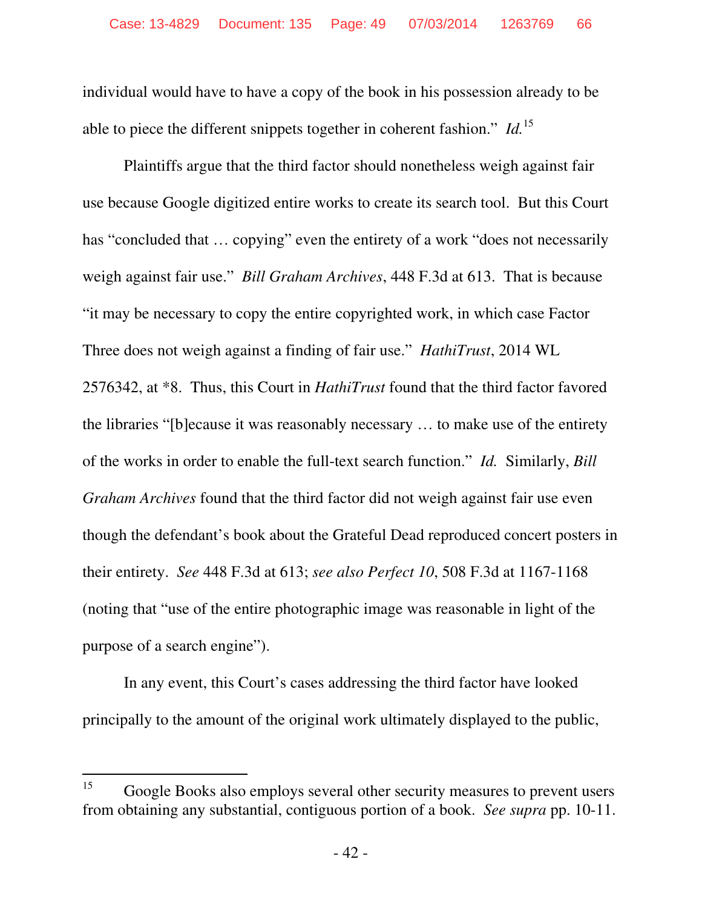individual would have to have a copy of the book in his possession already to be able to piece the different snippets together in coherent fashion." *Id.*[15]

Plaintiffs argue that the third factor should nonetheless weigh against fair use because Google digitized entire works to create its search tool. But this Court has "concluded that … copying" even the entirety of a work "does not necessarily weigh against fair use." *Bill Graham Archives*, 448 F.3d at 613. That is because "it may be necessary to copy the entire copyrighted work, in which case Factor Three does not weigh against a finding of fair use." *HathiTrust*, 2014 WL 2576342, at *8. Thus, this Court in *HathiTrust* found that the third factor favored the libraries "[b]ecause it was reasonably necessary … to make use of the entirety of the works in order to enable the full-text search function." *Id.* Similarly, *Bill Graham Archives* found that the third factor did not weigh against fair use even though the defendant's book about the Grateful Dead reproduced concert posters in their entirety. *See* 448 F.3d at 613; *see also Perfect 10*, 508 F.3d at 1167-1168 (noting that "use of the entire photographic image was reasonable in light of the purpose of a search engine").

In any event, this Court's cases addressing the third factor have looked principally to the amount of the original work ultimately displayed to the public,

---

[15] Google Books also employs several other security measures to prevent users from obtaining any substantial, contiguous portion of a book. *See supra* pp. 10-11.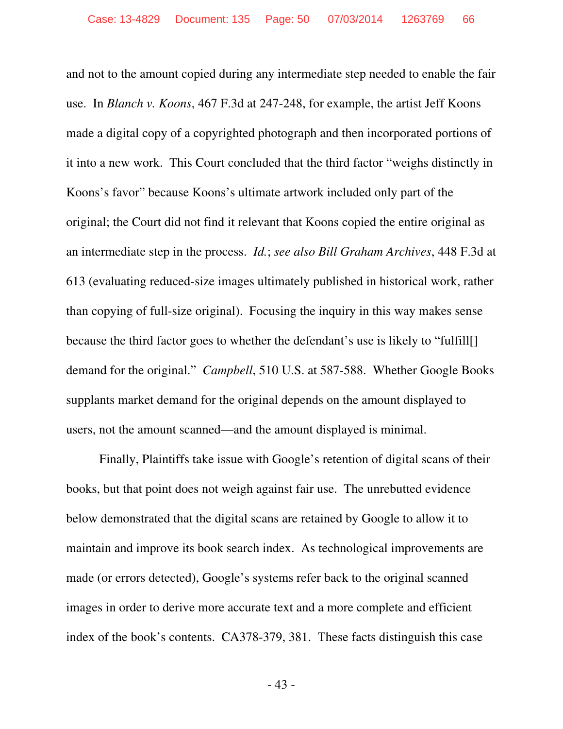and not to the amount copied during any intermediate step needed to enable the fair use. In *Blanch v. Koons*, 467 F.3d at 247-248, for example, the artist Jeff Koons made a digital copy of a copyrighted photograph and then incorporated portions of it into a new work. This Court concluded that the third factor "weighs distinctly in Koons's favor" because Koons's ultimate artwork included only part of the original; the Court did not find it relevant that Koons copied the entire original as an intermediate step in the process. *Id.*; *see also Bill Graham Archives*, 448 F.3d at 613 (evaluating reduced-size images ultimately published in historical work, rather than copying of full-size original). Focusing the inquiry in this way makes sense because the third factor goes to whether the defendant's use is likely to "fulfill[] demand for the original." *Campbell*, 510 U.S. at 587-588. Whether Google Books supplants market demand for the original depends on the amount displayed to users, not the amount scanned—and the amount displayed is minimal.

Finally, Plaintiffs take issue with Google's retention of digital scans of their books, but that point does not weigh against fair use. The unrebutted evidence below demonstrated that the digital scans are retained by Google to allow it to maintain and improve its book search index. As technological improvements are made (or errors detected), Google's systems refer back to the original scanned images in order to derive more accurate text and a more complete and efficient index of the book's contents. CA378-379, 381. These facts distinguish this case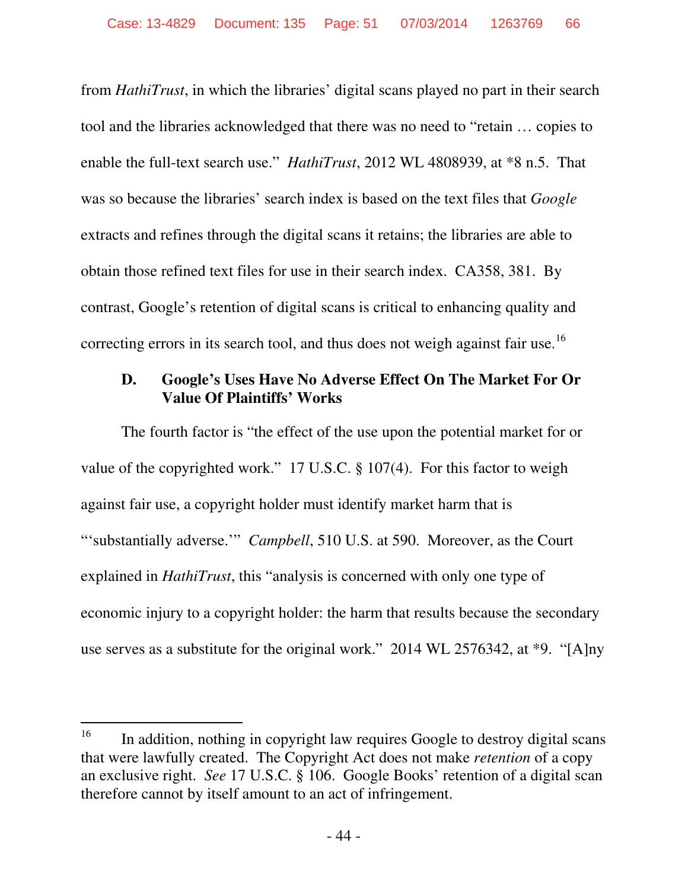from *HathiTrust*, in which the libraries' digital scans played no part in their search tool and the libraries acknowledged that there was no need to "retain … copies to enable the full-text search use." *HathiTrust*, 2012 WL 4808939, at *8 n.5. That was so because the libraries' search index is based on the text files that *Google* extracts and refines through the digital scans it retains; the libraries are able to obtain those refined text files for use in their search index. CA358, 381. By contrast, Google's retention of digital scans is critical to enhancing quality and correcting errors in its search tool, and thus does not weigh against fair use.[16]

### D. Google's Uses Have No Adverse Effect On The Market For Or Value Of Plaintiffs' Works

The fourth factor is "the effect of the use upon the potential market for or value of the copyrighted work." 17 U.S.C. § 107(4). For this factor to weigh against fair use, a copyright holder must identify market harm that is "'substantially adverse.'" *Campbell*, 510 U.S. at 590. Moreover, as the Court explained in *HathiTrust*, this "analysis is concerned with only one type of economic injury to a copyright holder: the harm that results because the secondary use serves as a substitute for the original work." 2014 WL 2576342, at *9. "[A]ny

---

[16] In addition, nothing in copyright law requires Google to destroy digital scans that were lawfully created. The Copyright Act does not make *retention* of a copy an exclusive right. *See* 17 U.S.C. § 106. Google Books' retention of a digital scan therefore cannot by itself amount to an act of infringement.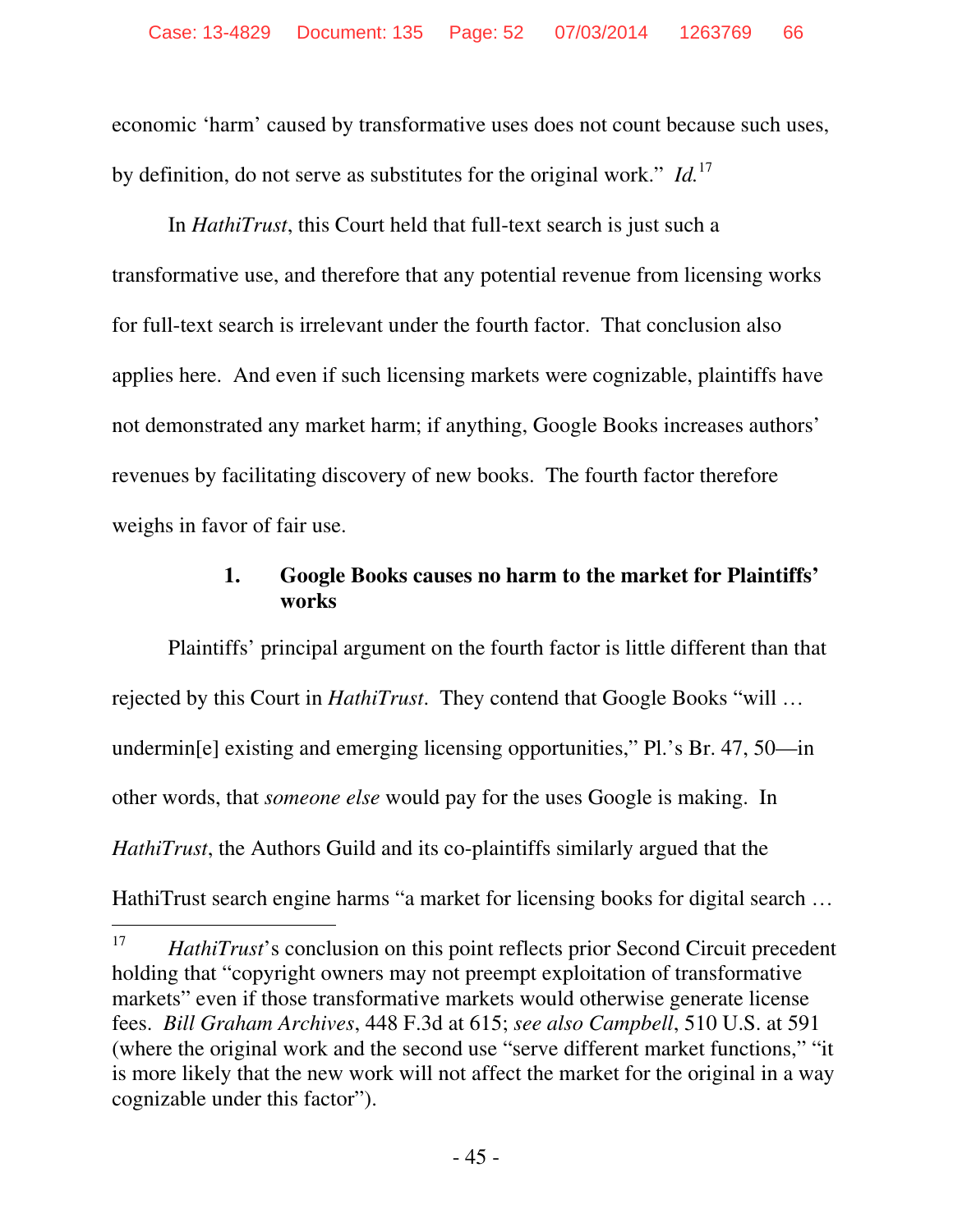economic 'harm' caused by transformative uses does not count because such uses, by definition, do not serve as substitutes for the original work." *Id.*[17]

In *HathiTrust*, this Court held that full-text search is just such a transformative use, and therefore that any potential revenue from licensing works for full-text search is irrelevant under the fourth factor. That conclusion also applies here. And even if such licensing markets were cognizable, plaintiffs have not demonstrated any market harm; if anything, Google Books increases authors' revenues by facilitating discovery of new books. The fourth factor therefore weighs in favor of fair use.

### 1. Google Books causes no harm to the market for Plaintiffs' works

Plaintiffs' principal argument on the fourth factor is little different than that rejected by this Court in *HathiTrust*. They contend that Google Books "will … undermin[e] existing and emerging licensing opportunities," Pl.'s Br. 47, 50—in other words, that *someone else* would pay for the uses Google is making. In *HathiTrust*, the Authors Guild and its co-plaintiffs similarly argued that the HathiTrust search engine harms "a market for licensing books for digital search …

---

[17] *HathiTrust*'s conclusion on this point reflects prior Second Circuit precedent holding that "copyright owners may not preempt exploitation of transformative markets" even if those transformative markets would otherwise generate license fees. *Bill Graham Archives*, 448 F.3d at 615; *see also Campbell*, 510 U.S. at 591 (where the original work and the second use "serve different market functions," "it is more likely that the new work will not affect the market for the original in a way cognizable under this factor").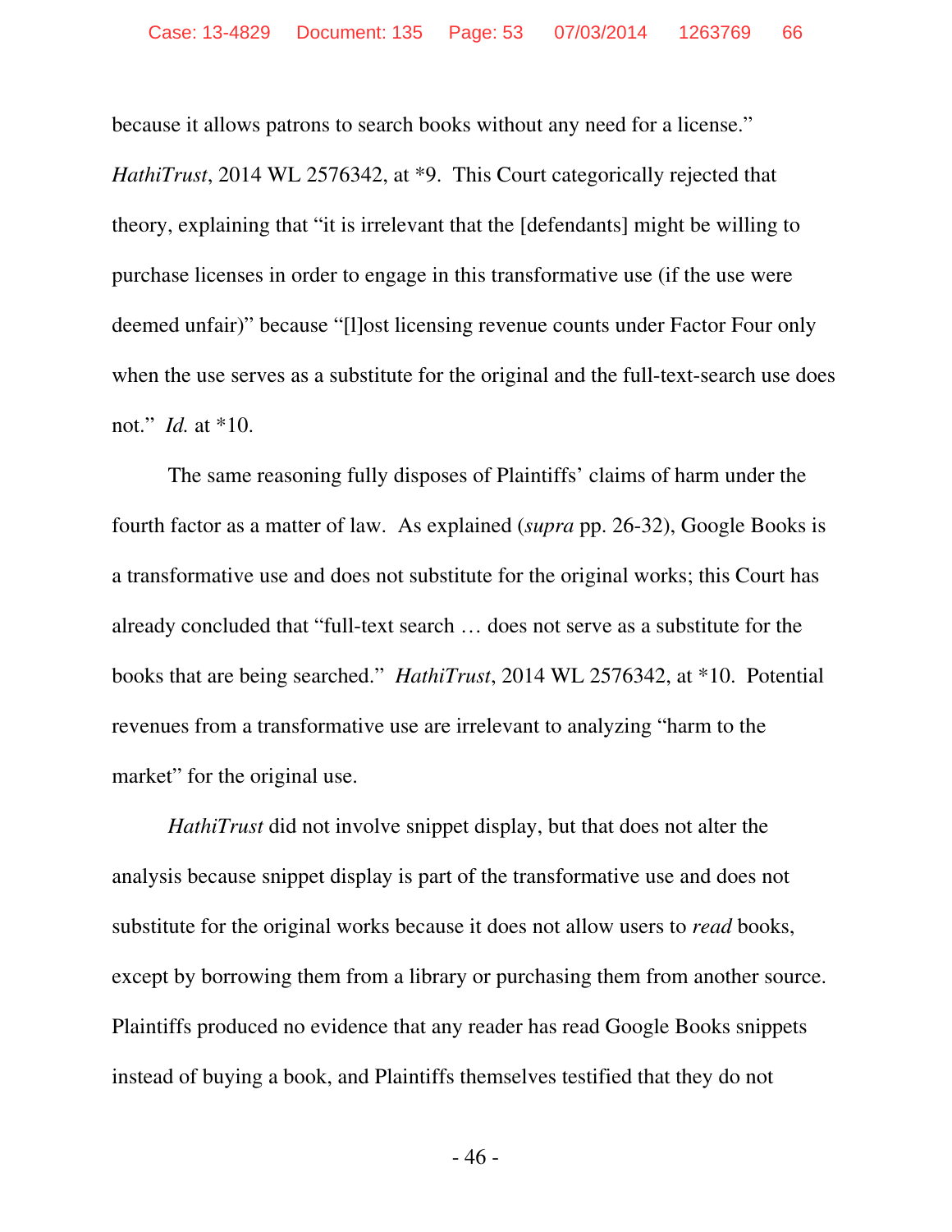because it allows patrons to search books without any need for a license." *HathiTrust*, 2014 WL 2576342, at *9. This Court categorically rejected that theory, explaining that "it is irrelevant that the [defendants] might be willing to purchase licenses in order to engage in this transformative use (if the use were deemed unfair)" because "[l]ost licensing revenue counts under Factor Four only when the use serves as a substitute for the original and the full-text-search use does not." *Id.* at *10.

The same reasoning fully disposes of Plaintiffs' claims of harm under the fourth factor as a matter of law. As explained (*supra* pp. 26-32), Google Books is a transformative use and does not substitute for the original works; this Court has already concluded that "full-text search … does not serve as a substitute for the books that are being searched." *HathiTrust*, 2014 WL 2576342, at *10. Potential revenues from a transformative use are irrelevant to analyzing "harm to the market" for the original use.

*HathiTrust* did not involve snippet display, but that does not alter the analysis because snippet display is part of the transformative use and does not substitute for the original works because it does not allow users to *read* books, except by borrowing them from a library or purchasing them from another source. Plaintiffs produced no evidence that any reader has read Google Books snippets instead of buying a book, and Plaintiffs themselves testified that they do not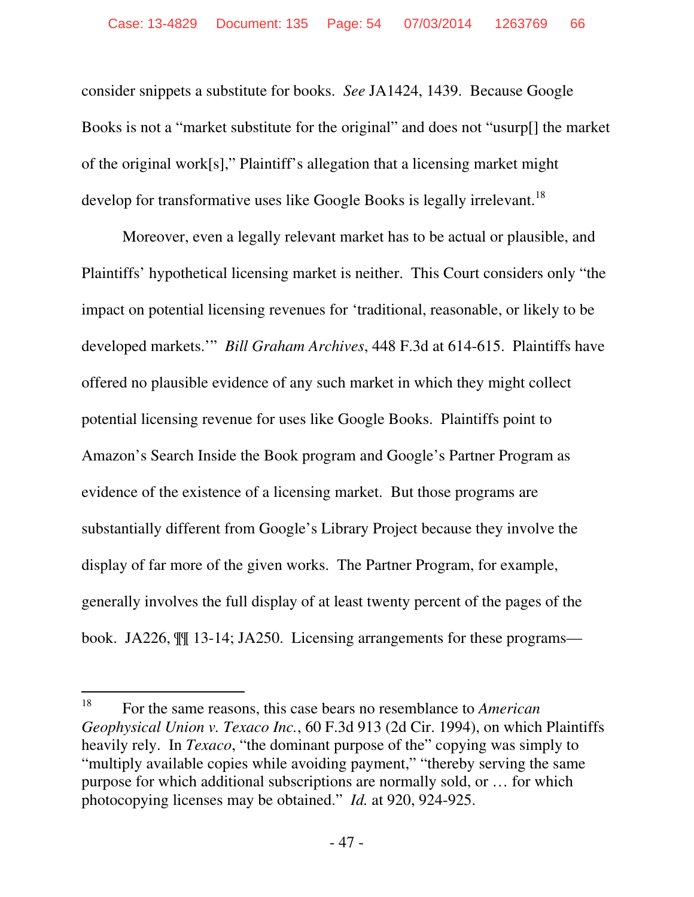consider snippets a substitute for books. *See* JA1424, 1439. Because Google Books is not a "market substitute for the original" and does not "usurp[] the market of the original work[s]," Plaintiff's allegation that a licensing market might develop for transformative uses like Google Books is legally irrelevant.[18]

Moreover, even a legally relevant market has to be actual or plausible, and Plaintiffs' hypothetical licensing market is neither. This Court considers only "the impact on potential licensing revenues for 'traditional, reasonable, or likely to be developed markets.'" *Bill Graham Archives*, 448 F.3d at 614-615. Plaintiffs have offered no plausible evidence of any such market in which they might collect potential licensing revenue for uses like Google Books. Plaintiffs point to Amazon's Search Inside the Book program and Google's Partner Program as evidence of the existence of a licensing market. But those programs are substantially different from Google's Library Project because they involve the display of far more of the given works. The Partner Program, for example, generally involves the full display of at least twenty percent of the pages of the book. JA226, ¶¶ 13-14; JA250. Licensing arrangements for these programs—

---

[18] For the same reasons, this case bears no resemblance to *American Geophysical Union v. Texaco Inc.*, 60 F.3d 913 (2d Cir. 1994), on which Plaintiffs heavily rely. In *Texaco*, "the dominant purpose of the" copying was simply to "multiply available copies while avoiding payment," "thereby serving the same purpose for which additional subscriptions are normally sold, or … for which photocopying licenses may be obtained." *Id.* at 920, 924-925.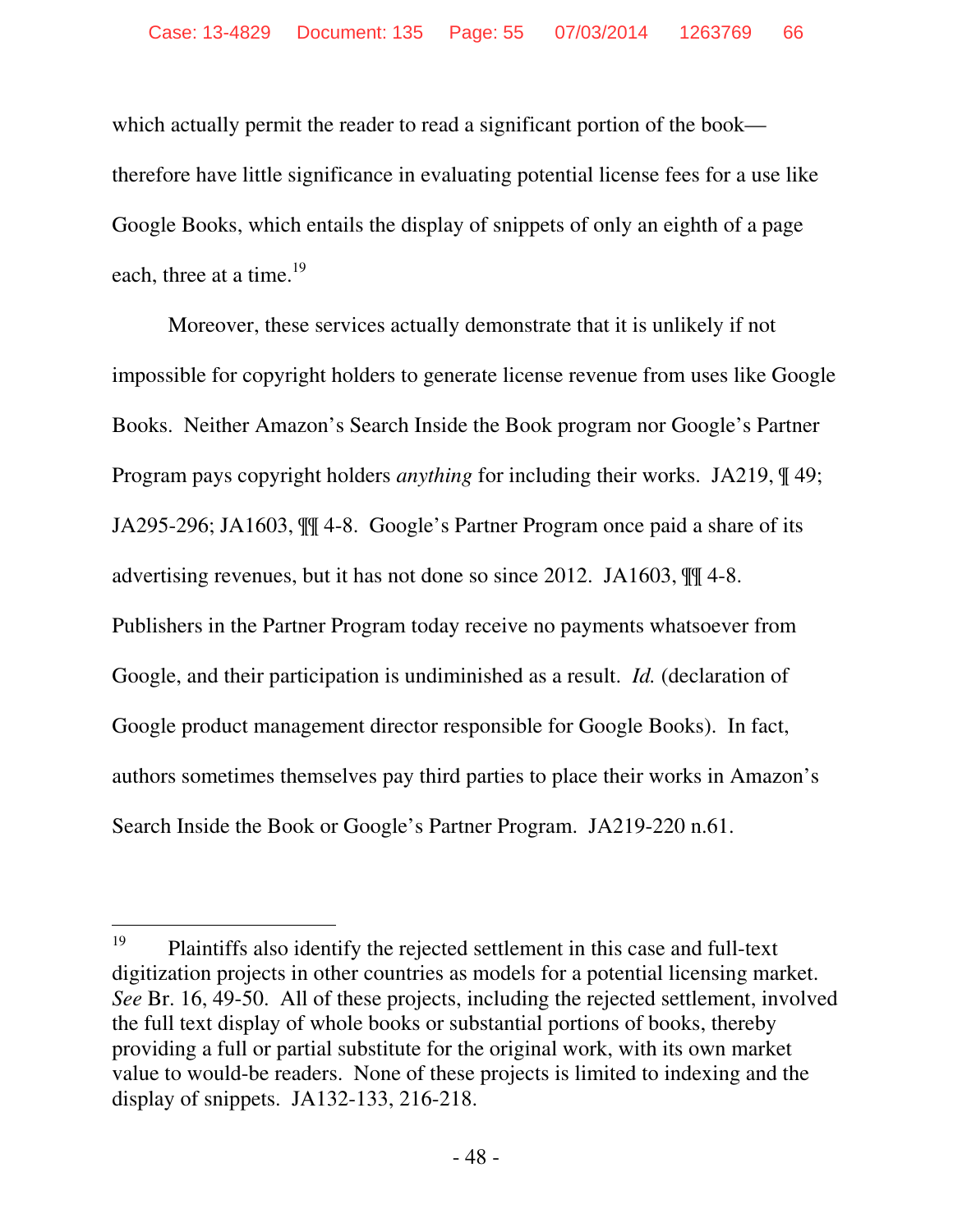which actually permit the reader to read a significant portion of the book—therefore have little significance in evaluating potential license fees for a use like Google Books, which entails the display of snippets of only an eighth of a page each, three at a time.[19]

Moreover, these services actually demonstrate that it is unlikely if not impossible for copyright holders to generate license revenue from uses like Google Books. Neither Amazon's Search Inside the Book program nor Google's Partner Program pays copyright holders *anything* for including their works. JA219, ¶ 49; JA295-296; JA1603, ¶¶ 4-8. Google's Partner Program once paid a share of its advertising revenues, but it has not done so since 2012. JA1603, ¶¶ 4-8. Publishers in the Partner Program today receive no payments whatsoever from Google, and their participation is undiminished as a result. *Id.* (declaration of Google product management director responsible for Google Books). In fact, authors sometimes themselves pay third parties to place their works in Amazon's Search Inside the Book or Google's Partner Program. JA219-220 n.61.

---

[19] Plaintiffs also identify the rejected settlement in this case and full-text digitization projects in other countries as models for a potential licensing market. *See* Br. 16, 49-50. All of these projects, including the rejected settlement, involved the full text display of whole books or substantial portions of books, thereby providing a full or partial substitute for the original work, with its own market value to would-be readers. None of these projects is limited to indexing and the display of snippets. JA132-133, 216-218.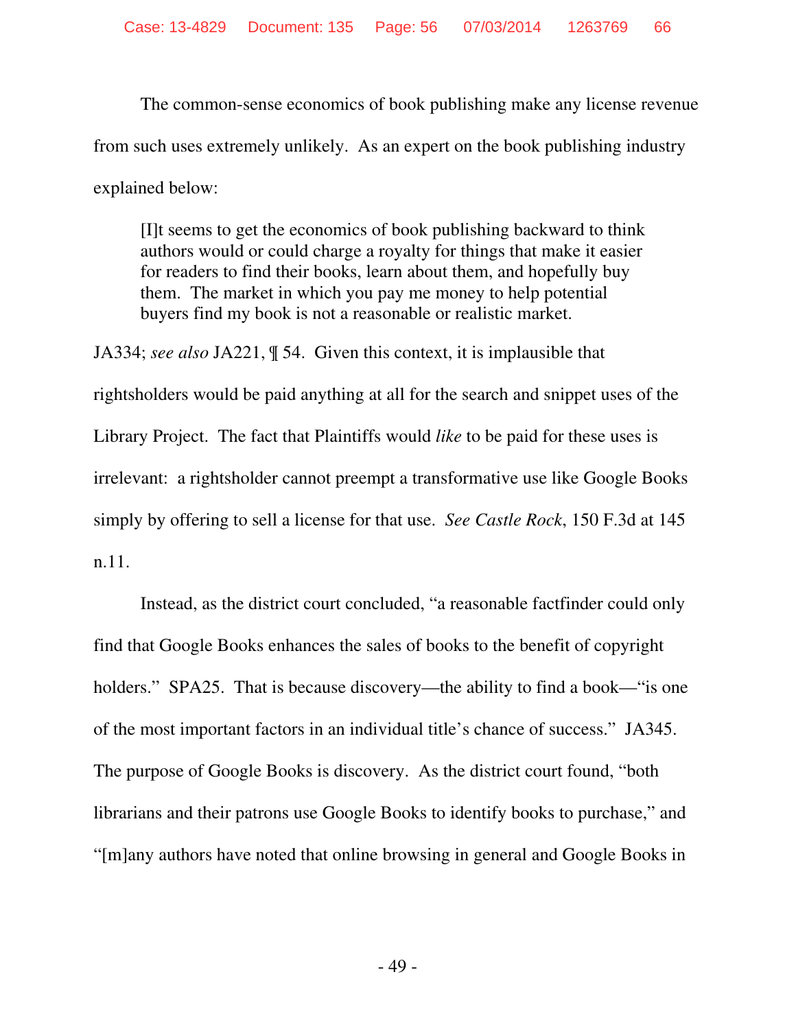The common-sense economics of book publishing make any license revenue from such uses extremely unlikely. As an expert on the book publishing industry explained below:

> [I]t seems to get the economics of book publishing backward to think authors would or could charge a royalty for things that make it easier for readers to find their books, learn about them, and hopefully buy them. The market in which you pay me money to help potential buyers find my book is not a reasonable or realistic market.

JA334; *see also* JA221, ¶ 54. Given this context, it is implausible that rightsholders would be paid anything at all for the search and snippet uses of the Library Project. The fact that Plaintiffs would *like* to be paid for these uses is irrelevant: a rightsholder cannot preempt a transformative use like Google Books simply by offering to sell a license for that use. *See Castle Rock*, 150 F.3d at 145 n.11.

Instead, as the district court concluded, "a reasonable factfinder could only find that Google Books enhances the sales of books to the benefit of copyright holders." SPA25. That is because discovery—the ability to find a book—"is one of the most important factors in an individual title's chance of success." JA345. The purpose of Google Books is discovery. As the district court found, "both librarians and their patrons use Google Books to identify books to purchase," and "[m]any authors have noted that online browsing in general and Google Books in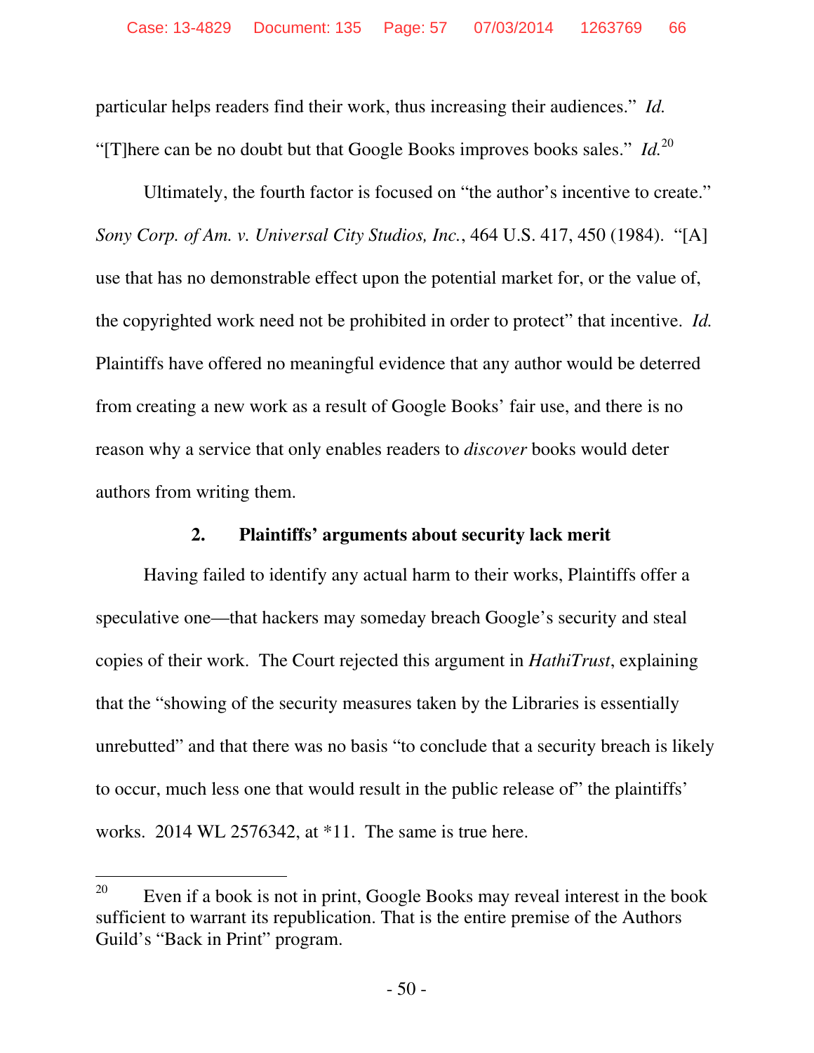particular helps readers find their work, thus increasing their audiences." *Id.* "[T]here can be no doubt but that Google Books improves books sales." *Id.*[20]

Ultimately, the fourth factor is focused on "the author's incentive to create." *Sony Corp. of Am. v. Universal City Studios, Inc.*, 464 U.S. 417, 450 (1984). "[A] use that has no demonstrable effect upon the potential market for, or the value of, the copyrighted work need not be prohibited in order to protect" that incentive. *Id.* Plaintiffs have offered no meaningful evidence that any author would be deterred from creating a new work as a result of Google Books' fair use, and there is no reason why a service that only enables readers to *discover* books would deter authors from writing them.

**2. Plaintiffs' arguments about security lack merit**

Having failed to identify any actual harm to their works, Plaintiffs offer a speculative one—that hackers may someday breach Google's security and steal copies of their work. The Court rejected this argument in *HathiTrust*, explaining that the "showing of the security measures taken by the Libraries is essentially unrebutted" and that there was no basis "to conclude that a security breach is likely to occur, much less one that would result in the public release of" the plaintiffs' works. 2014 WL 2576342, at *11. The same is true here.

---

[20] Even if a book is not in print, Google Books may reveal interest in the book sufficient to warrant its republication. That is the entire premise of the Authors Guild's "Back in Print" program.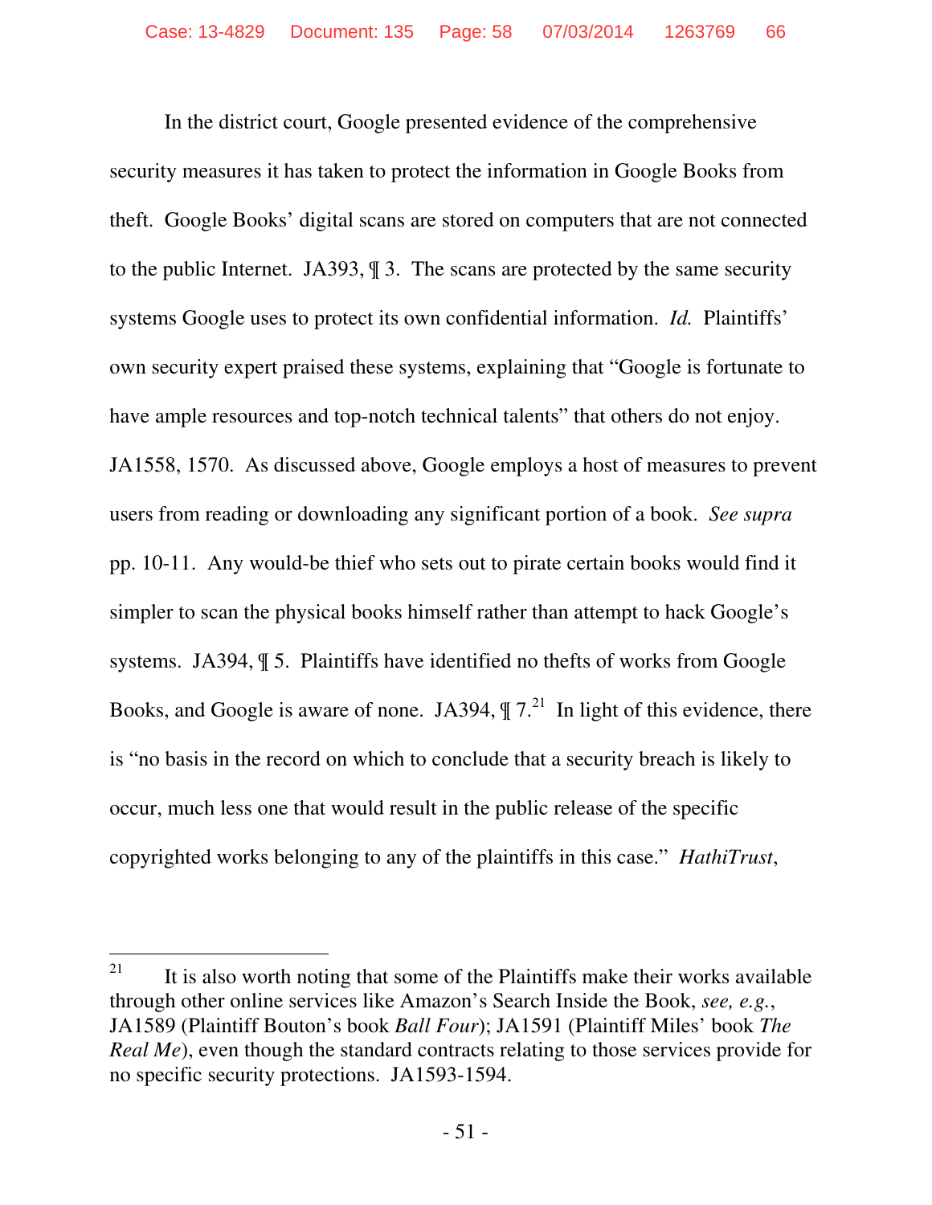In the district court, Google presented evidence of the comprehensive security measures it has taken to protect the information in Google Books from theft. Google Books' digital scans are stored on computers that are not connected to the public Internet. JA393, ¶ 3. The scans are protected by the same security systems Google uses to protect its own confidential information. *Id.* Plaintiffs' own security expert praised these systems, explaining that "Google is fortunate to have ample resources and top-notch technical talents" that others do not enjoy. JA1558, 1570. As discussed above, Google employs a host of measures to prevent users from reading or downloading any significant portion of a book. *See supra* pp. 10-11. Any would-be thief who sets out to pirate certain books would find it simpler to scan the physical books himself rather than attempt to hack Google's systems. JA394, ¶ 5. Plaintiffs have identified no thefts of works from Google Books, and Google is aware of none. JA394, ¶ 7.[21] In light of this evidence, there is "no basis in the record on which to conclude that a security breach is likely to occur, much less one that would result in the public release of the specific copyrighted works belonging to any of the plaintiffs in this case." *HathiTrust*,

---

[21] It is also worth noting that some of the Plaintiffs make their works available through other online services like Amazon's Search Inside the Book, *see, e.g.*, JA1589 (Plaintiff Bouton's book *Ball Four*); JA1591 (Plaintiff Miles' book *The Real Me*), even though the standard contracts relating to those services provide for no specific security protections. JA1593-1594.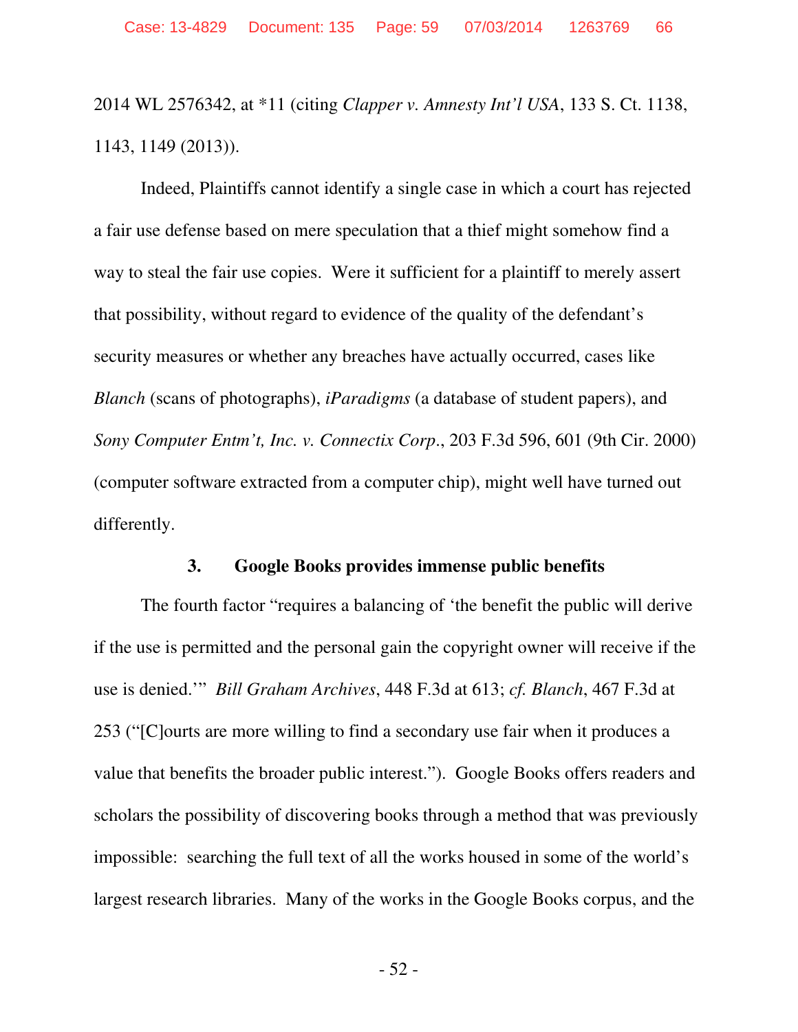2014 WL 2576342, at *11 (citing *Clapper v. Amnesty Int'l USA*, 133 S. Ct. 1138, 1143, 1149 (2013)).

Indeed, Plaintiffs cannot identify a single case in which a court has rejected a fair use defense based on mere speculation that a thief might somehow find a way to steal the fair use copies. Were it sufficient for a plaintiff to merely assert that possibility, without regard to evidence of the quality of the defendant's security measures or whether any breaches have actually occurred, cases like *Blanch* (scans of photographs), *iParadigms* (a database of student papers), and *Sony Computer Entm't, Inc. v. Connectix Corp.*, 203 F.3d 596, 601 (9th Cir. 2000) (computer software extracted from a computer chip), might well have turned out differently.

### 3. Google Books provides immense public benefits

The fourth factor "requires a balancing of 'the benefit the public will derive if the use is permitted and the personal gain the copyright owner will receive if the use is denied.'" *Bill Graham Archives*, 448 F.3d at 613; *cf. Blanch*, 467 F.3d at 253 ("[C]ourts are more willing to find a secondary use fair when it produces a value that benefits the broader public interest."). Google Books offers readers and scholars the possibility of discovering books through a method that was previously impossible: searching the full text of all the works housed in some of the world's largest research libraries. Many of the works in the Google Books corpus, and the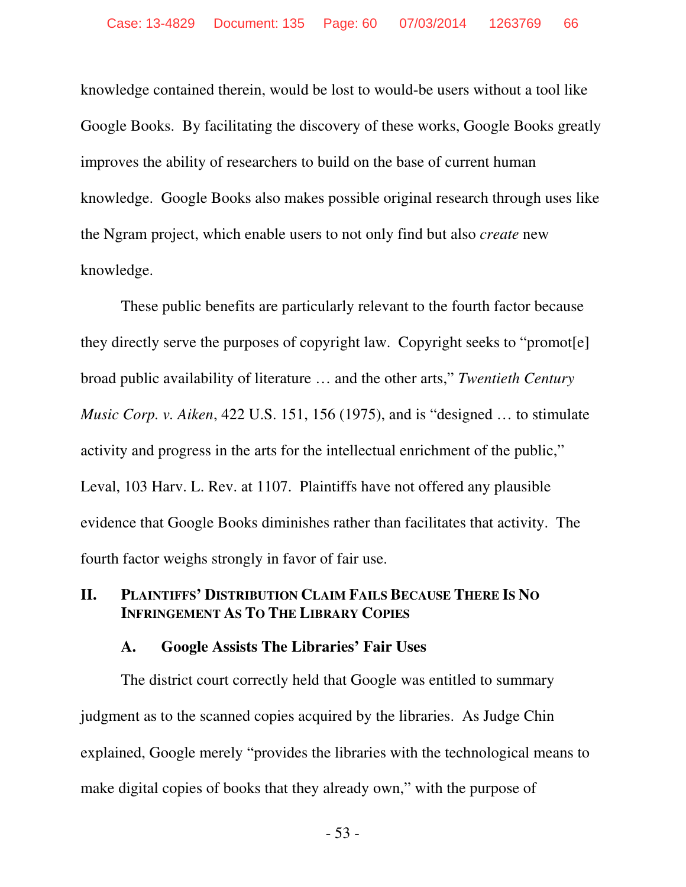knowledge contained therein, would be lost to would-be users without a tool like Google Books. By facilitating the discovery of these works, Google Books greatly improves the ability of researchers to build on the base of current human knowledge. Google Books also makes possible original research through uses like the Ngram project, which enable users to not only find but also *create* new knowledge.

These public benefits are particularly relevant to the fourth factor because they directly serve the purposes of copyright law. Copyright seeks to "promot[e] broad public availability of literature … and the other arts," *Twentieth Century Music Corp. v. Aiken*, 422 U.S. 151, 156 (1975), and is "designed … to stimulate activity and progress in the arts for the intellectual enrichment of the public," Leval, 103 Harv. L. Rev. at 1107. Plaintiffs have not offered any plausible evidence that Google Books diminishes rather than facilitates that activity. The fourth factor weighs strongly in favor of fair use.

## II. PLAINTIFFS' DISTRIBUTION CLAIM FAILS BECAUSE THERE IS NO INFRINGEMENT AS TO THE LIBRARY COPIES

### A. Google Assists The Libraries' Fair Uses

The district court correctly held that Google was entitled to summary judgment as to the scanned copies acquired by the libraries. As Judge Chin explained, Google merely "provides the libraries with the technological means to make digital copies of books that they already own," with the purpose of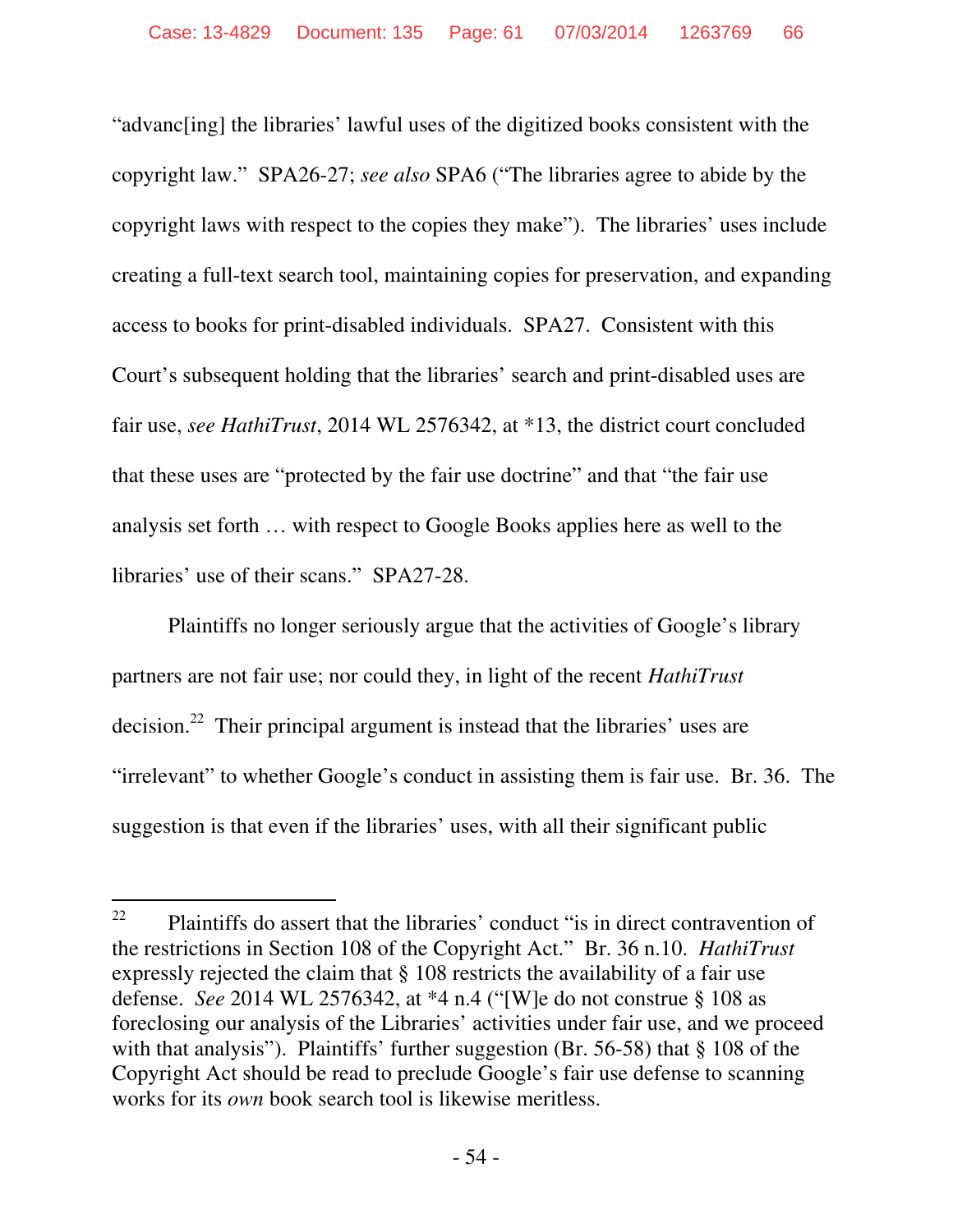"advanc[ing] the libraries' lawful uses of the digitized books consistent with the copyright law." SPA26-27; *see also* SPA6 ("The libraries agree to abide by the copyright laws with respect to the copies they make"). The libraries' uses include creating a full-text search tool, maintaining copies for preservation, and expanding access to books for print-disabled individuals. SPA27. Consistent with this Court's subsequent holding that the libraries' search and print-disabled uses are fair use, *see HathiTrust*, 2014 WL 2576342, at *13, the district court concluded that these uses are "protected by the fair use doctrine" and that "the fair use analysis set forth … with respect to Google Books applies here as well to the libraries' use of their scans." SPA27-28.

Plaintiffs no longer seriously argue that the activities of Google's library partners are not fair use; nor could they, in light of the recent *HathiTrust* decision.[22] Their principal argument is instead that the libraries' uses are "irrelevant" to whether Google's conduct in assisting them is fair use. Br. 36. The suggestion is that even if the libraries' uses, with all their significant public

---

[22] Plaintiffs do assert that the libraries' conduct "is in direct contravention of the restrictions in Section 108 of the Copyright Act." Br. 36 n.10. *HathiTrust* expressly rejected the claim that § 108 restricts the availability of a fair use defense. *See* 2014 WL 2576342, at *4 n.4 ("[W]e do not construe § 108 as foreclosing our analysis of the Libraries' activities under fair use, and we proceed with that analysis"). Plaintiffs' further suggestion (Br. 56-58) that § 108 of the Copyright Act should be read to preclude Google's fair use defense to scanning works for its *own* book search tool is likewise meritless.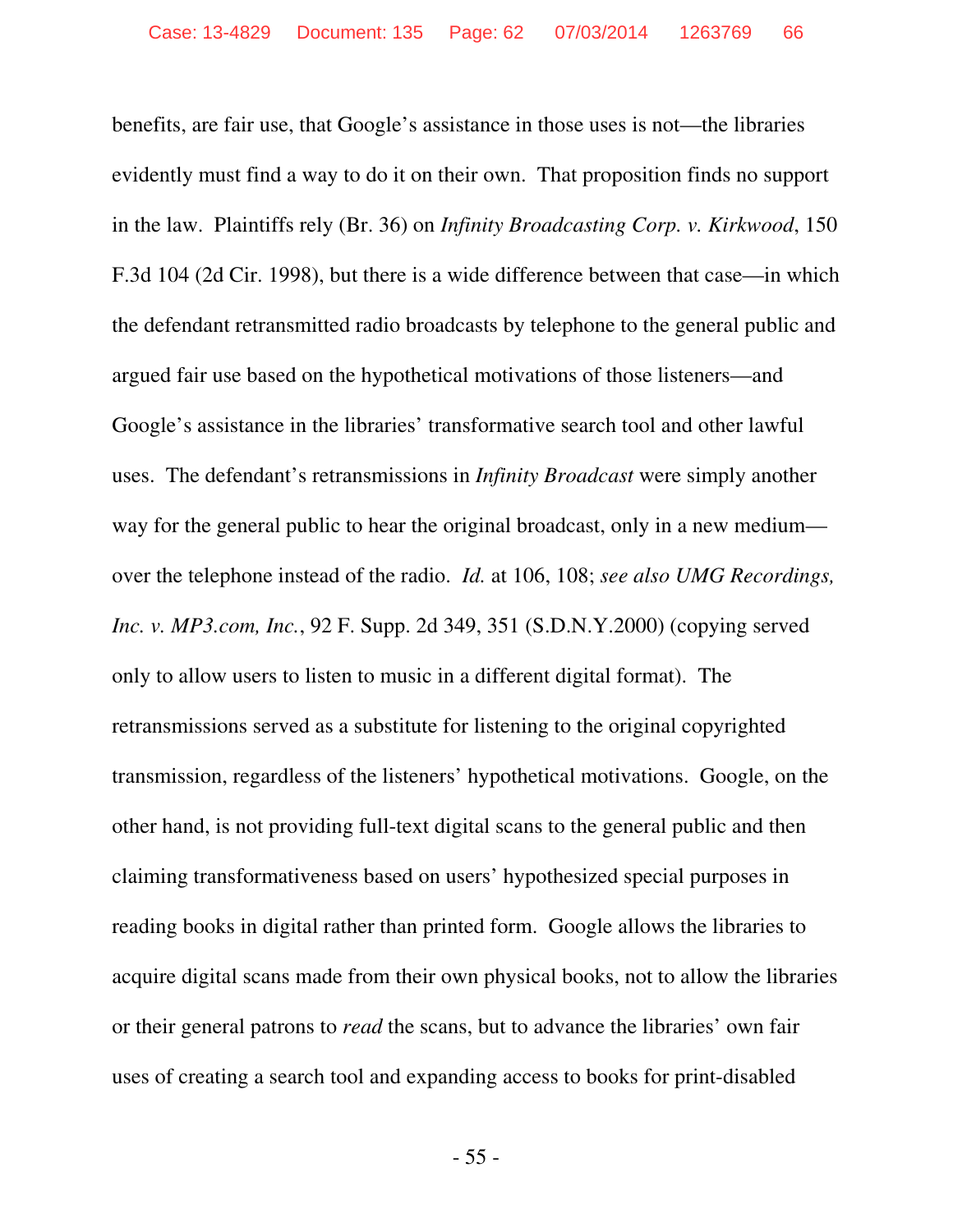benefits, are fair use, that Google's assistance in those uses is not—the libraries evidently must find a way to do it on their own. That proposition finds no support in the law. Plaintiffs rely (Br. 36) on *Infinity Broadcasting Corp. v. Kirkwood*, 150 F.3d 104 (2d Cir. 1998), but there is a wide difference between that case—in which the defendant retransmitted radio broadcasts by telephone to the general public and argued fair use based on the hypothetical motivations of those listeners—and Google's assistance in the libraries' transformative search tool and other lawful uses. The defendant's retransmissions in *Infinity Broadcast* were simply another way for the general public to hear the original broadcast, only in a new medium—over the telephone instead of the radio. *Id.* at 106, 108; *see also UMG Recordings, Inc. v. MP3.com, Inc.*, 92 F. Supp. 2d 349, 351 (S.D.N.Y.2000) (copying served only to allow users to listen to music in a different digital format). The retransmissions served as a substitute for listening to the original copyrighted transmission, regardless of the listeners' hypothetical motivations. Google, on the other hand, is not providing full-text digital scans to the general public and then claiming transformativeness based on users' hypothesized special purposes in reading books in digital rather than printed form. Google allows the libraries to acquire digital scans made from their own physical books, not to allow the libraries or their general patrons to *read* the scans, but to advance the libraries' own fair uses of creating a search tool and expanding access to books for print-disabled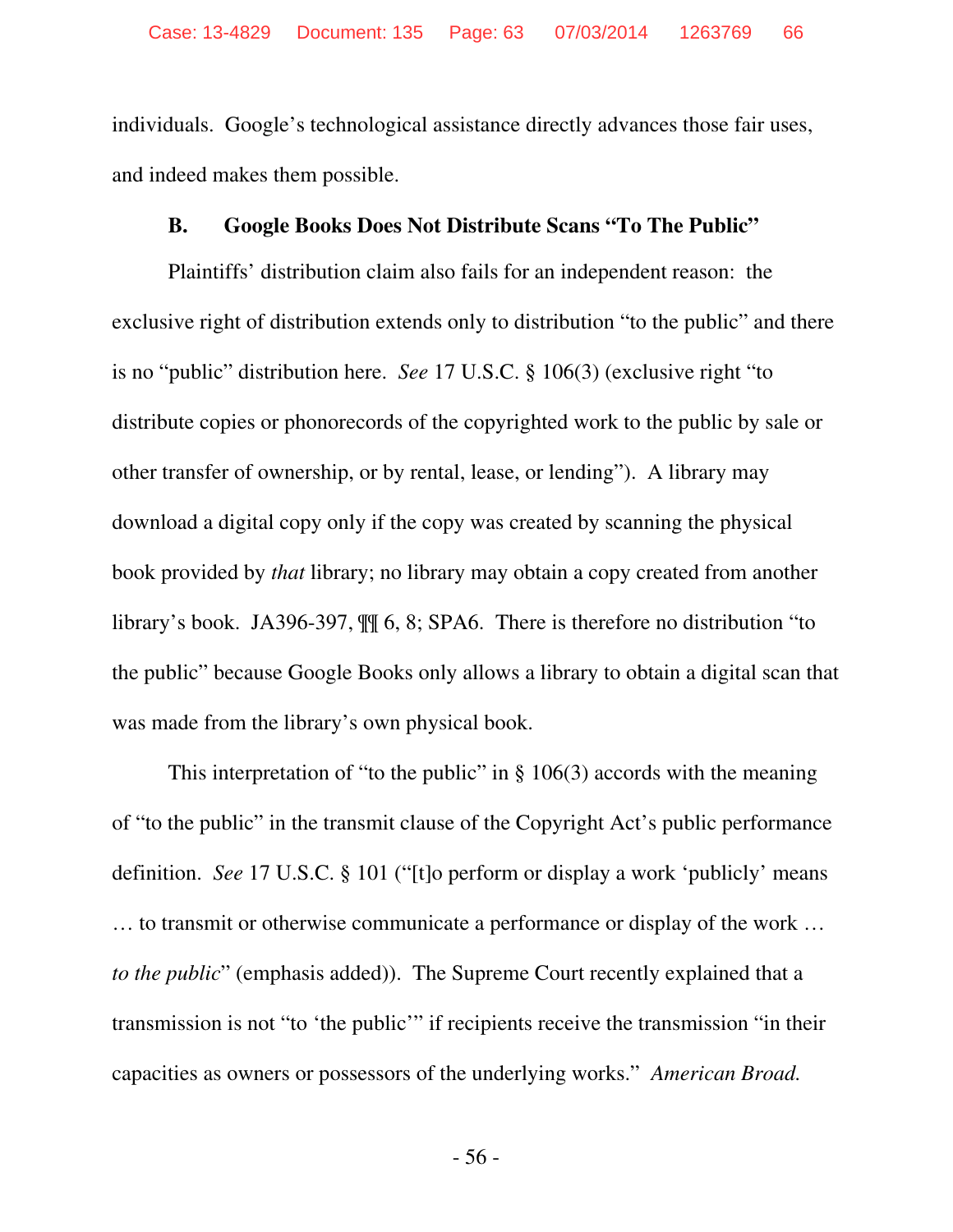individuals. Google's technological assistance directly advances those fair uses, and indeed makes them possible.

### B. Google Books Does Not Distribute Scans "To The Public"

Plaintiffs' distribution claim also fails for an independent reason: the exclusive right of distribution extends only to distribution "to the public" and there is no "public" distribution here. *See* 17 U.S.C. § 106(3) (exclusive right "to distribute copies or phonorecords of the copyrighted work to the public by sale or other transfer of ownership, or by rental, lease, or lending"). A library may download a digital copy only if the copy was created by scanning the physical book provided by *that* library; no library may obtain a copy created from another library's book. JA396-397, ¶¶ 6, 8; SPA6. There is therefore no distribution "to the public" because Google Books only allows a library to obtain a digital scan that was made from the library's own physical book.

This interpretation of "to the public" in § 106(3) accords with the meaning of "to the public" in the transmit clause of the Copyright Act's public performance definition. *See* 17 U.S.C. § 101 ("[t]o perform or display a work 'publicly' means … to transmit or otherwise communicate a performance or display of the work … *to the public*" (emphasis added)). The Supreme Court recently explained that a transmission is not "to 'the public'" if recipients receive the transmission "in their capacities as owners or possessors of the underlying works." *American Broad.*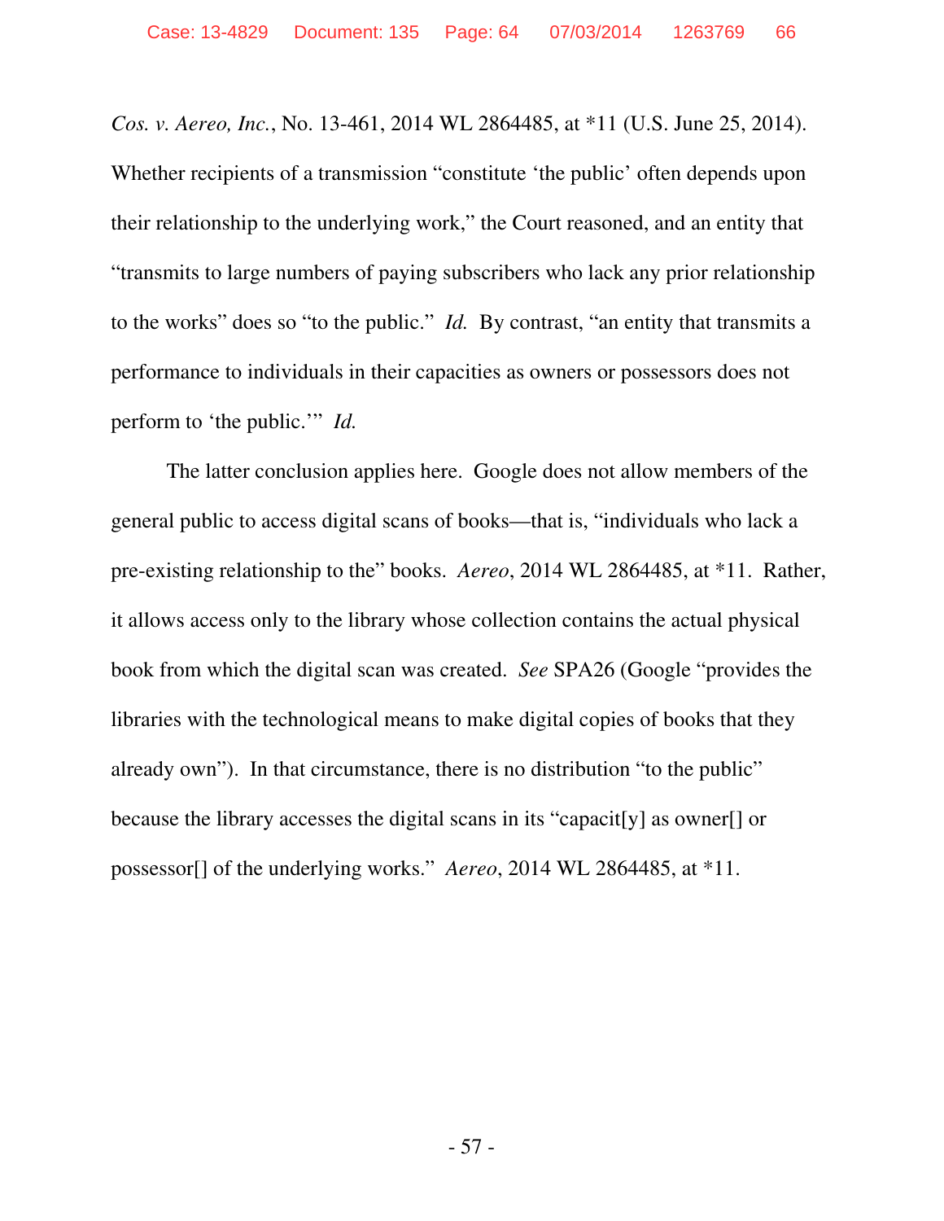*Cos. v. Aereo, Inc.*, No. 13-461, 2014 WL 2864485, at *11 (U.S. June 25, 2014). Whether recipients of a transmission "constitute 'the public' often depends upon their relationship to the underlying work," the Court reasoned, and an entity that "transmits to large numbers of paying subscribers who lack any prior relationship to the works" does so "to the public." *Id.* By contrast, "an entity that transmits a performance to individuals in their capacities as owners or possessors does not perform to 'the public.'" *Id.*

The latter conclusion applies here. Google does not allow members of the general public to access digital scans of books—that is, "individuals who lack a pre-existing relationship to the" books. *Aereo*, 2014 WL 2864485, at *11. Rather, it allows access only to the library whose collection contains the actual physical book from which the digital scan was created. *See* SPA26 (Google "provides the libraries with the technological means to make digital copies of books that they already own"). In that circumstance, there is no distribution "to the public" because the library accesses the digital scans in its "capacit[y] as owner[] or possessor[] of the underlying works." *Aereo*, 2014 WL 2864485, at *11.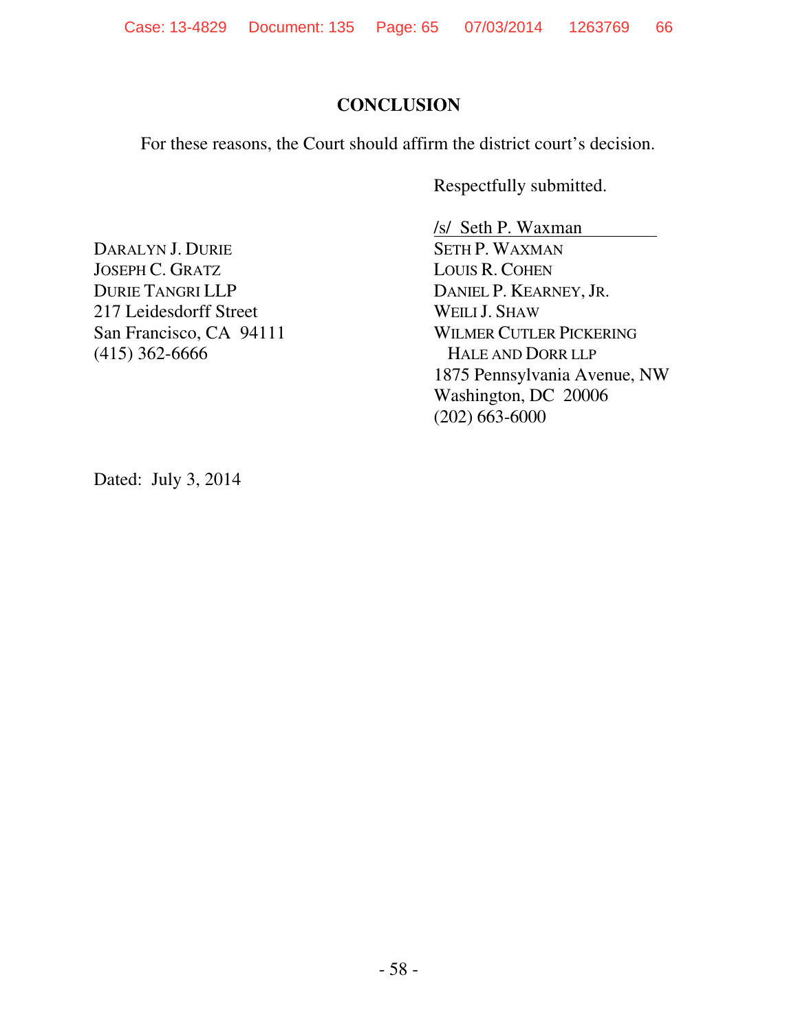## CONCLUSION

For these reasons, the Court should affirm the district court's decision.

Respectfully submitted.

/s/ Seth P. Waxman

SETH P. WAXMAN
LOUIS R. COHEN
DANIEL P. KEARNEY, JR.
WEILI J. SHAW
WILMER CUTLER PICKERING
HALE AND DORR LLP
1875 Pennsylvania Avenue, NW
Washington, DC 20006
(202) 663-6000

DARALYN J. DURIE
JOSEPH C. GRATZ
DURIE TANGRI LLP
217 Leidesdorff Street
San Francisco, CA 94111
(415) 362-6666

Dated: July 3, 2014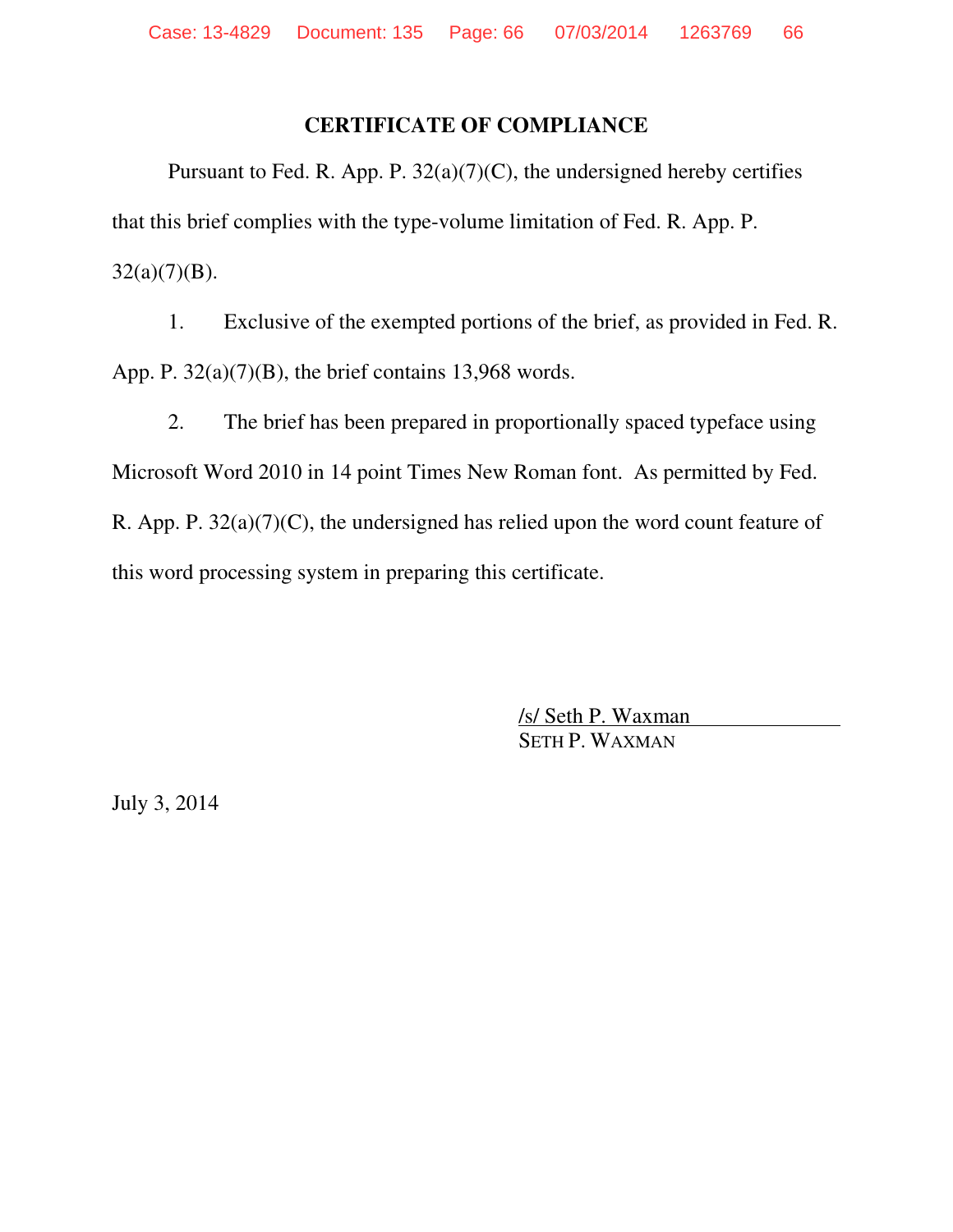## CERTIFICATE OF COMPLIANCE

Pursuant to Fed. R. App. P. 32(a)(7)(C), the undersigned hereby certifies that this brief complies with the type-volume limitation of Fed. R. App. P. 32(a)(7)(B).

1. Exclusive of the exempted portions of the brief, as provided in Fed. R. App. P. 32(a)(7)(B), the brief contains 13,968 words.

2. The brief has been prepared in proportionally spaced typeface using Microsoft Word 2010 in 14 point Times New Roman font. As permitted by Fed. R. App. P. 32(a)(7)(C), the undersigned has relied upon the word count feature of this word processing system in preparing this certificate.

/s/ Seth P. Waxman
SETH P. WAXMAN

July 3, 2014